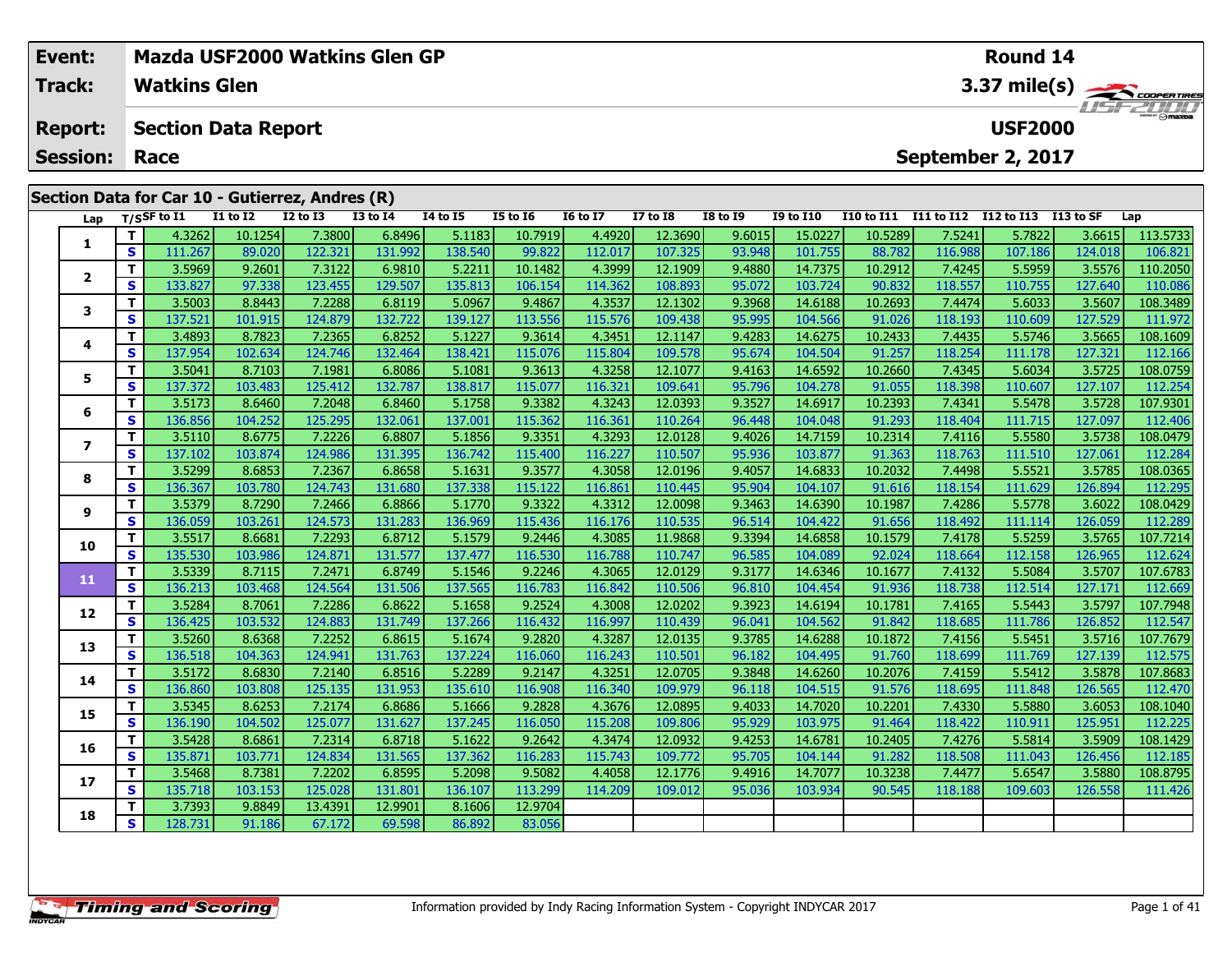| Event: | Mazda USF2000 Watkins Glen GP | Round 14 |
|---|---|---|
| Track: | Watkins Glen | 3.37 mile(s) |
| Report: | Section Data Report | USF2000 |
| Session: | Race | September 2, 2017 |

## Section Data for Car 10 - Gutierrez, Andres (R)

| Lap | T/S | SF to I1 | I1 to I2 | I2 to I3 | I3 to I4 | I4 to I5 | I5 to I6 | I6 to I7 | I7 to I8 | I8 to I9 | I9 to I10 | I10 to I11 | I11 to I12 | I12 to I13 | I13 to SF | Lap |
|---|---|---|---|---|---|---|---|---|---|---|---|---|---|---|---|---|
| 1 | T | 4.3262 | 10.1254 | 7.3800 | 6.8496 | 5.1183 | 10.7919 | 4.4920 | 12.3690 | 9.6015 | 15.0227 | 10.5289 | 7.5241 | 5.7822 | 3.6615 | 113.5733 |
| | S | 111.267 | 89.020 | 122.321 | 131.992 | 138.540 | 99.822 | 112.017 | 107.325 | 93.948 | 101.755 | 88.782 | 116.988 | 107.186 | 124.018 | 106.821 |
| 2 | T | 3.5969 | 9.2601 | 7.3122 | 6.9810 | 5.2211 | 10.1482 | 4.3999 | 12.1909 | 9.4880 | 14.7375 | 10.2912 | 7.4245 | 5.5959 | 3.5576 | 110.2050 |
| | S | 133.827 | 97.338 | 123.455 | 129.507 | 135.813 | 106.154 | 114.362 | 108.893 | 95.072 | 103.724 | 90.832 | 118.557 | 110.755 | 127.640 | 110.086 |
| 3 | T | 3.5003 | 8.8443 | 7.2288 | 6.8119 | 5.0967 | 9.4867 | 4.3537 | 12.1302 | 9.3968 | 14.6188 | 10.2693 | 7.4474 | 5.6033 | 3.5607 | 108.3489 |
| | S | 137.521 | 101.915 | 124.879 | 132.722 | 139.127 | 113.556 | 115.576 | 109.438 | 95.995 | 104.566 | 91.026 | 118.193 | 110.609 | 127.529 | 111.972 |
| 4 | T | 3.4893 | 8.7823 | 7.2365 | 6.8252 | 5.1227 | 9.3614 | 4.3451 | 12.1147 | 9.4283 | 14.6275 | 10.2433 | 7.4435 | 5.5746 | 3.5665 | 108.1609 |
| | S | 137.954 | 102.634 | 124.746 | 132.464 | 138.421 | 115.076 | 115.804 | 109.578 | 95.674 | 104.504 | 91.257 | 118.254 | 111.178 | 127.321 | 112.166 |
| 5 | T | 3.5041 | 8.7103 | 7.1981 | 6.8086 | 5.1081 | 9.3613 | 4.3258 | 12.1077 | 9.4163 | 14.6592 | 10.2660 | 7.4345 | 5.6034 | 3.5725 | 108.0759 |
| | S | 137.372 | 103.483 | 125.412 | 132.787 | 138.817 | 115.077 | 116.321 | 109.641 | 95.796 | 104.278 | 91.055 | 118.398 | 110.607 | 127.107 | 112.254 |
| 6 | T | 3.5173 | 8.6460 | 7.2048 | 6.8460 | 5.1758 | 9.3382 | 4.3243 | 12.0393 | 9.3527 | 14.6917 | 10.2393 | 7.4341 | 5.5478 | 3.5728 | 107.9301 |
| | S | 136.856 | 104.252 | 125.295 | 132.061 | 137.001 | 115.362 | 116.361 | 110.264 | 96.448 | 104.048 | 91.293 | 118.404 | 111.715 | 127.097 | 112.406 |
| 7 | T | 3.5110 | 8.6775 | 7.2226 | 6.8807 | 5.1856 | 9.3351 | 4.3293 | 12.0128 | 9.4026 | 14.7159 | 10.2314 | 7.4116 | 5.5580 | 3.5738 | 108.0479 |
| | S | 137.102 | 103.874 | 124.986 | 131.395 | 136.742 | 115.400 | 116.227 | 110.507 | 95.936 | 103.877 | 91.363 | 118.763 | 111.510 | 127.061 | 112.284 |
| 8 | T | 3.5299 | 8.6853 | 7.2367 | 6.8658 | 5.1631 | 9.3577 | 4.3058 | 12.0196 | 9.4057 | 14.6833 | 10.2032 | 7.4498 | 5.5521 | 3.5785 | 108.0365 |
| | S | 136.367 | 103.780 | 124.743 | 131.680 | 137.338 | 115.122 | 116.861 | 110.445 | 95.904 | 104.107 | 91.616 | 118.154 | 111.629 | 126.894 | 112.295 |
| 9 | T | 3.5379 | 8.7290 | 7.2466 | 6.8866 | 5.1770 | 9.3322 | 4.3312 | 12.0098 | 9.3463 | 14.6390 | 10.1987 | 7.4286 | 5.5778 | 3.6022 | 108.0429 |
| | S | 136.059 | 103.261 | 124.573 | 131.283 | 136.969 | 115.436 | 116.176 | 110.535 | 96.514 | 104.422 | 91.656 | 118.492 | 111.114 | 126.059 | 112.289 |
| 10 | T | 3.5517 | 8.6681 | 7.2293 | 6.8712 | 5.1579 | 9.2446 | 4.3085 | 11.9868 | 9.3394 | 14.6858 | 10.1579 | 7.4178 | 5.5259 | 3.5765 | 107.7214 |
| | S | 135.530 | 103.986 | 124.871 | 131.577 | 137.477 | 116.530 | 116.788 | 110.747 | 96.585 | 104.089 | 92.024 | 118.664 | 112.158 | 126.965 | 112.624 |
| 11 | T | 3.5339 | 8.7115 | 7.2471 | 6.8749 | 5.1546 | 9.2246 | 4.3065 | 12.0129 | 9.3177 | 14.6346 | 10.1677 | 7.4132 | 5.5084 | 3.5707 | 107.6783 |
| | S | 136.213 | 103.468 | 124.564 | 131.506 | 137.565 | 116.783 | 116.842 | 110.506 | 96.810 | 104.454 | 91.936 | 118.738 | 112.514 | 127.171 | 112.669 |
| 12 | T | 3.5284 | 8.7061 | 7.2286 | 6.8622 | 5.1658 | 9.2524 | 4.3008 | 12.0202 | 9.3923 | 14.6194 | 10.1781 | 7.4165 | 5.5443 | 3.5797 | 107.7948 |
| | S | 136.425 | 103.532 | 124.883 | 131.749 | 137.266 | 116.432 | 116.997 | 110.439 | 96.041 | 104.562 | 91.842 | 118.685 | 111.786 | 126.852 | 112.547 |
| 13 | T | 3.5260 | 8.6368 | 7.2252 | 6.8615 | 5.1674 | 9.2820 | 4.3287 | 12.0135 | 9.3785 | 14.6288 | 10.1872 | 7.4156 | 5.5451 | 3.5716 | 107.7679 |
| | S | 136.518 | 104.363 | 124.941 | 131.763 | 137.224 | 116.060 | 116.243 | 110.501 | 96.182 | 104.495 | 91.760 | 118.699 | 111.769 | 127.139 | 112.575 |
| 14 | T | 3.5172 | 8.6830 | 7.2140 | 6.8516 | 5.2289 | 9.2147 | 4.3251 | 12.0705 | 9.3848 | 14.6260 | 10.2076 | 7.4159 | 5.5412 | 3.5878 | 107.8683 |
| | S | 136.860 | 103.808 | 125.135 | 131.953 | 135.610 | 116.908 | 116.340 | 109.979 | 96.118 | 104.515 | 91.576 | 118.695 | 111.848 | 126.565 | 112.470 |
| 15 | T | 3.5345 | 8.6253 | 7.2174 | 6.8686 | 5.1666 | 9.2828 | 4.3676 | 12.0895 | 9.4033 | 14.7020 | 10.2201 | 7.4330 | 5.5880 | 3.6053 | 108.1040 |
| | S | 136.190 | 104.502 | 125.077 | 131.627 | 137.245 | 116.050 | 115.208 | 109.806 | 95.929 | 103.975 | 91.464 | 118.422 | 110.911 | 125.951 | 112.225 |
| 16 | T | 3.5428 | 8.6861 | 7.2314 | 6.8718 | 5.1622 | 9.2642 | 4.3474 | 12.0932 | 9.4253 | 14.6781 | 10.2405 | 7.4276 | 5.5814 | 3.5909 | 108.1429 |
| | S | 135.871 | 103.771 | 124.834 | 131.565 | 137.362 | 116.283 | 115.743 | 109.772 | 95.705 | 104.144 | 91.282 | 118.508 | 111.043 | 126.456 | 112.185 |
| 17 | T | 3.5468 | 8.7381 | 7.2202 | 6.8595 | 5.2098 | 9.5082 | 4.4058 | 12.1776 | 9.4916 | 14.7077 | 10.3238 | 7.4477 | 5.6547 | 3.5880 | 108.8795 |
| | S | 135.718 | 103.153 | 125.028 | 131.801 | 136.107 | 113.299 | 114.209 | 109.012 | 95.036 | 103.934 | 90.545 | 118.188 | 109.603 | 126.558 | 111.426 |
| 18 | T | 3.7393 | 9.8849 | 13.4391 | 12.9901 | 8.1606 | 12.9704 | | | | | | | | | |
| | S | 128.731 | 91.186 | 67.172 | 69.598 | 86.892 | 83.056 | | | | | | | | | |

Information provided by Indy Racing Information System - Copyright INDYCAR 2017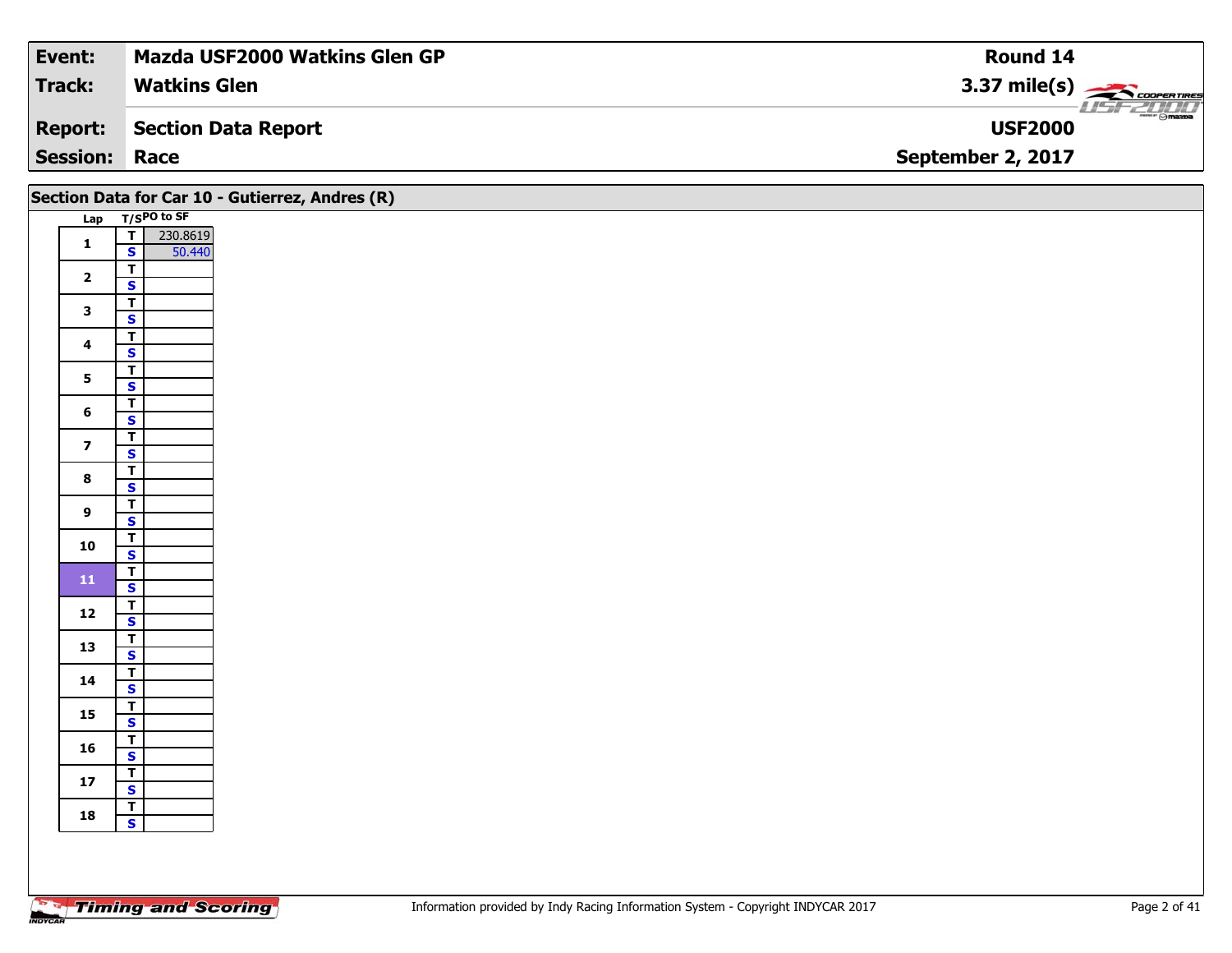| Event: | Mazda USF2000 Watkins Glen GP | Round 14 |
|---|---|---|
| Track: | Watkins Glen | 3.37 mile(s) |
| Report: | Section Data Report | USF2000 |
| Session: | Race | September 2, 2017 |

## Section Data for Car 10 - Gutierrez, Andres (R)

| Lap | T/S | PO to SF |
|---|---|---|
| 1 | T | 230.8619 |
| | S | 50.440 |
| 2 | T | |
| | S | |
| 3 | T | |
| | S | |
| 4 | T | |
| | S | |
| 5 | T | |
| | S | |
| 6 | T | |
| | S | |
| 7 | T | |
| | S | |
| 8 | T | |
| | S | |
| 9 | T | |
| | S | |
| 10 | T | |
| | S | |
| 11 | T | |
| | S | |
| 12 | T | |
| | S | |
| 13 | T | |
| | S | |
| 14 | T | |
| | S | |
| 15 | T | |
| | S | |
| 16 | T | |
| | S | |
| 17 | T | |
| | S | |
| 18 | T | |
| | S | |

Information provided by Indy Racing Information System - Copyright INDYCAR 2017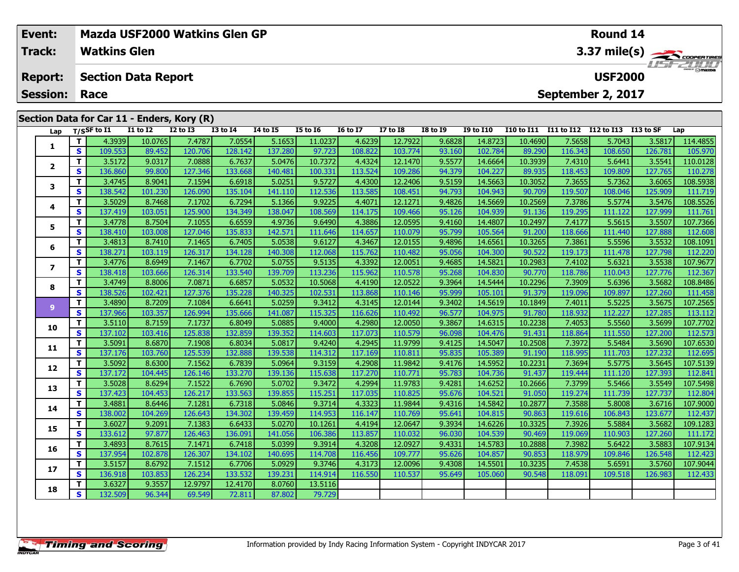| Event: | Mazda USF2000 Watkins Glen GP | Round 14 |
|---|---|---|
| Track: | Watkins Glen | 3.37 mile(s) |
| Report: | Section Data Report | USF2000 |
| Session: | Race | September 2, 2017 |

## Section Data for Car 11 - Enders, Kory (R)

| Lap | T/S | SF to I1 | I1 to I2 | I2 to I3 | I3 to I4 | I4 to I5 | I5 to I6 | I6 to I7 | I7 to I8 | I8 to I9 | I9 to I10 | I10 to I11 | I11 to I12 | I12 to I13 | I13 to SF | Lap |
|---|---|---|---|---|---|---|---|---|---|---|---|---|---|---|---|---|
| 1 | T | 4.3939 | 10.0765 | 7.4787 | 7.0554 | 5.1653 | 11.0237 | 4.6239 | 12.7922 | 9.6828 | 14.8723 | 10.4690 | 7.5658 | 5.7043 | 3.5817 | 114.4855 |
| | S | 109.553 | 89.452 | 120.706 | 128.142 | 137.280 | 97.723 | 108.822 | 103.774 | 93.160 | 102.784 | 89.290 | 116.343 | 108.650 | 126.781 | 105.970 |
| 2 | T | 3.5172 | 9.0317 | 7.0888 | 6.7637 | 5.0476 | 10.7372 | 4.4324 | 12.1470 | 9.5577 | 14.6664 | 10.3939 | 7.4310 | 5.6441 | 3.5541 | 110.0128 |
| | S | 136.860 | 99.800 | 127.346 | 133.668 | 140.481 | 100.331 | 113.524 | 109.286 | 94.379 | 104.227 | 89.935 | 118.453 | 109.809 | 127.765 | 110.278 |
| 3 | T | 3.4745 | 8.9041 | 7.1594 | 6.6918 | 5.0251 | 9.5727 | 4.4300 | 12.2406 | 9.5159 | 14.5663 | 10.3052 | 7.3655 | 5.7362 | 3.6065 | 108.5938 |
| | S | 138.542 | 101.230 | 126.090 | 135.104 | 141.110 | 112.536 | 113.585 | 108.451 | 94.793 | 104.943 | 90.709 | 119.507 | 108.046 | 125.909 | 111.719 |
| 4 | T | 3.5029 | 8.7468 | 7.1702 | 6.7294 | 5.1366 | 9.9225 | 4.4071 | 12.1271 | 9.4826 | 14.5669 | 10.2569 | 7.3786 | 5.5774 | 3.5476 | 108.5526 |
| | S | 137.419 | 103.051 | 125.900 | 134.349 | 138.047 | 108.569 | 114.175 | 109.466 | 95.126 | 104.939 | 91.136 | 119.295 | 111.122 | 127.999 | 111.761 |
| 5 | T | 3.4778 | 8.7504 | 7.1055 | 6.6559 | 4.9736 | 9.6490 | 4.3886 | 12.0595 | 9.4160 | 14.4807 | 10.2497 | 7.4177 | 5.5615 | 3.5507 | 107.7366 |
| | S | 138.410 | 103.008 | 127.046 | 135.833 | 142.571 | 111.646 | 114.657 | 110.079 | 95.799 | 105.564 | 91.200 | 118.666 | 111.440 | 127.888 | 112.608 |
| 6 | T | 3.4813 | 8.7410 | 7.1465 | 6.7405 | 5.0538 | 9.6127 | 4.3467 | 12.0155 | 9.4896 | 14.6561 | 10.3265 | 7.3861 | 5.5596 | 3.5532 | 108.1091 |
| | S | 138.271 | 103.119 | 126.317 | 134.128 | 140.308 | 112.068 | 115.762 | 110.482 | 95.056 | 104.300 | 90.522 | 119.173 | 111.478 | 127.798 | 112.220 |
| 7 | T | 3.4776 | 8.6949 | 7.1467 | 6.7702 | 5.0755 | 9.5135 | 4.3392 | 12.0051 | 9.4685 | 14.5821 | 10.2983 | 7.4102 | 5.6321 | 3.5538 | 107.9677 |
| | S | 138.418 | 103.666 | 126.314 | 133.540 | 139.709 | 113.236 | 115.962 | 110.578 | 95.268 | 104.830 | 90.770 | 118.786 | 110.043 | 127.776 | 112.367 |
| 8 | T | 3.4749 | 8.8006 | 7.0871 | 6.6857 | 5.0532 | 10.5068 | 4.4190 | 12.0522 | 9.3964 | 14.5444 | 10.2296 | 7.3909 | 5.6396 | 3.5682 | 108.8486 |
| | S | 138.526 | 102.421 | 127.376 | 135.228 | 140.325 | 102.531 | 113.868 | 110.146 | 95.999 | 105.101 | 91.379 | 119.096 | 109.897 | 127.260 | 111.458 |
| 9 | T | 3.4890 | 8.7209 | 7.1084 | 6.6641 | 5.0259 | 9.3412 | 4.3145 | 12.0144 | 9.3402 | 14.5619 | 10.1849 | 7.4011 | 5.5225 | 3.5675 | 107.2565 |
| | S | 137.966 | 103.357 | 126.994 | 135.666 | 141.087 | 115.325 | 116.626 | 110.492 | 96.577 | 104.975 | 91.780 | 118.932 | 112.227 | 127.285 | 113.112 |
| 10 | T | 3.5110 | 8.7159 | 7.1737 | 6.8049 | 5.0885 | 9.4000 | 4.2980 | 12.0050 | 9.3867 | 14.6315 | 10.2238 | 7.4053 | 5.5560 | 3.5699 | 107.7702 |
| | S | 137.102 | 103.416 | 125.838 | 132.859 | 139.352 | 114.603 | 117.073 | 110.579 | 96.098 | 104.476 | 91.431 | 118.864 | 111.550 | 127.200 | 112.573 |
| 11 | T | 3.5091 | 8.6870 | 7.1908 | 6.8034 | 5.0817 | 9.4240 | 4.2945 | 11.9799 | 9.4125 | 14.5047 | 10.2508 | 7.3972 | 5.5484 | 3.5690 | 107.6530 |
| | S | 137.176 | 103.760 | 125.539 | 132.888 | 139.538 | 114.312 | 117.169 | 110.811 | 95.835 | 105.389 | 91.190 | 118.995 | 111.703 | 127.232 | 112.695 |
| 12 | T | 3.5092 | 8.6300 | 7.1562 | 6.7839 | 5.0964 | 9.3159 | 4.2908 | 11.9842 | 9.4176 | 14.5952 | 10.2231 | 7.3694 | 5.5775 | 3.5645 | 107.5139 |
| | S | 137.172 | 104.445 | 126.146 | 133.270 | 139.136 | 115.638 | 117.270 | 110.771 | 95.783 | 104.736 | 91.437 | 119.444 | 111.120 | 127.393 | 112.841 |
| 13 | T | 3.5028 | 8.6294 | 7.1522 | 6.7690 | 5.0702 | 9.3472 | 4.2994 | 11.9783 | 9.4281 | 14.6252 | 10.2666 | 7.3799 | 5.5466 | 3.5549 | 107.5498 |
| | S | 137.423 | 104.453 | 126.217 | 133.563 | 139.855 | 115.251 | 117.035 | 110.825 | 95.676 | 104.521 | 91.050 | 119.274 | 111.739 | 127.737 | 112.804 |
| 14 | T | 3.4881 | 8.6446 | 7.1281 | 6.7318 | 5.0846 | 9.3714 | 4.3323 | 11.9844 | 9.4316 | 14.5842 | 10.2877 | 7.3588 | 5.8008 | 3.6716 | 107.9000 |
| | S | 138.002 | 104.269 | 126.643 | 134.302 | 139.459 | 114.953 | 116.147 | 110.769 | 95.641 | 104.815 | 90.863 | 119.616 | 106.843 | 123.677 | 112.437 |
| 15 | T | 3.6027 | 9.2091 | 7.1383 | 6.6433 | 5.0270 | 10.1261 | 4.4194 | 12.0647 | 9.3934 | 14.6226 | 10.3325 | 7.3926 | 5.5884 | 3.5682 | 109.1283 |
| | S | 133.612 | 97.877 | 126.463 | 136.091 | 141.056 | 106.386 | 113.857 | 110.032 | 96.030 | 104.539 | 90.469 | 119.069 | 110.903 | 127.260 | 111.172 |
| 16 | T | 3.4893 | 8.7615 | 7.1471 | 6.7418 | 5.0399 | 9.3914 | 4.3208 | 12.0927 | 9.4331 | 14.5783 | 10.2888 | 7.3982 | 5.6422 | 3.5883 | 107.9134 |
| | S | 137.954 | 102.878 | 126.307 | 134.102 | 140.695 | 114.708 | 116.456 | 109.777 | 95.626 | 104.857 | 90.853 | 118.979 | 109.846 | 126.548 | 112.423 |
| 17 | T | 3.5157 | 8.6792 | 7.1512 | 6.7706 | 5.0929 | 9.3746 | 4.3173 | 12.0096 | 9.4308 | 14.5501 | 10.3235 | 7.4538 | 5.6591 | 3.5760 | 107.9044 |
| | S | 136.918 | 103.853 | 126.234 | 133.532 | 139.231 | 114.914 | 116.550 | 110.537 | 95.649 | 105.060 | 90.548 | 118.091 | 109.518 | 126.983 | 112.433 |
| 18 | T | 3.6327 | 9.3557 | 12.9797 | 12.4170 | 8.0760 | 13.5116 | | | | | | | | | |
| | S | 132.509 | 96.344 | 69.549 | 72.811 | 87.802 | 79.729 | | | | | | | | | |

Information provided by Indy Racing Information System - Copyright INDYCAR 2017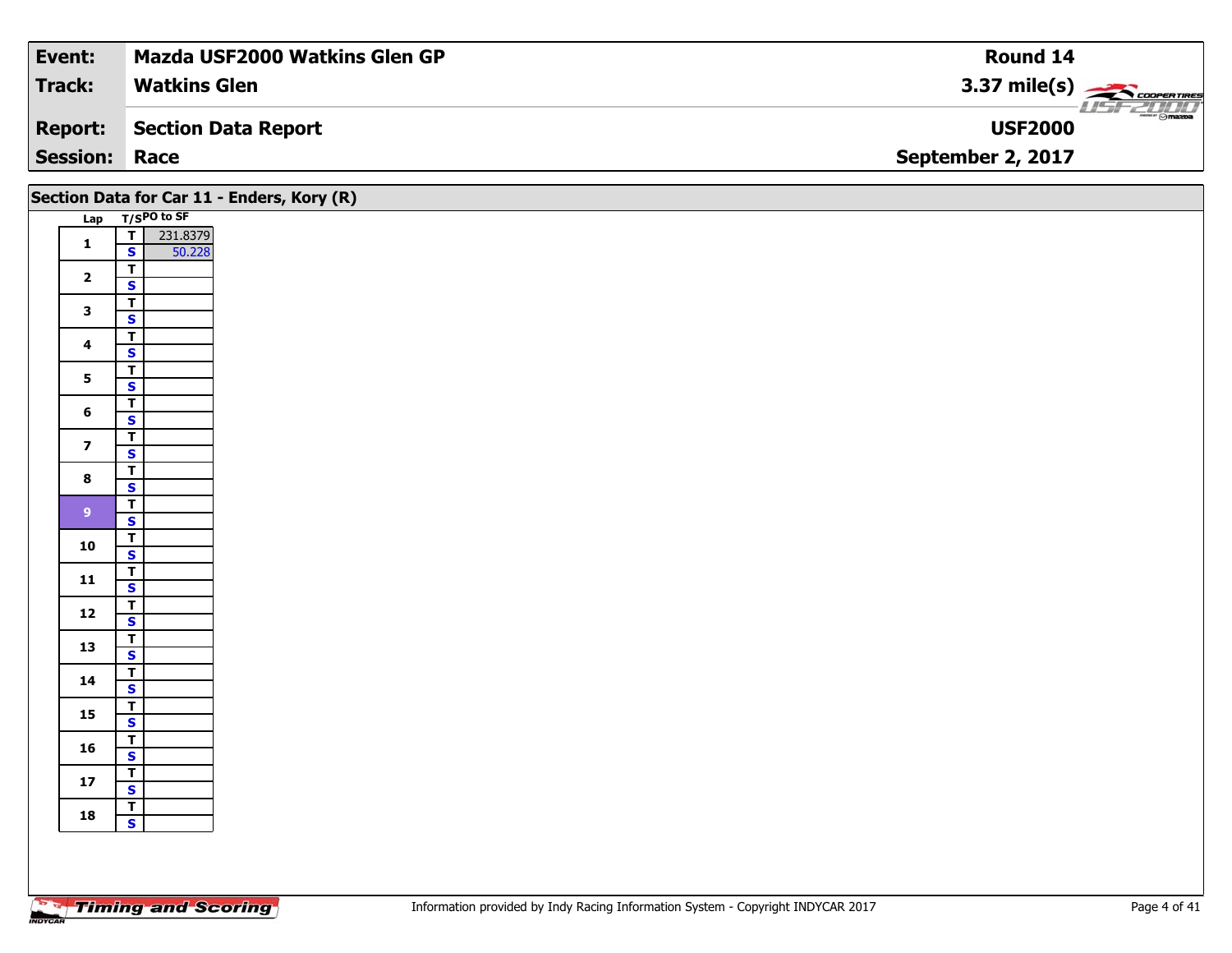| Event: | Mazda USF2000 Watkins Glen GP | Round 14 |
|---|---|---|
| Track: | Watkins Glen | 3.37 mile(s) |
| Report: | Section Data Report | USF2000 |
| Session: | Race | September 2, 2017 |

## Section Data for Car 11 - Enders, Kory (R)

| Lap | T/S | PO to SF |
|---|---|---|
| 1 | T | 231.8379 |
| | S | 50.228 |
| 2 | T | |
| | S | |
| 3 | T | |
| | S | |
| 4 | T | |
| | S | |
| 5 | T | |
| | S | |
| 6 | T | |
| | S | |
| 7 | T | |
| | S | |
| 8 | T | |
| | S | |
| 9 | T | |
| | S | |
| 10 | T | |
| | S | |
| 11 | T | |
| | S | |
| 12 | T | |
| | S | |
| 13 | T | |
| | S | |
| 14 | T | |
| | S | |
| 15 | T | |
| | S | |
| 16 | T | |
| | S | |
| 17 | T | |
| | S | |
| 18 | T | |
| | S | |

Timing and Scoring

Information provided by Indy Racing Information System - Copyright INDYCAR 2017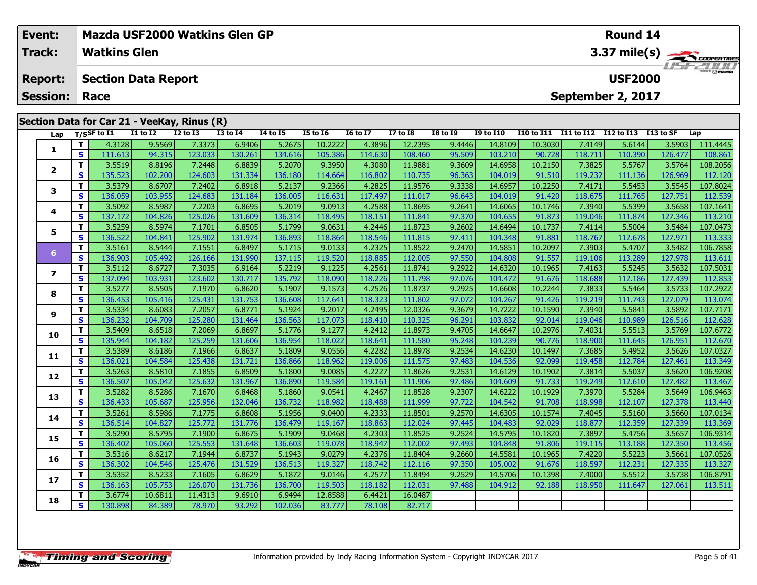| Event: | Mazda USF2000 Watkins Glen GP | Round 14 |
|---|---|---|
| Track: | Watkins Glen | 3.37 mile(s) |
| Report: | Section Data Report | USF2000 |
| Session: | Race | September 2, 2017 |

## Section Data for Car 21 - VeeKay, Rinus (R)

| Lap | T/S | SF to I1 | I1 to I2 | I2 to I3 | I3 to I4 | I4 to I5 | I5 to I6 | I6 to I7 | I7 to I8 | I8 to I9 | I9 to I10 | I10 to I11 | I11 to I12 | I12 to I13 | I13 to SF | Lap |
|---|---|---|---|---|---|---|---|---|---|---|---|---|---|---|---|---|
| 1 | T | 4.3128 | 9.5569 | 7.3373 | 6.9406 | 5.2675 | 10.2222 | 4.3896 | 12.2395 | 9.4446 | 14.8109 | 10.3030 | 7.4149 | 5.6144 | 3.5903 | 111.4445 |
| | S | 111.613 | 94.315 | 123.033 | 130.261 | 134.616 | 105.386 | 114.630 | 108.460 | 95.509 | 103.210 | 90.728 | 118.711 | 110.390 | 126.477 | 108.861 |
| 2 | T | 3.5519 | 8.8196 | 7.2448 | 6.8839 | 5.2070 | 9.3950 | 4.3080 | 11.9881 | 9.3609 | 14.6958 | 10.2150 | 7.3825 | 5.5767 | 3.5764 | 108.2056 |
| | S | 135.523 | 102.200 | 124.603 | 131.334 | 136.180 | 114.664 | 116.802 | 110.735 | 96.363 | 104.019 | 91.510 | 119.232 | 111.136 | 126.969 | 112.120 |
| 3 | T | 3.5379 | 8.6707 | 7.2402 | 6.8918 | 5.2137 | 9.2366 | 4.2825 | 11.9576 | 9.3338 | 14.6957 | 10.2250 | 7.4171 | 5.5453 | 3.5545 | 107.8024 |
| | S | 136.059 | 103.955 | 124.683 | 131.184 | 136.005 | 116.631 | 117.497 | 111.017 | 96.643 | 104.019 | 91.420 | 118.675 | 111.765 | 127.751 | 112.539 |
| 4 | T | 3.5092 | 8.5987 | 7.2203 | 6.8695 | 5.2019 | 9.0913 | 4.2588 | 11.8695 | 9.2641 | 14.6065 | 10.1746 | 7.3940 | 5.5399 | 3.5658 | 107.1641 |
| | S | 137.172 | 104.826 | 125.026 | 131.609 | 136.314 | 118.495 | 118.151 | 111.841 | 97.370 | 104.655 | 91.873 | 119.046 | 111.874 | 127.346 | 113.210 |
| 5 | T | 3.5259 | 8.5974 | 7.1701 | 6.8505 | 5.1799 | 9.0631 | 4.2446 | 11.8723 | 9.2602 | 14.6494 | 10.1737 | 7.4114 | 5.5004 | 3.5484 | 107.0473 |
| | S | 136.522 | 104.841 | 125.902 | 131.974 | 136.893 | 118.864 | 118.546 | 111.815 | 97.411 | 104.348 | 91.881 | 118.767 | 112.678 | 127.971 | 113.333 |
| 6 | T | 3.5161 | 8.5444 | 7.1551 | 6.8497 | 5.1715 | 9.0133 | 4.2325 | 11.8522 | 9.2470 | 14.5851 | 10.2097 | 7.3903 | 5.4707 | 3.5482 | 106.7858 |
| | S | 136.903 | 105.492 | 126.166 | 131.990 | 137.115 | 119.520 | 118.885 | 112.005 | 97.550 | 104.808 | 91.557 | 119.106 | 113.289 | 127.978 | 113.611 |
| 7 | T | 3.5112 | 8.6727 | 7.3035 | 6.9164 | 5.2219 | 9.1225 | 4.2561 | 11.8741 | 9.2922 | 14.6320 | 10.1965 | 7.4163 | 5.5245 | 3.5632 | 107.5031 |
| | S | 137.094 | 103.931 | 123.602 | 130.717 | 135.792 | 118.090 | 118.226 | 111.798 | 97.076 | 104.472 | 91.676 | 118.688 | 112.186 | 127.439 | 112.853 |
| 8 | T | 3.5277 | 8.5505 | 7.1970 | 6.8620 | 5.1907 | 9.1573 | 4.2526 | 11.8737 | 9.2925 | 14.6608 | 10.2244 | 7.3833 | 5.5464 | 3.5733 | 107.2922 |
| | S | 136.453 | 105.416 | 125.431 | 131.753 | 136.608 | 117.641 | 118.323 | 111.802 | 97.072 | 104.267 | 91.426 | 119.219 | 111.743 | 127.079 | 113.074 |
| 9 | T | 3.5334 | 8.6083 | 7.2057 | 6.8771 | 5.1924 | 9.2017 | 4.2495 | 12.0326 | 9.3679 | 14.7222 | 10.1590 | 7.3940 | 5.5841 | 3.5892 | 107.7171 |
| | S | 136.232 | 104.709 | 125.280 | 131.464 | 136.563 | 117.073 | 118.410 | 110.325 | 96.291 | 103.832 | 92.014 | 119.046 | 110.989 | 126.516 | 112.628 |
| 10 | T | 3.5409 | 8.6518 | 7.2069 | 6.8697 | 5.1776 | 9.1277 | 4.2412 | 11.8973 | 9.4705 | 14.6647 | 10.2976 | 7.4031 | 5.5513 | 3.5769 | 107.6772 |
| | S | 135.944 | 104.182 | 125.259 | 131.606 | 136.954 | 118.022 | 118.641 | 111.580 | 95.248 | 104.239 | 90.776 | 118.900 | 111.645 | 126.951 | 112.670 |
| 11 | T | 3.5389 | 8.6186 | 7.1966 | 6.8637 | 5.1809 | 9.0556 | 4.2282 | 11.8978 | 9.2534 | 14.6230 | 10.1497 | 7.3685 | 5.4952 | 3.5626 | 107.0327 |
| | S | 136.021 | 104.584 | 125.438 | 131.721 | 136.866 | 118.962 | 119.006 | 111.575 | 97.483 | 104.536 | 92.099 | 119.458 | 112.784 | 127.461 | 113.349 |
| 12 | T | 3.5263 | 8.5810 | 7.1855 | 6.8509 | 5.1800 | 9.0085 | 4.2227 | 11.8626 | 9.2531 | 14.6129 | 10.1902 | 7.3814 | 5.5037 | 3.5620 | 106.9208 |
| | S | 136.507 | 105.042 | 125.632 | 131.967 | 136.890 | 119.584 | 119.161 | 111.906 | 97.486 | 104.609 | 91.733 | 119.249 | 112.610 | 127.482 | 113.467 |
| 13 | T | 3.5282 | 8.5286 | 7.1670 | 6.8468 | 5.1860 | 9.0541 | 4.2467 | 11.8528 | 9.2307 | 14.6222 | 10.1929 | 7.3970 | 5.5284 | 3.5649 | 106.9463 |
| | S | 136.433 | 105.687 | 125.956 | 132.046 | 136.732 | 118.982 | 118.488 | 111.999 | 97.722 | 104.542 | 91.708 | 118.998 | 112.107 | 127.378 | 113.440 |
| 14 | T | 3.5261 | 8.5986 | 7.1775 | 6.8608 | 5.1956 | 9.0400 | 4.2333 | 11.8501 | 9.2570 | 14.6305 | 10.1574 | 7.4045 | 5.5160 | 3.5660 | 107.0134 |
| | S | 136.514 | 104.827 | 125.772 | 131.776 | 136.479 | 119.167 | 118.863 | 112.024 | 97.445 | 104.483 | 92.029 | 118.877 | 112.359 | 127.339 | 113.369 |
| 15 | T | 3.5290 | 8.5795 | 7.1900 | 6.8675 | 5.1909 | 9.0468 | 4.2303 | 11.8525 | 9.2524 | 14.5795 | 10.1820 | 7.3897 | 5.4756 | 3.5657 | 106.9314 |
| | S | 136.402 | 105.060 | 125.553 | 131.648 | 136.603 | 119.078 | 118.947 | 112.002 | 97.493 | 104.848 | 91.806 | 119.115 | 113.188 | 127.350 | 113.456 |
| 16 | T | 3.5316 | 8.6217 | 7.1944 | 6.8737 | 5.1943 | 9.0279 | 4.2376 | 11.8404 | 9.2660 | 14.5581 | 10.1965 | 7.4220 | 5.5223 | 3.5661 | 107.0526 |
| | S | 136.302 | 104.546 | 125.476 | 131.529 | 136.513 | 119.327 | 118.742 | 112.116 | 97.350 | 105.002 | 91.676 | 118.597 | 112.231 | 127.335 | 113.327 |
| 17 | T | 3.5352 | 8.5233 | 7.1605 | 6.8629 | 5.1872 | 9.0146 | 4.2577 | 11.8494 | 9.2529 | 14.5706 | 10.1398 | 7.4000 | 5.5512 | 3.5738 | 106.8791 |
| | S | 136.163 | 105.753 | 126.070 | 131.736 | 136.700 | 119.503 | 118.182 | 112.031 | 97.488 | 104.912 | 92.188 | 118.950 | 111.647 | 127.061 | 113.511 |
| 18 | T | 3.6774 | 10.6811 | 11.4313 | 9.6910 | 6.9494 | 12.8588 | 6.4421 | 16.0487 | | | | | | | |
| | S | 130.898 | 84.389 | 78.970 | 93.292 | 102.036 | 83.777 | 78.108 | 82.717 | | | | | | | |

Information provided by Indy Racing Information System - Copyright INDYCAR 2017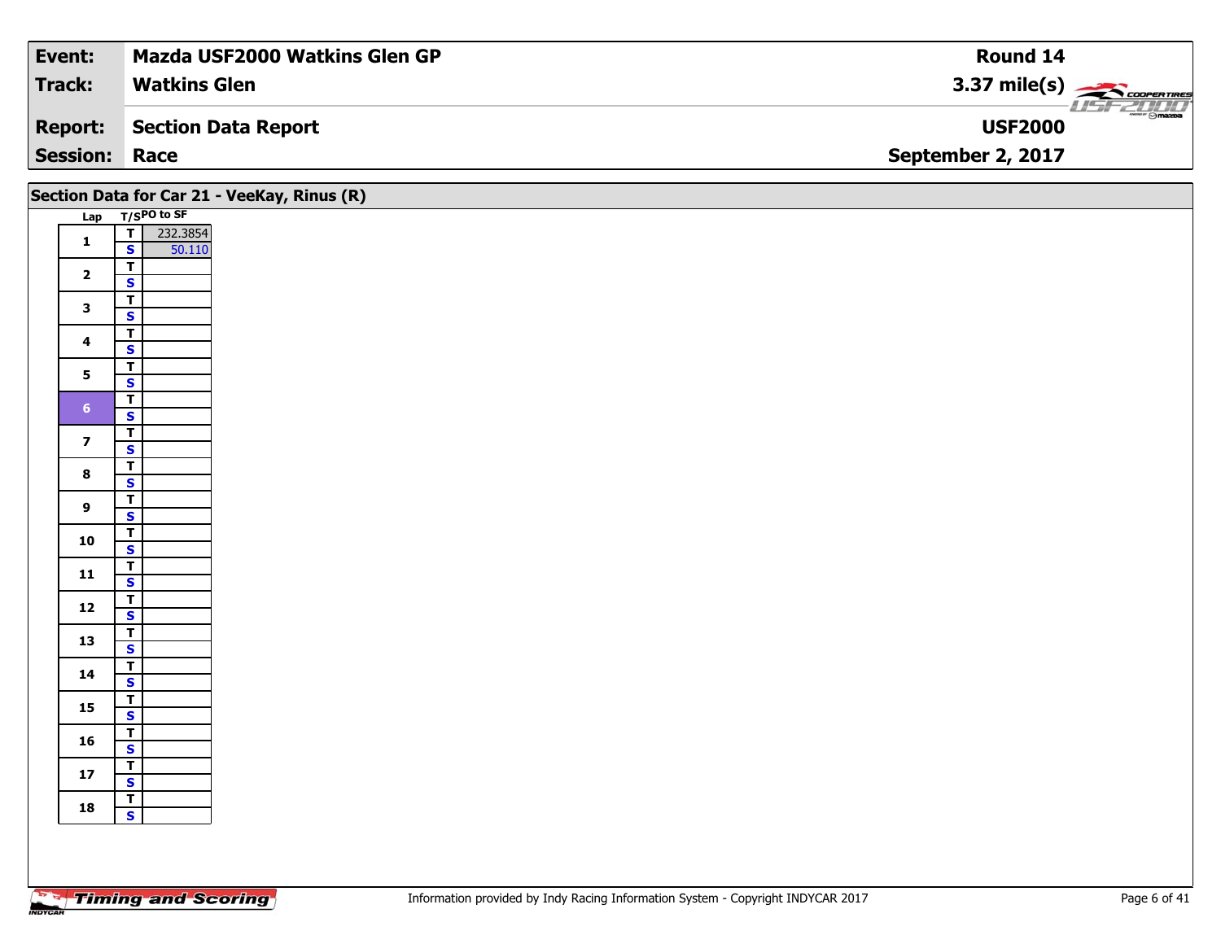| Event: | Mazda USF2000 Watkins Glen GP | Round 14 |
|---|---|---|
| Track: | Watkins Glen | 3.37 mile(s) |
| Report: | Section Data Report | USF2000 |
| Session: | Race | September 2, 2017 |

## Section Data for Car 21 - VeeKay, Rinus (R)

| Lap | T/S | PO to SF |
|---|---|---|
| 1 | T | 232.3854 |
|  | S | 50.110 |
| 2 | T | |
|  | S | |
| 3 | T | |
|  | S | |
| 4 | T | |
|  | S | |
| 5 | T | |
|  | S | |
| 6 | T | |
|  | S | |
| 7 | T | |
|  | S | |
| 8 | T | |
|  | S | |
| 9 | T | |
|  | S | |
| 10 | T | |
|  | S | |
| 11 | T | |
|  | S | |
| 12 | T | |
|  | S | |
| 13 | T | |
|  | S | |
| 14 | T | |
|  | S | |
| 15 | T | |
|  | S | |
| 16 | T | |
|  | S | |
| 17 | T | |
|  | S | |
| 18 | T | |
|  | S | |

Information provided by Indy Racing Information System - Copyright INDYCAR 2017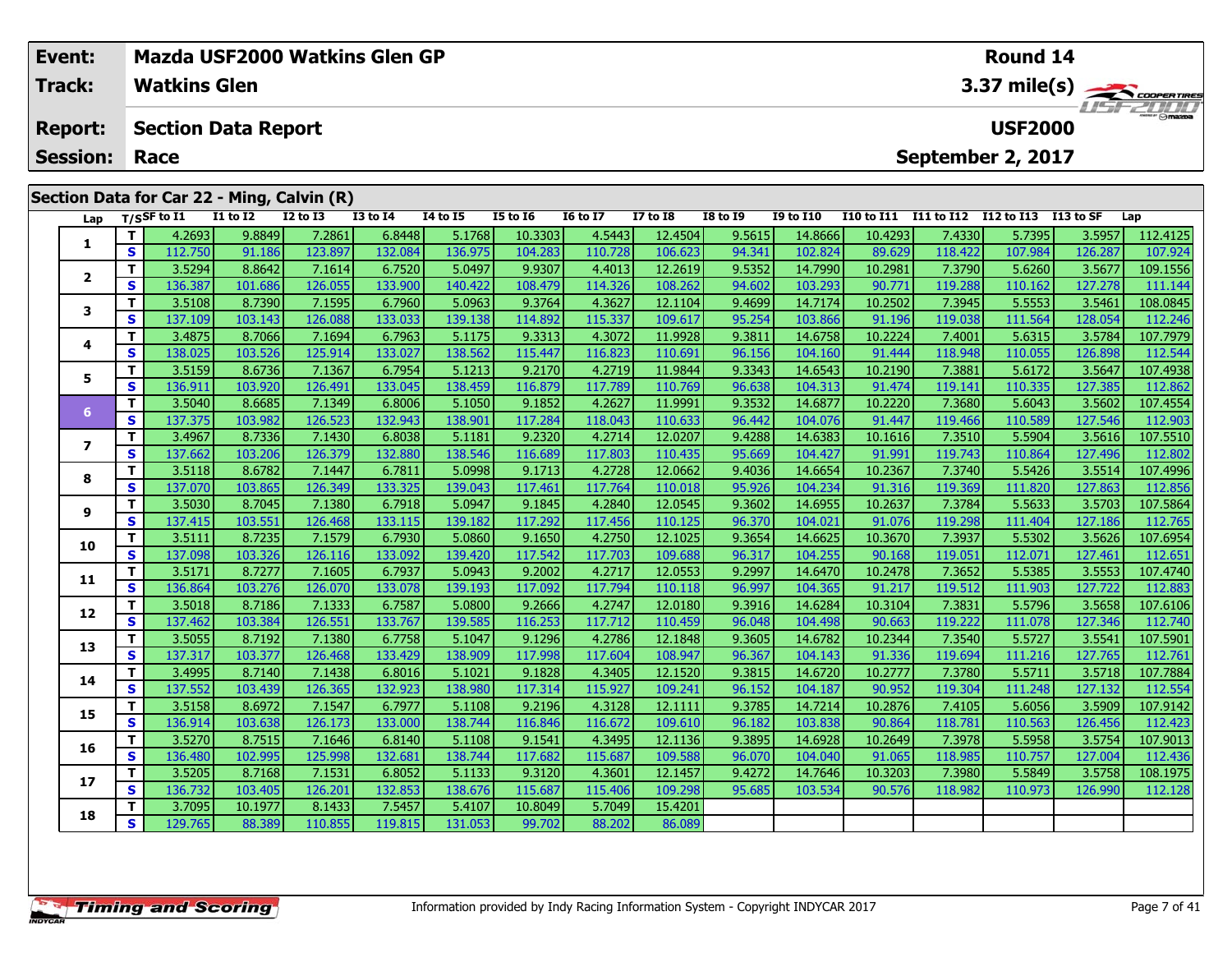| Event: | Mazda USF2000 Watkins Glen GP | Round 14 |
|---|---|---|
| Track: | Watkins Glen | 3.37 mile(s) |
| Report: | Section Data Report | USF2000 |
| Session: | Race | September 2, 2017 |

## Section Data for Car 22 - Ming, Calvin (R)

| Lap | T/S | SF to I1 | I1 to I2 | I2 to I3 | I3 to I4 | I4 to I5 | I5 to I6 | I6 to I7 | I7 to I8 | I8 to I9 | I9 to I10 | I10 to I11 | I11 to I12 | I12 to I13 | I13 to SF | Lap |
|---|---|---|---|---|---|---|---|---|---|---|---|---|---|---|---|---|
| 1 | T | 4.2693 | 9.8849 | 7.2861 | 6.8448 | 5.1768 | 10.3303 | 4.5443 | 12.4504 | 9.5615 | 14.8666 | 10.4293 | 7.4330 | 5.7395 | 3.5957 | 112.4125 |
| | S | 112.750 | 91.186 | 123.897 | 132.084 | 136.975 | 104.283 | 110.728 | 106.623 | 94.341 | 102.824 | 89.629 | 118.422 | 107.984 | 126.287 | 107.924 |
| 2 | T | 3.5294 | 8.8642 | 7.1614 | 6.7520 | 5.0497 | 9.9307 | 4.4013 | 12.2619 | 9.5352 | 14.7990 | 10.2981 | 7.3790 | 5.6260 | 3.5677 | 109.1556 |
| | S | 136.387 | 101.686 | 126.055 | 133.900 | 140.422 | 108.479 | 114.326 | 108.262 | 94.602 | 103.293 | 90.771 | 119.288 | 110.162 | 127.278 | 111.144 |
| 3 | T | 3.5108 | 8.7390 | 7.1595 | 6.7960 | 5.0963 | 9.3764 | 4.3627 | 12.1104 | 9.4699 | 14.7174 | 10.2502 | 7.3945 | 5.5553 | 3.5461 | 108.0845 |
| | S | 137.109 | 103.143 | 126.088 | 133.033 | 139.138 | 114.892 | 115.337 | 109.617 | 95.254 | 103.866 | 91.196 | 119.038 | 111.564 | 128.054 | 112.246 |
| 4 | T | 3.4875 | 8.7066 | 7.1694 | 6.7963 | 5.1175 | 9.3313 | 4.3072 | 11.9928 | 9.3811 | 14.6758 | 10.2224 | 7.4001 | 5.6315 | 3.5784 | 107.7979 |
| | S | 138.025 | 103.526 | 125.914 | 133.027 | 138.562 | 115.447 | 116.823 | 110.691 | 96.156 | 104.160 | 91.444 | 118.948 | 110.055 | 126.898 | 112.544 |
| 5 | T | 3.5159 | 8.6736 | 7.1367 | 6.7954 | 5.1213 | 9.2170 | 4.2719 | 11.9844 | 9.3343 | 14.6543 | 10.2190 | 7.3881 | 5.6172 | 3.5647 | 107.4938 |
| | S | 136.911 | 103.920 | 126.491 | 133.045 | 138.459 | 116.879 | 117.789 | 110.769 | 96.638 | 104.313 | 91.474 | 119.141 | 110.335 | 127.385 | 112.862 |
| 6 | T | 3.5040 | 8.6685 | 7.1349 | 6.8006 | 5.1050 | 9.1852 | 4.2627 | 11.9991 | 9.3532 | 14.6877 | 10.2220 | 7.3680 | 5.6043 | 3.5602 | 107.4554 |
| | S | 137.375 | 103.982 | 126.523 | 132.943 | 138.901 | 117.284 | 118.043 | 110.633 | 96.442 | 104.076 | 91.447 | 119.466 | 110.589 | 127.546 | 112.903 |
| 7 | T | 3.4967 | 8.7336 | 7.1430 | 6.8038 | 5.1181 | 9.2320 | 4.2714 | 12.0207 | 9.4288 | 14.6383 | 10.1616 | 7.3510 | 5.5904 | 3.5616 | 107.5510 |
| | S | 137.662 | 103.206 | 126.379 | 132.880 | 138.546 | 116.689 | 117.803 | 110.435 | 95.669 | 104.427 | 91.991 | 119.743 | 110.864 | 127.496 | 112.802 |
| 8 | T | 3.5118 | 8.6782 | 7.1447 | 6.7811 | 5.0998 | 9.1713 | 4.2728 | 12.0662 | 9.4036 | 14.6654 | 10.2367 | 7.3740 | 5.5426 | 3.5514 | 107.4996 |
| | S | 137.070 | 103.865 | 126.349 | 133.325 | 139.043 | 117.461 | 117.764 | 110.018 | 95.926 | 104.234 | 91.316 | 119.369 | 111.820 | 127.863 | 112.856 |
| 9 | T | 3.5030 | 8.7045 | 7.1380 | 6.7918 | 5.0947 | 9.1845 | 4.2840 | 12.0545 | 9.3602 | 14.6955 | 10.2637 | 7.3784 | 5.5633 | 3.5703 | 107.5864 |
| | S | 137.415 | 103.551 | 126.468 | 133.115 | 139.182 | 117.292 | 117.456 | 110.125 | 96.370 | 104.021 | 91.076 | 119.298 | 111.404 | 127.186 | 112.765 |
| 10 | T | 3.5111 | 8.7235 | 7.1579 | 6.7930 | 5.0860 | 9.1650 | 4.2750 | 12.1025 | 9.3654 | 14.6625 | 10.3670 | 7.3937 | 5.5302 | 3.5626 | 107.6954 |
| | S | 137.098 | 103.326 | 126.116 | 133.092 | 139.420 | 117.542 | 117.703 | 109.688 | 96.317 | 104.255 | 90.168 | 119.051 | 112.071 | 127.461 | 112.651 |
| 11 | T | 3.5171 | 8.7277 | 7.1605 | 6.7937 | 5.0943 | 9.2002 | 4.2717 | 12.0553 | 9.2997 | 14.6470 | 10.2478 | 7.3652 | 5.5385 | 3.5553 | 107.4740 |
| | S | 136.864 | 103.276 | 126.070 | 133.078 | 139.193 | 117.092 | 117.794 | 110.118 | 96.997 | 104.365 | 91.217 | 119.512 | 111.903 | 127.722 | 112.883 |
| 12 | T | 3.5018 | 8.7186 | 7.1333 | 6.7587 | 5.0800 | 9.2666 | 4.2747 | 12.0180 | 9.3916 | 14.6284 | 10.3104 | 7.3831 | 5.5796 | 3.5658 | 107.6106 |
| | S | 137.462 | 103.384 | 126.551 | 133.767 | 139.585 | 116.253 | 117.712 | 110.459 | 96.048 | 104.498 | 90.663 | 119.222 | 111.078 | 127.346 | 112.740 |
| 13 | T | 3.5055 | 8.7192 | 7.1380 | 6.7758 | 5.1047 | 9.1296 | 4.2786 | 12.1848 | 9.3605 | 14.6782 | 10.2344 | 7.3540 | 5.5727 | 3.5541 | 107.5901 |
| | S | 137.317 | 103.377 | 126.468 | 133.429 | 138.909 | 117.998 | 117.604 | 108.947 | 96.367 | 104.143 | 91.336 | 119.694 | 111.216 | 127.765 | 112.761 |
| 14 | T | 3.4995 | 8.7140 | 7.1438 | 6.8016 | 5.1021 | 9.1828 | 4.3405 | 12.1520 | 9.3815 | 14.6720 | 10.2777 | 7.3780 | 5.5711 | 3.5718 | 107.7884 |
| | S | 137.552 | 103.439 | 126.365 | 132.923 | 138.980 | 117.314 | 115.927 | 109.241 | 96.152 | 104.187 | 90.952 | 119.304 | 111.248 | 127.132 | 112.554 |
| 15 | T | 3.5158 | 8.6972 | 7.1547 | 6.7977 | 5.1108 | 9.2196 | 4.3128 | 12.1111 | 9.3785 | 14.7214 | 10.2876 | 7.4105 | 5.6056 | 3.5909 | 107.9142 |
| | S | 136.914 | 103.638 | 126.173 | 133.000 | 138.744 | 116.846 | 116.672 | 109.610 | 96.182 | 103.838 | 90.864 | 118.781 | 110.563 | 126.456 | 112.423 |
| 16 | T | 3.5270 | 8.7515 | 7.1646 | 6.8140 | 5.1108 | 9.1541 | 4.3495 | 12.1136 | 9.3895 | 14.6928 | 10.2649 | 7.3978 | 5.5958 | 3.5754 | 107.9013 |
| | S | 136.480 | 102.995 | 125.998 | 132.681 | 138.744 | 117.682 | 115.687 | 109.588 | 96.070 | 104.040 | 91.065 | 118.985 | 110.757 | 127.004 | 112.436 |
| 17 | T | 3.5205 | 8.7168 | 7.1531 | 6.8052 | 5.1133 | 9.3120 | 4.3601 | 12.1457 | 9.4272 | 14.7646 | 10.3203 | 7.3980 | 5.5849 | 3.5758 | 108.1975 |
| | S | 136.732 | 103.405 | 126.201 | 132.853 | 138.676 | 115.687 | 115.406 | 109.298 | 95.685 | 103.534 | 90.576 | 118.982 | 110.973 | 126.990 | 112.128 |
| 18 | T | 3.7095 | 10.1977 | 8.1433 | 7.5457 | 5.4107 | 10.8049 | 5.7049 | 15.4201 | | | | | | | |
| | S | 129.765 | 88.389 | 110.855 | 119.815 | 131.053 | 99.702 | 88.202 | 86.089 | | | | | | | |

Information provided by Indy Racing Information System - Copyright INDYCAR 2017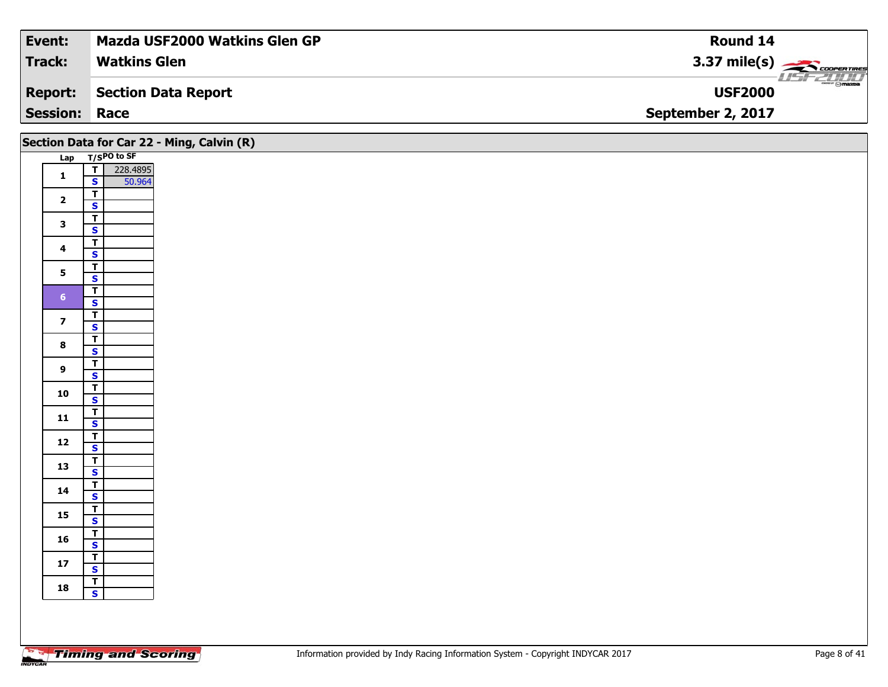| Event: | Mazda USF2000 Watkins Glen GP | Round 14 |
|---|---|---|
| Track: | Watkins Glen | 3.37 mile(s) |
| Report: | Section Data Report | USF2000 |
| Session: | Race | September 2, 2017 |

## Section Data for Car 22 - Ming, Calvin (R)

| Lap | T/S | PO to SF |
|---|---|---|
| 1 | T | 228.4895 |
| | S | 50.964 |
| 2 | T | |
| | S | |
| 3 | T | |
| | S | |
| 4 | T | |
| | S | |
| 5 | T | |
| | S | |
| 6 | T | |
| | S | |
| 7 | T | |
| | S | |
| 8 | T | |
| | S | |
| 9 | T | |
| | S | |
| 10 | T | |
| | S | |
| 11 | T | |
| | S | |
| 12 | T | |
| | S | |
| 13 | T | |
| | S | |
| 14 | T | |
| | S | |
| 15 | T | |
| | S | |
| 16 | T | |
| | S | |
| 17 | T | |
| | S | |
| 18 | T | |
| | S | |

Information provided by Indy Racing Information System - Copyright INDYCAR 2017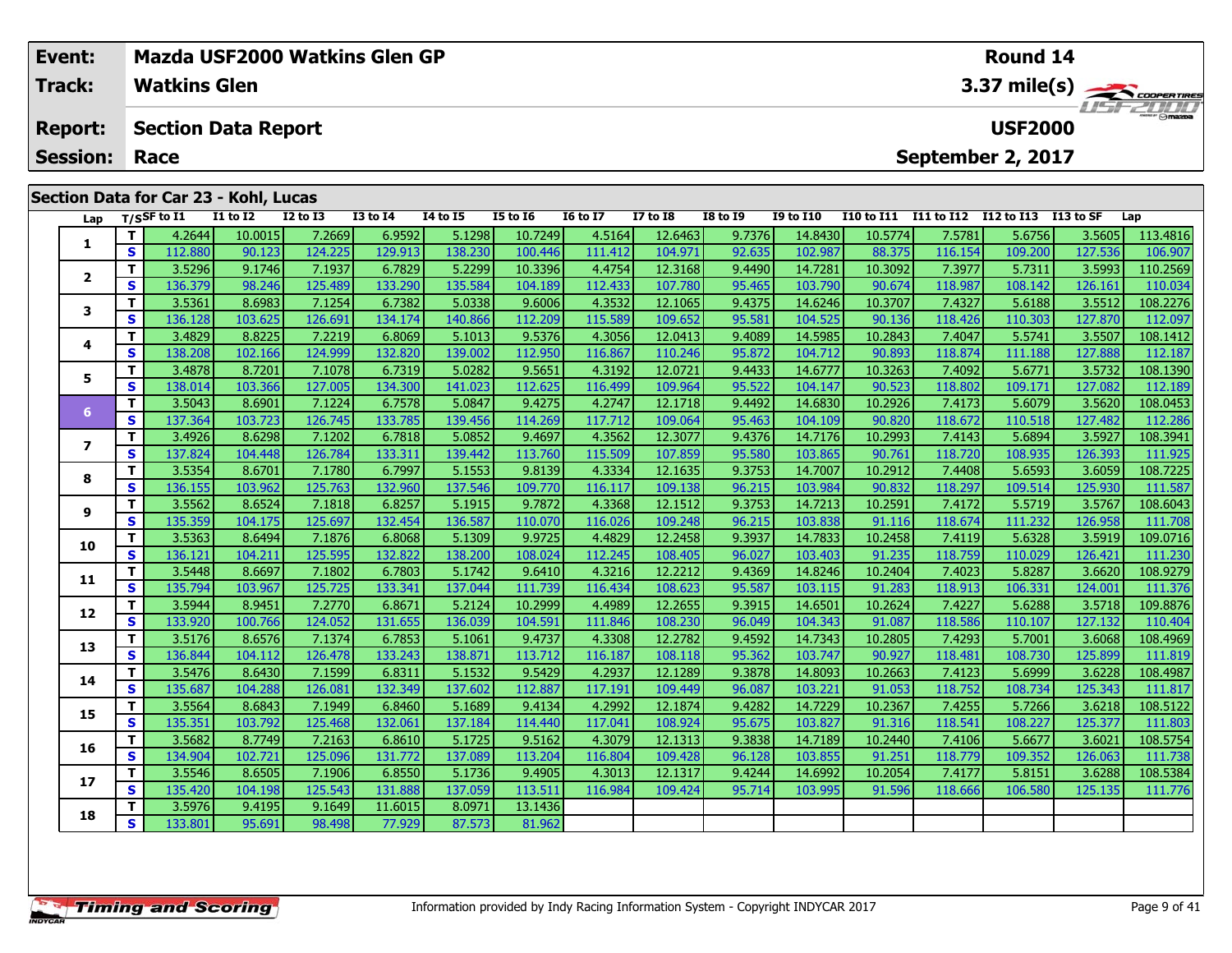| Event: | Mazda USF2000 Watkins Glen GP | Round 14 |
|---|---|---|
| Track: | Watkins Glen | 3.37 mile(s) |
| Report: | Section Data Report | USF2000 |
| Session: | Race | September 2, 2017 |

## Section Data for Car 23 - Kohl, Lucas

| Lap | T/S | SF to I1 | I1 to I2 | I2 to I3 | I3 to I4 | I4 to I5 | I5 to I6 | I6 to I7 | I7 to I8 | I8 to I9 | I9 to I10 | I10 to I11 | I11 to I12 | I12 to I13 | I13 to SF | Lap |
|---|---|---|---|---|---|---|---|---|---|---|---|---|---|---|---|---|
| 1 | T | 4.2644 | 10.0015 | 7.2669 | 6.9592 | 5.1298 | 10.7249 | 4.5164 | 12.6463 | 9.7376 | 14.8430 | 10.5774 | 7.5781 | 5.6756 | 3.5605 | 113.4816 |
| | S | 112.880 | 90.123 | 124.225 | 129.913 | 138.230 | 100.446 | 111.412 | 104.971 | 92.635 | 102.987 | 88.375 | 116.154 | 109.200 | 127.536 | 106.907 |
| 2 | T | 3.5296 | 9.1746 | 7.1937 | 6.7829 | 5.2299 | 10.3396 | 4.4754 | 12.3168 | 9.4490 | 14.7281 | 10.3092 | 7.3977 | 5.7311 | 3.5993 | 110.2569 |
| | S | 136.379 | 98.246 | 125.489 | 133.290 | 135.584 | 104.189 | 112.433 | 107.780 | 95.465 | 103.790 | 90.674 | 118.987 | 108.142 | 126.161 | 110.034 |
| 3 | T | 3.5361 | 8.6983 | 7.1254 | 6.7382 | 5.0338 | 9.6006 | 4.3532 | 12.1065 | 9.4375 | 14.6246 | 10.3707 | 7.4327 | 5.6188 | 3.5512 | 108.2276 |
| | S | 136.128 | 103.625 | 126.691 | 134.174 | 140.866 | 112.209 | 115.589 | 109.652 | 95.581 | 104.525 | 90.136 | 118.426 | 110.303 | 127.870 | 112.097 |
| 4 | T | 3.4829 | 8.8225 | 7.2219 | 6.8069 | 5.1013 | 9.5376 | 4.3056 | 12.0413 | 9.4089 | 14.5985 | 10.2843 | 7.4047 | 5.5741 | 3.5507 | 108.1412 |
| | S | 138.208 | 102.166 | 124.999 | 132.820 | 139.002 | 112.950 | 116.867 | 110.246 | 95.872 | 104.712 | 90.893 | 118.874 | 111.188 | 127.888 | 112.187 |
| 5 | T | 3.4878 | 8.7201 | 7.1078 | 6.7319 | 5.0282 | 9.5651 | 4.3192 | 12.0721 | 9.4433 | 14.6777 | 10.3263 | 7.4092 | 5.6771 | 3.5732 | 108.1390 |
| | S | 138.014 | 103.366 | 127.005 | 134.300 | 141.023 | 112.625 | 116.499 | 109.964 | 95.522 | 104.147 | 90.523 | 118.802 | 109.171 | 127.082 | 112.189 |
| 6 | T | 3.5043 | 8.6901 | 7.1224 | 6.7578 | 5.0847 | 9.4275 | 4.2747 | 12.1718 | 9.4492 | 14.6830 | 10.2926 | 7.4173 | 5.6079 | 3.5620 | 108.0453 |
| | S | 137.364 | 103.723 | 126.745 | 133.785 | 139.456 | 114.269 | 117.712 | 109.064 | 95.463 | 104.109 | 90.820 | 118.672 | 110.518 | 127.482 | 112.286 |
| 7 | T | 3.4926 | 8.6298 | 7.1202 | 6.7818 | 5.0852 | 9.4697 | 4.3562 | 12.3077 | 9.4376 | 14.7176 | 10.2993 | 7.4143 | 5.6894 | 3.5927 | 108.3941 |
| | S | 137.824 | 104.448 | 126.784 | 133.311 | 139.442 | 113.760 | 115.509 | 107.859 | 95.580 | 103.865 | 90.761 | 118.720 | 108.935 | 126.393 | 111.925 |
| 8 | T | 3.5354 | 8.6701 | 7.1780 | 6.7997 | 5.1553 | 9.8139 | 4.3334 | 12.1635 | 9.3753 | 14.7007 | 10.2912 | 7.4408 | 5.6593 | 3.6059 | 108.7225 |
| | S | 136.155 | 103.962 | 125.763 | 132.960 | 137.546 | 109.770 | 116.117 | 109.138 | 96.215 | 103.984 | 90.832 | 118.297 | 109.514 | 125.930 | 111.587 |
| 9 | T | 3.5562 | 8.6524 | 7.1818 | 6.8257 | 5.1915 | 9.7872 | 4.3368 | 12.1512 | 9.3753 | 14.7213 | 10.2591 | 7.4172 | 5.5719 | 3.5767 | 108.6043 |
| | S | 135.359 | 104.175 | 125.697 | 132.454 | 136.587 | 110.070 | 116.026 | 109.248 | 96.215 | 103.838 | 91.116 | 118.674 | 111.232 | 126.958 | 111.708 |
| 10 | T | 3.5363 | 8.6494 | 7.1876 | 6.8068 | 5.1309 | 9.9725 | 4.4829 | 12.2458 | 9.3937 | 14.7833 | 10.2458 | 7.4119 | 5.6328 | 3.5919 | 109.0716 |
| | S | 136.121 | 104.211 | 125.595 | 132.822 | 138.200 | 108.024 | 112.245 | 108.405 | 96.027 | 103.403 | 91.235 | 118.759 | 110.029 | 126.421 | 111.230 |
| 11 | T | 3.5448 | 8.6697 | 7.1802 | 6.7803 | 5.1742 | 9.6410 | 4.3216 | 12.2212 | 9.4369 | 14.8246 | 10.2404 | 7.4023 | 5.8287 | 3.6620 | 108.9279 |
| | S | 135.794 | 103.967 | 125.725 | 133.341 | 137.044 | 111.739 | 116.434 | 108.623 | 95.587 | 103.115 | 91.283 | 118.913 | 106.331 | 124.001 | 111.376 |
| 12 | T | 3.5944 | 8.9451 | 7.2770 | 6.8671 | 5.2124 | 10.2999 | 4.4989 | 12.2655 | 9.3915 | 14.6501 | 10.2624 | 7.4227 | 5.6288 | 3.5718 | 109.8876 |
| | S | 133.920 | 100.766 | 124.052 | 131.655 | 136.039 | 104.591 | 111.846 | 108.230 | 96.049 | 104.343 | 91.087 | 118.586 | 110.107 | 127.132 | 110.404 |
| 13 | T | 3.5176 | 8.6576 | 7.1374 | 6.7853 | 5.1061 | 9.4737 | 4.3308 | 12.2782 | 9.4592 | 14.7343 | 10.2805 | 7.4293 | 5.7001 | 3.6068 | 108.4969 |
| | S | 136.844 | 104.112 | 126.478 | 133.243 | 138.871 | 113.712 | 116.187 | 108.118 | 95.362 | 103.747 | 90.927 | 118.481 | 108.730 | 125.899 | 111.819 |
| 14 | T | 3.5476 | 8.6430 | 7.1599 | 6.8311 | 5.1532 | 9.5429 | 4.2937 | 12.1289 | 9.3878 | 14.8093 | 10.2663 | 7.4123 | 5.6999 | 3.6228 | 108.4987 |
| | S | 135.687 | 104.288 | 126.081 | 132.349 | 137.602 | 112.887 | 117.191 | 109.449 | 96.087 | 103.221 | 91.053 | 118.752 | 108.734 | 125.343 | 111.817 |
| 15 | T | 3.5564 | 8.6843 | 7.1949 | 6.8460 | 5.1689 | 9.4134 | 4.2992 | 12.1874 | 9.4282 | 14.7229 | 10.2367 | 7.4255 | 5.7266 | 3.6218 | 108.5122 |
| | S | 135.351 | 103.792 | 125.468 | 132.061 | 137.184 | 114.440 | 117.041 | 108.924 | 95.675 | 103.827 | 91.316 | 118.541 | 108.227 | 125.377 | 111.803 |
| 16 | T | 3.5682 | 8.7749 | 7.2163 | 6.8610 | 5.1725 | 9.5162 | 4.3079 | 12.1313 | 9.3838 | 14.7189 | 10.2440 | 7.4106 | 5.6677 | 3.6021 | 108.5754 |
| | S | 134.904 | 102.721 | 125.096 | 131.772 | 137.089 | 113.204 | 116.804 | 109.428 | 96.128 | 103.855 | 91.251 | 118.779 | 109.352 | 126.063 | 111.738 |
| 17 | T | 3.5546 | 8.6505 | 7.1906 | 6.8550 | 5.1736 | 9.4905 | 4.3013 | 12.1317 | 9.4244 | 14.6992 | 10.2054 | 7.4177 | 5.8151 | 3.6288 | 108.5384 |
| | S | 135.420 | 104.198 | 125.543 | 131.888 | 137.059 | 113.511 | 116.984 | 109.424 | 95.714 | 103.995 | 91.596 | 118.666 | 106.580 | 125.135 | 111.776 |
| 18 | T | 3.5976 | 9.4195 | 9.1649 | 11.6015 | 8.0971 | 13.1436 | | | | | | | | | |
| | S | 133.801 | 95.691 | 98.498 | 77.929 | 87.573 | 81.962 | | | | | | | | | |

Information provided by Indy Racing Information System - Copyright INDYCAR 2017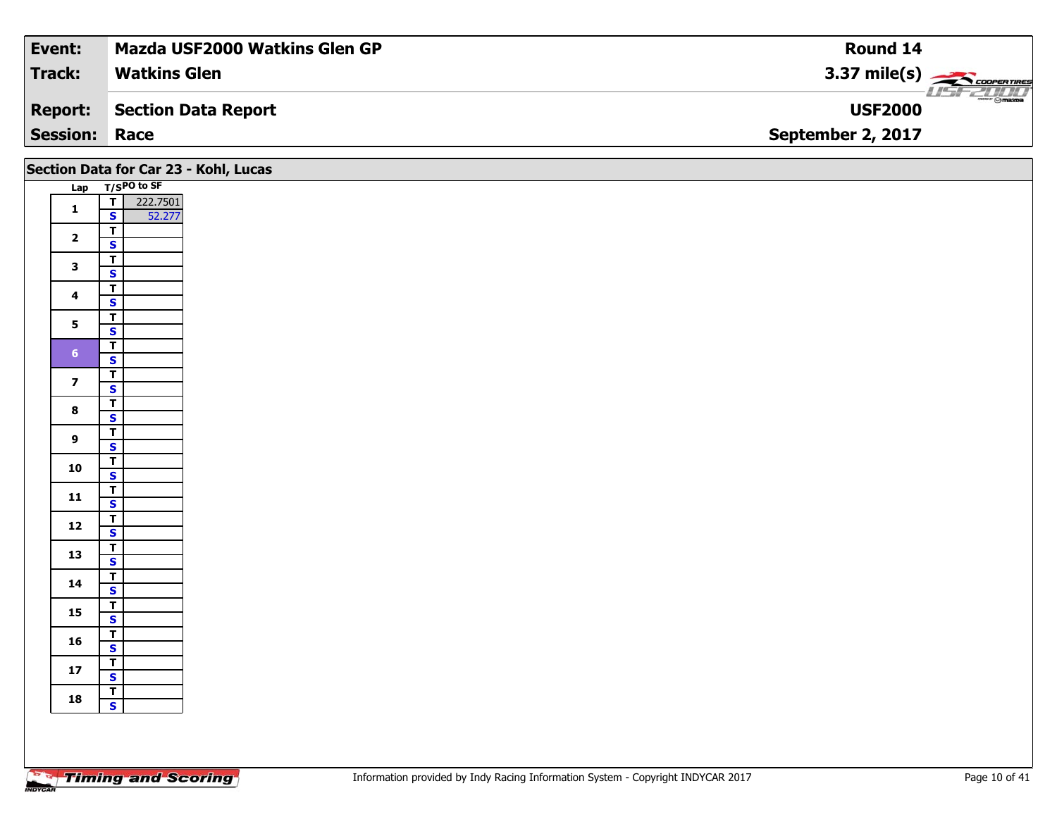| Event: | Mazda USF2000 Watkins Glen GP | Round 14 |
|---|---|---|
| Track: | Watkins Glen | 3.37 mile(s) |
| Report: | Section Data Report | USF2000 |
| Session: | Race | September 2, 2017 |

## Section Data for Car 23 - Kohl, Lucas

| Lap | T/S | PO to SF |
|---|---|---|
| 1 | T | 222.7501 |
| | S | 52.277 |
| 2 | T | |
| | S | |
| 3 | T | |
| | S | |
| 4 | T | |
| | S | |
| 5 | T | |
| | S | |
| 6 | T | |
| | S | |
| 7 | T | |
| | S | |
| 8 | T | |
| | S | |
| 9 | T | |
| | S | |
| 10 | T | |
| | S | |
| 11 | T | |
| | S | |
| 12 | T | |
| | S | |
| 13 | T | |
| | S | |
| 14 | T | |
| | S | |
| 15 | T | |
| | S | |
| 16 | T | |
| | S | |
| 17 | T | |
| | S | |
| 18 | T | |
| | S | |

Information provided by Indy Racing Information System - Copyright INDYCAR 2017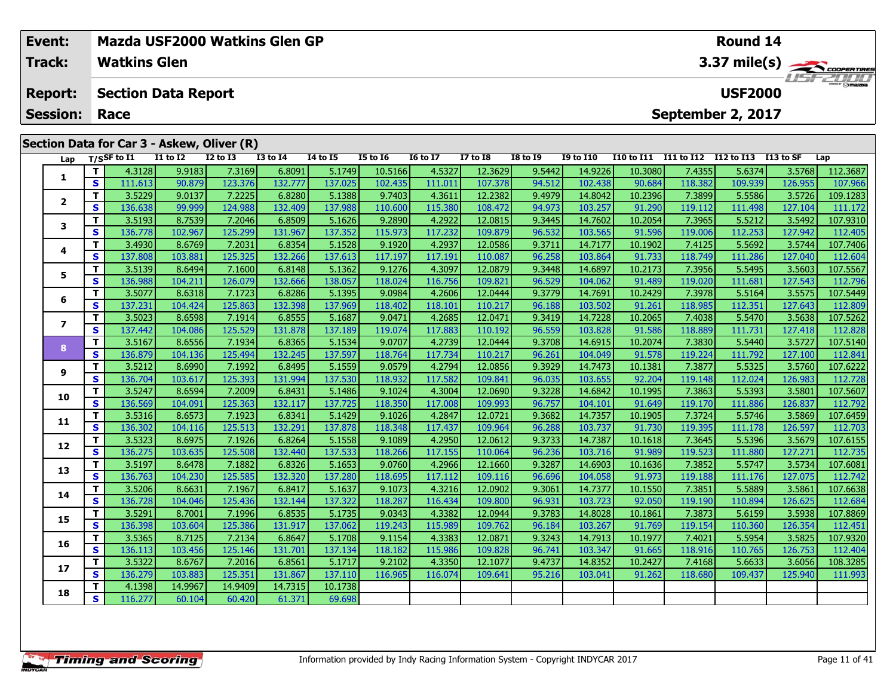| Event: | Mazda USF2000 Watkins Glen GP | Round 14 |
|---|---|---|
| Track: | Watkins Glen | 3.37 mile(s) |
| Report: | Section Data Report | USF2000 |
| Session: | Race | September 2, 2017 |

## Section Data for Car 3 - Askew, Oliver (R)

| Lap | T/S | SF to I1 | I1 to I2 | I2 to I3 | I3 to I4 | I4 to I5 | I5 to I6 | I6 to I7 | I7 to I8 | I8 to I9 | I9 to I10 | I10 to I11 | I11 to I12 | I12 to I13 | I13 to SF | Lap |
|---|---|---|---|---|---|---|---|---|---|---|---|---|---|---|---|---|
| 1 | T | 4.3128 | 9.9183 | 7.3169 | 6.8091 | 5.1749 | 10.5166 | 4.5327 | 12.3629 | 9.5442 | 14.9226 | 10.3080 | 7.4355 | 5.6374 | 3.5768 | 112.3687 |
| | S | 111.613 | 90.879 | 123.376 | 132.777 | 137.025 | 102.435 | 111.011 | 107.378 | 94.512 | 102.438 | 90.684 | 118.382 | 109.939 | 126.955 | 107.966 |
| 2 | T | 3.5229 | 9.0137 | 7.2225 | 6.8280 | 5.1388 | 9.7403 | 4.3611 | 12.2382 | 9.4979 | 14.8042 | 10.2396 | 7.3899 | 5.5586 | 3.5726 | 109.1283 |
| | S | 136.638 | 99.999 | 124.988 | 132.409 | 137.988 | 110.600 | 115.380 | 108.472 | 94.973 | 103.257 | 91.290 | 119.112 | 111.498 | 127.104 | 111.172 |
| 3 | T | 3.5193 | 8.7539 | 7.2046 | 6.8509 | 5.1626 | 9.2890 | 4.2922 | 12.0815 | 9.3445 | 14.7602 | 10.2054 | 7.3965 | 5.5212 | 3.5492 | 107.9310 |
| | S | 136.778 | 102.967 | 125.299 | 131.967 | 137.352 | 115.973 | 117.232 | 109.879 | 96.532 | 103.565 | 91.596 | 119.006 | 112.253 | 127.942 | 112.405 |
| 4 | T | 3.4930 | 8.6769 | 7.2031 | 6.8354 | 5.1528 | 9.1920 | 4.2937 | 12.0586 | 9.3711 | 14.7177 | 10.1902 | 7.4125 | 5.5692 | 3.5744 | 107.7406 |
| | S | 137.808 | 103.881 | 125.325 | 132.266 | 137.613 | 117.197 | 117.191 | 110.087 | 96.258 | 103.864 | 91.733 | 118.749 | 111.286 | 127.040 | 112.604 |
| 5 | T | 3.5139 | 8.6494 | 7.1600 | 6.8148 | 5.1362 | 9.1276 | 4.3097 | 12.0879 | 9.3448 | 14.6897 | 10.2173 | 7.3956 | 5.5495 | 3.5603 | 107.5567 |
| | S | 136.988 | 104.211 | 126.079 | 132.666 | 138.057 | 118.024 | 116.756 | 109.821 | 96.529 | 104.062 | 91.489 | 119.020 | 111.681 | 127.543 | 112.796 |
| 6 | T | 3.5077 | 8.6318 | 7.1723 | 6.8286 | 5.1395 | 9.0984 | 4.2606 | 12.0444 | 9.3779 | 14.7691 | 10.2429 | 7.3978 | 5.5164 | 3.5575 | 107.5449 |
| | S | 137.231 | 104.424 | 125.863 | 132.398 | 137.969 | 118.402 | 118.101 | 110.217 | 96.188 | 103.502 | 91.261 | 118.985 | 112.351 | 127.643 | 112.809 |
| 7 | T | 3.5023 | 8.6598 | 7.1914 | 6.8555 | 5.1687 | 9.0471 | 4.2685 | 12.0471 | 9.3419 | 14.7228 | 10.2065 | 7.4038 | 5.5470 | 3.5638 | 107.5262 |
| | S | 137.442 | 104.086 | 125.529 | 131.878 | 137.189 | 119.074 | 117.883 | 110.192 | 96.559 | 103.828 | 91.586 | 118.889 | 111.731 | 127.418 | 112.828 |
| 8 | T | 3.5167 | 8.6556 | 7.1934 | 6.8365 | 5.1534 | 9.0707 | 4.2739 | 12.0444 | 9.3708 | 14.6915 | 10.2074 | 7.3830 | 5.5440 | 3.5727 | 107.5140 |
| | S | 136.879 | 104.136 | 125.494 | 132.245 | 137.597 | 118.764 | 117.734 | 110.217 | 96.261 | 104.049 | 91.578 | 119.224 | 111.792 | 127.100 | 112.841 |
| 9 | T | 3.5212 | 8.6990 | 7.1992 | 6.8495 | 5.1559 | 9.0579 | 4.2794 | 12.0856 | 9.3929 | 14.7473 | 10.1381 | 7.3877 | 5.5325 | 3.5760 | 107.6222 |
| | S | 136.704 | 103.617 | 125.393 | 131.994 | 137.530 | 118.932 | 117.582 | 109.841 | 96.035 | 103.655 | 92.204 | 119.148 | 112.024 | 126.983 | 112.728 |
| 10 | T | 3.5247 | 8.6594 | 7.2009 | 6.8431 | 5.1486 | 9.1024 | 4.3004 | 12.0690 | 9.3228 | 14.6842 | 10.1995 | 7.3863 | 5.5393 | 3.5801 | 107.5607 |
| | S | 136.569 | 104.091 | 125.363 | 132.117 | 137.725 | 118.350 | 117.008 | 109.993 | 96.757 | 104.101 | 91.649 | 119.170 | 111.886 | 126.837 | 112.792 |
| 11 | T | 3.5316 | 8.6573 | 7.1923 | 6.8341 | 5.1429 | 9.1026 | 4.2847 | 12.0721 | 9.3682 | 14.7357 | 10.1905 | 7.3724 | 5.5746 | 3.5869 | 107.6459 |
| | S | 136.302 | 104.116 | 125.513 | 132.291 | 137.878 | 118.348 | 117.437 | 109.964 | 96.288 | 103.737 | 91.730 | 119.395 | 111.178 | 126.597 | 112.703 |
| 12 | T | 3.5323 | 8.6975 | 7.1926 | 6.8264 | 5.1558 | 9.1089 | 4.2950 | 12.0612 | 9.3733 | 14.7387 | 10.1618 | 7.3645 | 5.5396 | 3.5679 | 107.6155 |
| | S | 136.275 | 103.635 | 125.508 | 132.440 | 137.533 | 118.266 | 117.155 | 110.064 | 96.236 | 103.716 | 91.989 | 119.523 | 111.880 | 127.271 | 112.735 |
| 13 | T | 3.5197 | 8.6478 | 7.1882 | 6.8326 | 5.1653 | 9.0760 | 4.2966 | 12.1660 | 9.3287 | 14.6903 | 10.1636 | 7.3852 | 5.5747 | 3.5734 | 107.6081 |
| | S | 136.763 | 104.230 | 125.585 | 132.320 | 137.280 | 118.695 | 117.112 | 109.116 | 96.696 | 104.058 | 91.973 | 119.188 | 111.176 | 127.075 | 112.742 |
| 14 | T | 3.5206 | 8.6631 | 7.1967 | 6.8417 | 5.1637 | 9.1073 | 4.3216 | 12.0902 | 9.3061 | 14.7377 | 10.1550 | 7.3851 | 5.5889 | 3.5861 | 107.6638 |
| | S | 136.728 | 104.046 | 125.436 | 132.144 | 137.322 | 118.287 | 116.434 | 109.800 | 96.931 | 103.723 | 92.050 | 119.190 | 110.894 | 126.625 | 112.684 |
| 15 | T | 3.5291 | 8.7001 | 7.1996 | 6.8535 | 5.1735 | 9.0343 | 4.3382 | 12.0944 | 9.3783 | 14.8028 | 10.1861 | 7.3873 | 5.6159 | 3.5938 | 107.8869 |
| | S | 136.398 | 103.604 | 125.386 | 131.917 | 137.062 | 119.243 | 115.989 | 109.762 | 96.184 | 103.267 | 91.769 | 119.154 | 110.360 | 126.354 | 112.451 |
| 16 | T | 3.5365 | 8.7125 | 7.2134 | 6.8647 | 5.1708 | 9.1154 | 4.3383 | 12.0871 | 9.3243 | 14.7913 | 10.1977 | 7.4021 | 5.5954 | 3.5825 | 107.9320 |
| | S | 136.113 | 103.456 | 125.146 | 131.701 | 137.134 | 118.182 | 115.986 | 109.828 | 96.741 | 103.347 | 91.665 | 118.916 | 110.765 | 126.753 | 112.404 |
| 17 | T | 3.5322 | 8.6767 | 7.2016 | 6.8561 | 5.1717 | 9.2102 | 4.3350 | 12.1077 | 9.4737 | 14.8352 | 10.2427 | 7.4168 | 5.6633 | 3.6056 | 108.3285 |
| | S | 136.279 | 103.883 | 125.351 | 131.867 | 137.110 | 116.965 | 116.074 | 109.641 | 95.216 | 103.041 | 91.262 | 118.680 | 109.437 | 125.940 | 111.993 |
| 18 | T | 4.1398 | 14.9967 | 14.9409 | 14.7315 | 10.1738 | | | | | | | | | | |
| | S | 116.277 | 60.104 | 60.420 | 61.371 | 69.698 | | | | | | | | | | |

Information provided by Indy Racing Information System - Copyright INDYCAR 2017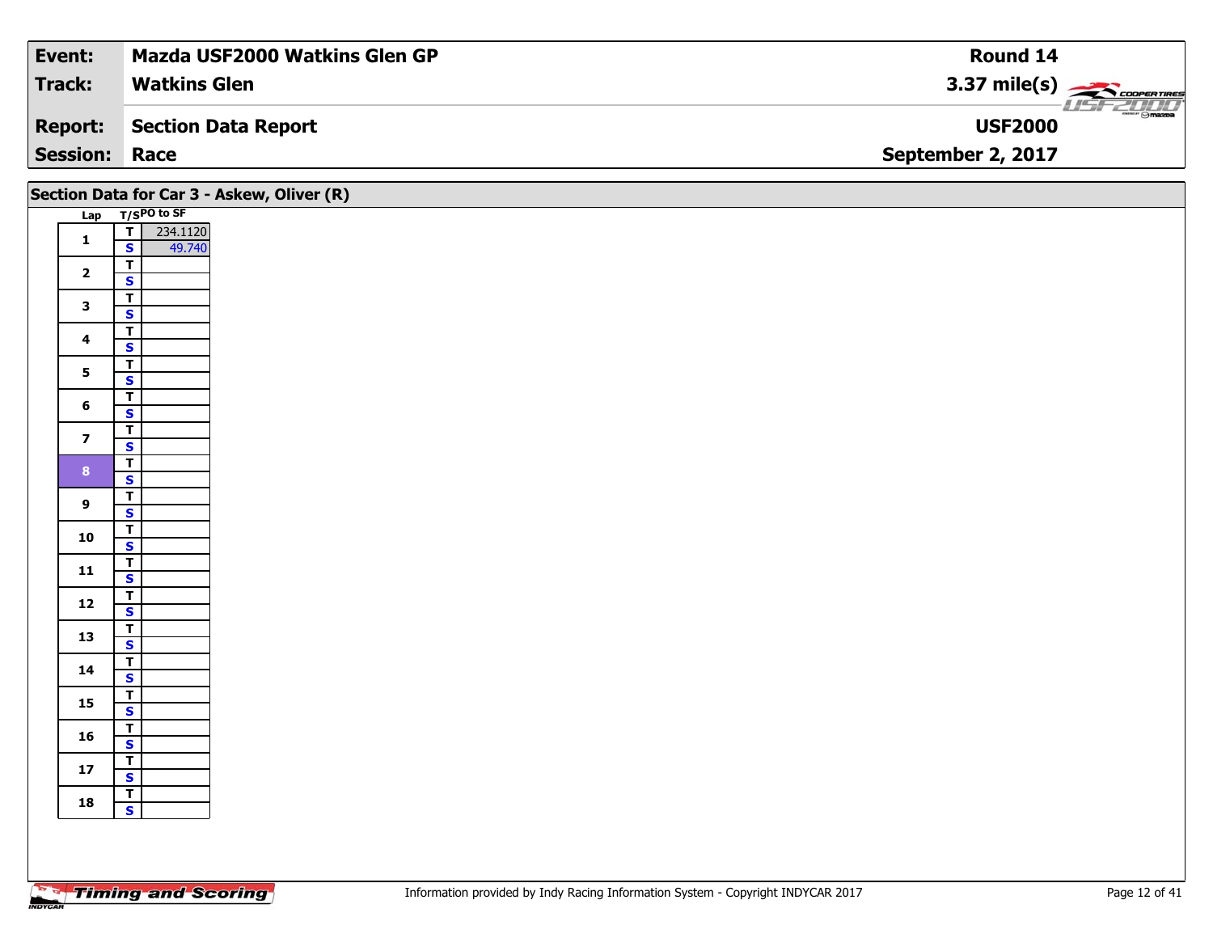| **Event:** | **Mazda USF2000 Watkins Glen GP** | **Round 14** |
|---|---|---|
| **Track:** | **Watkins Glen** | **3.37 mile(s)** |
| **Report:** | **Section Data Report** | **USF2000** |
| **Session:** | **Race** | **September 2, 2017** |

## Section Data for Car 3 - Askew, Oliver (R)

| Lap | T/S | PO to SF |
|---|---|---|
| 1 | T | 234.1120 |
| | S | 49.740 |
| 2 | T | |
| | S | |
| 3 | T | |
| | S | |
| 4 | T | |
| | S | |
| 5 | T | |
| | S | |
| 6 | T | |
| | S | |
| 7 | T | |
| | S | |
| 8 | T | |
| | S | |
| 9 | T | |
| | S | |
| 10 | T | |
| | S | |
| 11 | T | |
| | S | |
| 12 | T | |
| | S | |
| 13 | T | |
| | S | |
| 14 | T | |
| | S | |
| 15 | T | |
| | S | |
| 16 | T | |
| | S | |
| 17 | T | |
| | S | |
| 18 | T | |
| | S | |

Information provided by Indy Racing Information System - Copyright INDYCAR 2017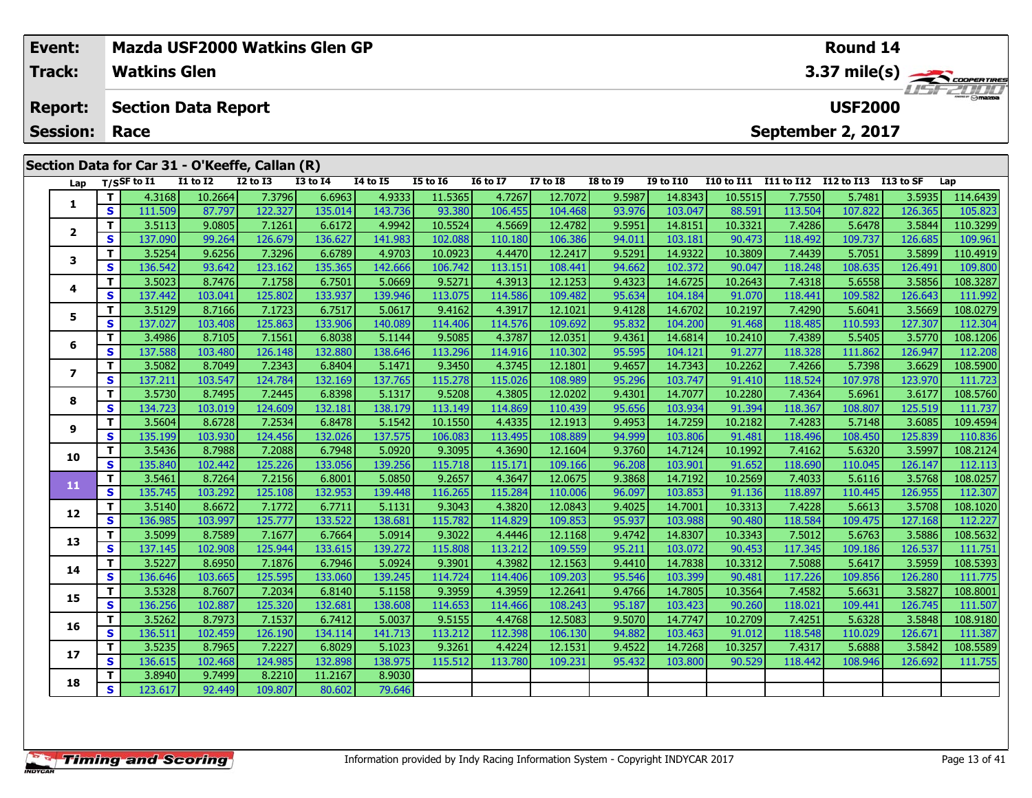| Event: | Mazda USF2000 Watkins Glen GP | Round 14 |
|---|---|---|
| Track: | Watkins Glen | 3.37 mile(s) |
| Report: | Section Data Report | USF2000 |
| Session: | Race | September 2, 2017 |

## Section Data for Car 31 - O'Keeffe, Callan (R)

| Lap | T/S | SF to I1 | I1 to I2 | I2 to I3 | I3 to I4 | I4 to I5 | I5 to I6 | I6 to I7 | I7 to I8 | I8 to I9 | I9 to I10 | I10 to I11 | I11 to I12 | I12 to I13 | I13 to SF | Lap |
|---|---|---|---|---|---|---|---|---|---|---|---|---|---|---|---|---|
| 1 | T | 4.3168 | 10.2664 | 7.3796 | 6.6963 | 4.9333 | 11.5365 | 4.7267 | 12.7072 | 9.5987 | 14.8343 | 10.5515 | 7.7550 | 5.7481 | 3.5935 | 114.6439 |
| | S | 111.509 | 87.797 | 122.327 | 135.014 | 143.736 | 93.380 | 106.455 | 104.468 | 93.976 | 103.047 | 88.591 | 113.504 | 107.822 | 126.365 | 105.823 |
| 2 | T | 3.5113 | 9.0805 | 7.1261 | 6.6172 | 4.9942 | 10.5524 | 4.5669 | 12.4782 | 9.5951 | 14.8151 | 10.3321 | 7.4286 | 5.6478 | 3.5844 | 110.3299 |
| | S | 137.090 | 99.264 | 126.679 | 136.627 | 141.983 | 102.088 | 110.180 | 106.386 | 94.011 | 103.181 | 90.473 | 118.492 | 109.737 | 126.685 | 109.961 |
| 3 | T | 3.5254 | 9.6256 | 7.3296 | 6.6789 | 4.9703 | 10.0923 | 4.4470 | 12.2417 | 9.5291 | 14.9322 | 10.3809 | 7.4439 | 5.7051 | 3.5899 | 110.4919 |
| | S | 136.542 | 93.642 | 123.162 | 135.365 | 142.666 | 106.742 | 113.151 | 108.441 | 94.662 | 102.372 | 90.047 | 118.248 | 108.635 | 126.491 | 109.800 |
| 4 | T | 3.5023 | 8.7476 | 7.1758 | 6.7501 | 5.0669 | 9.5271 | 4.3913 | 12.1253 | 9.4323 | 14.6725 | 10.2643 | 7.4318 | 5.6558 | 3.5856 | 108.3287 |
| | S | 137.442 | 103.041 | 125.802 | 133.937 | 139.946 | 113.075 | 114.586 | 109.482 | 95.634 | 104.184 | 91.070 | 118.441 | 109.582 | 126.643 | 111.992 |
| 5 | T | 3.5129 | 8.7166 | 7.1723 | 6.7517 | 5.0617 | 9.4162 | 4.3917 | 12.1021 | 9.4128 | 14.6702 | 10.2197 | 7.4290 | 5.6041 | 3.5669 | 108.0279 |
| | S | 137.027 | 103.408 | 125.863 | 133.906 | 140.089 | 114.406 | 114.576 | 109.692 | 95.832 | 104.200 | 91.468 | 118.485 | 110.593 | 127.307 | 112.304 |
| 6 | T | 3.4986 | 8.7105 | 7.1561 | 6.8038 | 5.1144 | 9.5085 | 4.3787 | 12.0351 | 9.4361 | 14.6814 | 10.2410 | 7.4389 | 5.5405 | 3.5770 | 108.1206 |
| | S | 137.588 | 103.480 | 126.148 | 132.880 | 138.646 | 113.296 | 114.916 | 110.302 | 95.595 | 104.121 | 91.277 | 118.328 | 111.862 | 126.947 | 112.208 |
| 7 | T | 3.5082 | 8.7049 | 7.2343 | 6.8404 | 5.1471 | 9.3450 | 4.3745 | 12.1801 | 9.4657 | 14.7343 | 10.2262 | 7.4266 | 5.7398 | 3.6629 | 108.5900 |
| | S | 137.211 | 103.547 | 124.784 | 132.169 | 137.765 | 115.278 | 115.026 | 108.989 | 95.296 | 103.747 | 91.410 | 118.524 | 107.978 | 123.970 | 111.723 |
| 8 | T | 3.5730 | 8.7495 | 7.2445 | 6.8398 | 5.1317 | 9.5208 | 4.3805 | 12.0202 | 9.4301 | 14.7077 | 10.2280 | 7.4364 | 5.6961 | 3.6177 | 108.5760 |
| | S | 134.723 | 103.019 | 124.609 | 132.181 | 138.179 | 113.149 | 114.869 | 110.439 | 95.656 | 103.934 | 91.394 | 118.367 | 108.807 | 125.519 | 111.737 |
| 9 | T | 3.5604 | 8.6728 | 7.2534 | 6.8478 | 5.1542 | 10.1550 | 4.4335 | 12.1913 | 9.4953 | 14.7259 | 10.2182 | 7.4283 | 5.7148 | 3.6085 | 109.4594 |
| | S | 135.199 | 103.930 | 124.456 | 132.026 | 137.575 | 106.083 | 113.495 | 108.889 | 94.999 | 103.806 | 91.481 | 118.496 | 108.450 | 125.839 | 110.836 |
| 10 | T | 3.5436 | 8.7988 | 7.2088 | 6.7948 | 5.0920 | 9.3095 | 4.3690 | 12.1604 | 9.3760 | 14.7124 | 10.1992 | 7.4162 | 5.6320 | 3.5997 | 108.2124 |
| | S | 135.840 | 102.442 | 125.226 | 133.056 | 139.256 | 115.718 | 115.171 | 109.166 | 96.208 | 103.901 | 91.652 | 118.690 | 110.045 | 126.147 | 112.113 |
| 11 | T | 3.5461 | 8.7264 | 7.2156 | 6.8001 | 5.0850 | 9.2657 | 4.3647 | 12.0675 | 9.3868 | 14.7192 | 10.2569 | 7.4033 | 5.6116 | 3.5768 | 108.0257 |
| | S | 135.745 | 103.292 | 125.108 | 132.953 | 139.448 | 116.265 | 115.284 | 110.006 | 96.097 | 103.853 | 91.136 | 118.897 | 110.445 | 126.955 | 112.307 |
| 12 | T | 3.5140 | 8.6672 | 7.1772 | 6.7711 | 5.1131 | 9.3043 | 4.3820 | 12.0843 | 9.4025 | 14.7001 | 10.3313 | 7.4228 | 5.6613 | 3.5708 | 108.1020 |
| | S | 136.985 | 103.997 | 125.777 | 133.522 | 138.681 | 115.782 | 114.829 | 109.853 | 95.937 | 103.988 | 90.480 | 118.584 | 109.475 | 127.168 | 112.227 |
| 13 | T | 3.5099 | 8.7589 | 7.1677 | 6.7664 | 5.0914 | 9.3022 | 4.4446 | 12.1168 | 9.4742 | 14.8307 | 10.3343 | 7.5012 | 5.6763 | 3.5886 | 108.5632 |
| | S | 137.145 | 102.908 | 125.944 | 133.615 | 139.272 | 115.808 | 113.212 | 109.559 | 95.211 | 103.072 | 90.453 | 117.345 | 109.186 | 126.537 | 111.751 |
| 14 | T | 3.5227 | 8.6950 | 7.1876 | 6.7946 | 5.0924 | 9.3901 | 4.3982 | 12.1563 | 9.4410 | 14.7838 | 10.3312 | 7.5088 | 5.6417 | 3.5959 | 108.5393 |
| | S | 136.646 | 103.665 | 125.595 | 133.060 | 139.245 | 114.724 | 114.406 | 109.203 | 95.546 | 103.399 | 90.481 | 117.226 | 109.856 | 126.280 | 111.775 |
| 15 | T | 3.5328 | 8.7607 | 7.2034 | 6.8140 | 5.1158 | 9.3959 | 4.3959 | 12.2641 | 9.4766 | 14.7805 | 10.3564 | 7.4582 | 5.6631 | 3.5827 | 108.8001 |
| | S | 136.256 | 102.887 | 125.320 | 132.681 | 138.608 | 114.653 | 114.466 | 108.243 | 95.187 | 103.423 | 90.260 | 118.021 | 109.441 | 126.745 | 111.507 |
| 16 | T | 3.5262 | 8.7973 | 7.1537 | 6.7412 | 5.0037 | 9.5155 | 4.4768 | 12.5083 | 9.5070 | 14.7747 | 10.2709 | 7.4251 | 5.6328 | 3.5848 | 108.9180 |
| | S | 136.511 | 102.459 | 126.190 | 134.114 | 141.713 | 113.212 | 112.398 | 106.130 | 94.882 | 103.463 | 91.012 | 118.548 | 110.029 | 126.671 | 111.387 |
| 17 | T | 3.5235 | 8.7965 | 7.2227 | 6.8029 | 5.1023 | 9.3261 | 4.4224 | 12.1531 | 9.4522 | 14.7268 | 10.3257 | 7.4317 | 5.6888 | 3.5842 | 108.5589 |
| | S | 136.615 | 102.468 | 124.985 | 132.898 | 138.975 | 115.512 | 113.780 | 109.231 | 95.432 | 103.800 | 90.529 | 118.442 | 108.946 | 126.692 | 111.755 |
| 18 | T | 3.8940 | 9.7499 | 8.2210 | 11.2167 | 8.9030 | | | | | | | | | | |
| | S | 123.617 | 92.449 | 109.807 | 80.602 | 79.646 | | | | | | | | | | |

Information provided by Indy Racing Information System - Copyright INDYCAR 2017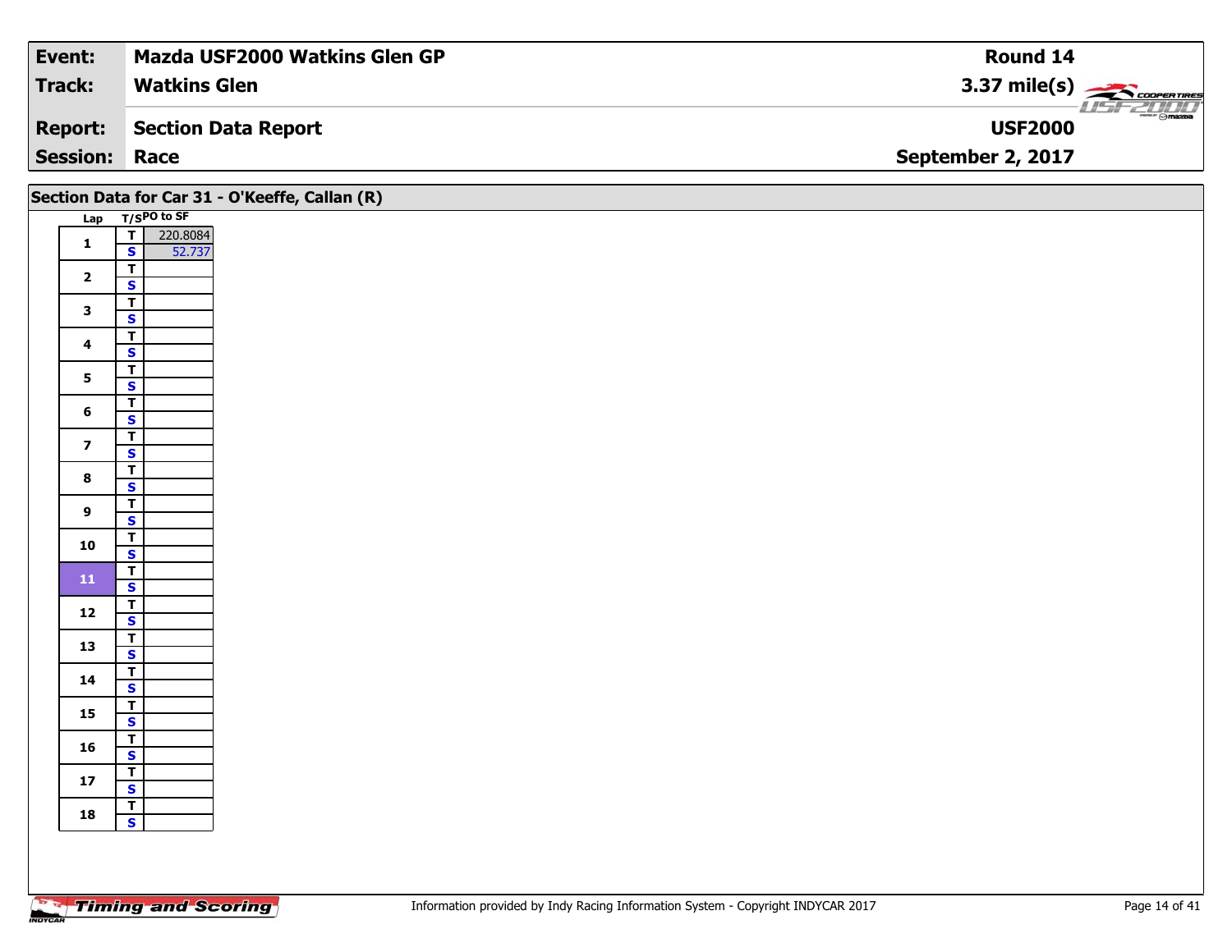| **Event:** | **Mazda USF2000 Watkins Glen GP** | **Round 14** |
|---|---|---|
| **Track:** | **Watkins Glen** | **3.37 mile(s)** |
| **Report:** | **Section Data Report** | **USF2000** |
| **Session:** | **Race** | **September 2, 2017** |

## Section Data for Car 31 - O'Keeffe, Callan (R)

| Lap | T/S | PO to SF |
|---|---|---|
| 1 | T | 220.8084 |
| | S | 52.737 |
| 2 | T | |
| | S | |
| 3 | T | |
| | S | |
| 4 | T | |
| | S | |
| 5 | T | |
| | S | |
| 6 | T | |
| | S | |
| 7 | T | |
| | S | |
| 8 | T | |
| | S | |
| 9 | T | |
| | S | |
| 10 | T | |
| | S | |
| 11 | T | |
| | S | |
| 12 | T | |
| | S | |
| 13 | T | |
| | S | |
| 14 | T | |
| | S | |
| 15 | T | |
| | S | |
| 16 | T | |
| | S | |
| 17 | T | |
| | S | |
| 18 | T | |
| | S | |

Information provided by Indy Racing Information System - Copyright INDYCAR 2017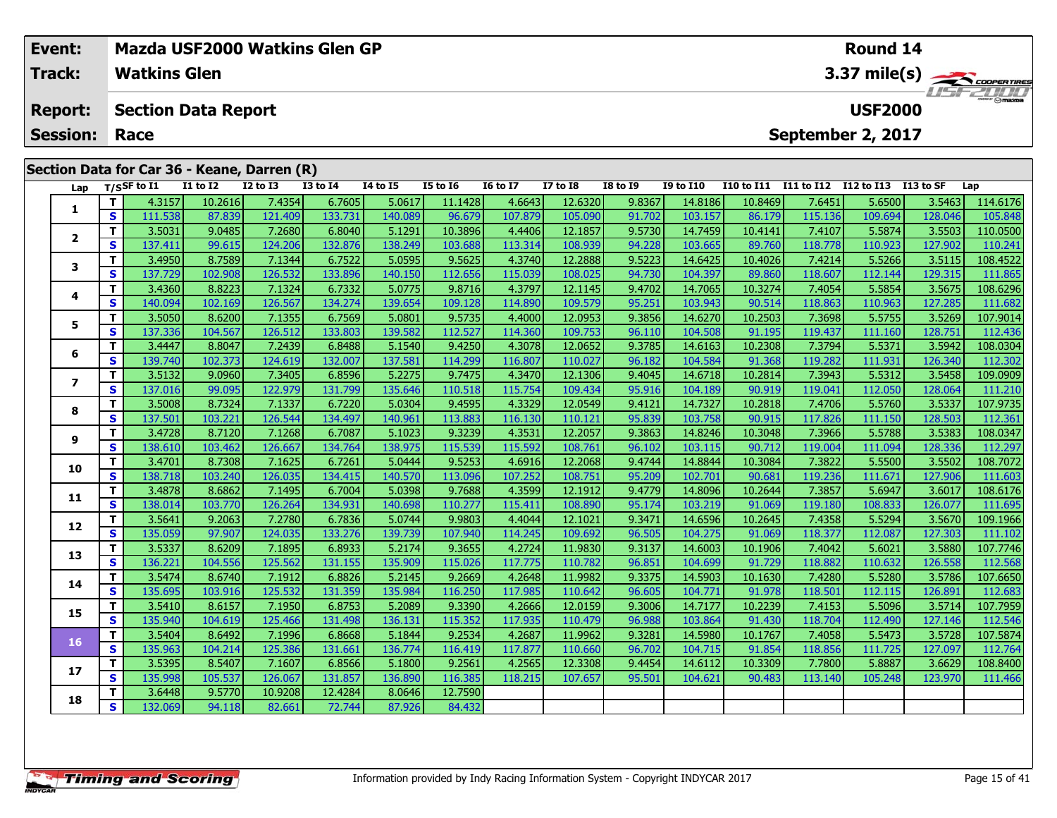| Event: | Mazda USF2000 Watkins Glen GP | Round 14 |
|---|---|---|
| Track: | Watkins Glen | 3.37 mile(s) |
| Report: | Section Data Report | USF2000 |
| Session: | Race | September 2, 2017 |

## Section Data for Car 36 - Keane, Darren (R)

| Lap | T/S | SF to I1 | I1 to I2 | I2 to I3 | I3 to I4 | I4 to I5 | I5 to I6 | I6 to I7 | I7 to I8 | I8 to I9 | I9 to I10 | I10 to I11 | I11 to I12 | I12 to I13 | I13 to SF | Lap |
|---|---|---|---|---|---|---|---|---|---|---|---|---|---|---|---|---|
| 1 | T | 4.3157 | 10.2616 | 7.4354 | 6.7605 | 5.0617 | 11.1428 | 4.6643 | 12.6320 | 9.8367 | 14.8186 | 10.8469 | 7.6451 | 5.6500 | 3.5463 | 114.6176 |
| | S | 111.538 | 87.839 | 121.409 | 133.731 | 140.089 | 96.679 | 107.879 | 105.090 | 91.702 | 103.157 | 86.179 | 115.136 | 109.694 | 128.046 | 105.848 |
| 2 | T | 3.5031 | 9.0485 | 7.2680 | 6.8040 | 5.1291 | 10.3896 | 4.4406 | 12.1857 | 9.5730 | 14.7459 | 10.4141 | 7.4107 | 5.5874 | 3.5503 | 110.0500 |
| | S | 137.411 | 99.615 | 124.206 | 132.876 | 138.249 | 103.688 | 113.314 | 108.939 | 94.228 | 103.665 | 89.760 | 118.778 | 110.923 | 127.902 | 110.241 |
| 3 | T | 3.4950 | 8.7589 | 7.1344 | 6.7522 | 5.0595 | 9.5625 | 4.3740 | 12.2888 | 9.5223 | 14.6425 | 10.4026 | 7.4214 | 5.5266 | 3.5115 | 108.4522 |
| | S | 137.729 | 102.908 | 126.532 | 133.896 | 140.150 | 112.656 | 115.039 | 108.025 | 94.730 | 104.397 | 89.860 | 118.607 | 112.144 | 129.315 | 111.865 |
| 4 | T | 3.4360 | 8.8223 | 7.1324 | 6.7332 | 5.0775 | 9.8716 | 4.3797 | 12.1145 | 9.4702 | 14.7065 | 10.3274 | 7.4054 | 5.5854 | 3.5675 | 108.6296 |
| | S | 140.094 | 102.169 | 126.567 | 134.274 | 139.654 | 109.128 | 114.890 | 109.579 | 95.251 | 103.943 | 90.514 | 118.863 | 110.963 | 127.285 | 111.682 |
| 5 | T | 3.5050 | 8.6200 | 7.1355 | 6.7569 | 5.0801 | 9.5735 | 4.4000 | 12.0953 | 9.3856 | 14.6270 | 10.2503 | 7.3698 | 5.5755 | 3.5269 | 107.9014 |
| | S | 137.336 | 104.567 | 126.512 | 133.803 | 139.582 | 112.527 | 114.360 | 109.753 | 96.110 | 104.508 | 91.195 | 119.437 | 111.160 | 128.751 | 112.436 |
| 6 | T | 3.4447 | 8.8047 | 7.2439 | 6.8488 | 5.1540 | 9.4250 | 4.3078 | 12.0652 | 9.3785 | 14.6163 | 10.2308 | 7.3794 | 5.5371 | 3.5942 | 108.0304 |
| | S | 139.740 | 102.373 | 124.619 | 132.007 | 137.581 | 114.299 | 116.807 | 110.027 | 96.182 | 104.584 | 91.368 | 119.282 | 111.931 | 126.340 | 112.302 |
| 7 | T | 3.5132 | 9.0960 | 7.3405 | 6.8596 | 5.2275 | 9.7475 | 4.3470 | 12.1306 | 9.4045 | 14.6718 | 10.2814 | 7.3943 | 5.5312 | 3.5458 | 109.0909 |
| | S | 137.016 | 99.095 | 122.979 | 131.799 | 135.646 | 110.518 | 115.754 | 109.434 | 95.916 | 104.189 | 90.919 | 119.041 | 112.050 | 128.064 | 111.210 |
| 8 | T | 3.5008 | 8.7324 | 7.1337 | 6.7220 | 5.0304 | 9.4595 | 4.3329 | 12.0549 | 9.4121 | 14.7327 | 10.2818 | 7.4706 | 5.5760 | 3.5337 | 107.9735 |
| | S | 137.501 | 103.221 | 126.544 | 134.497 | 140.961 | 113.883 | 116.130 | 110.121 | 95.839 | 103.758 | 90.915 | 117.826 | 111.150 | 128.503 | 112.361 |
| 9 | T | 3.4728 | 8.7120 | 7.1268 | 6.7087 | 5.1023 | 9.3239 | 4.3531 | 12.2057 | 9.3863 | 14.8246 | 10.3048 | 7.3966 | 5.5788 | 3.5383 | 108.0347 |
| | S | 138.610 | 103.462 | 126.667 | 134.764 | 138.975 | 115.539 | 115.592 | 108.761 | 96.102 | 103.115 | 90.712 | 119.004 | 111.094 | 128.336 | 112.297 |
| 10 | T | 3.4701 | 8.7308 | 7.1625 | 6.7261 | 5.0444 | 9.5253 | 4.6916 | 12.2068 | 9.4744 | 14.8844 | 10.3084 | 7.3822 | 5.5500 | 3.5502 | 108.7072 |
| | S | 138.718 | 103.240 | 126.035 | 134.415 | 140.570 | 113.096 | 107.252 | 108.751 | 95.209 | 102.701 | 90.681 | 119.236 | 111.671 | 127.906 | 111.603 |
| 11 | T | 3.4878 | 8.6862 | 7.1495 | 6.7004 | 5.0398 | 9.7688 | 4.3599 | 12.1912 | 9.4779 | 14.8096 | 10.2644 | 7.3857 | 5.6947 | 3.6017 | 108.6176 |
| | S | 138.014 | 103.770 | 126.264 | 134.931 | 140.698 | 110.277 | 115.411 | 108.890 | 95.174 | 103.219 | 91.069 | 119.180 | 108.833 | 126.077 | 111.695 |
| 12 | T | 3.5641 | 9.2063 | 7.2780 | 6.7836 | 5.0744 | 9.9803 | 4.4044 | 12.1021 | 9.3471 | 14.6596 | 10.2645 | 7.4358 | 5.5294 | 3.5670 | 109.1966 |
| | S | 135.059 | 97.907 | 124.035 | 133.276 | 139.739 | 107.940 | 114.245 | 109.692 | 96.505 | 104.275 | 91.069 | 118.377 | 112.087 | 127.303 | 111.102 |
| 13 | T | 3.5337 | 8.6209 | 7.1895 | 6.8933 | 5.2174 | 9.3655 | 4.2724 | 11.9830 | 9.3137 | 14.6003 | 10.1906 | 7.4042 | 5.6021 | 3.5880 | 107.7746 |
| | S | 136.221 | 104.556 | 125.562 | 131.155 | 135.909 | 115.026 | 117.775 | 110.782 | 96.851 | 104.699 | 91.729 | 118.882 | 110.632 | 126.558 | 112.568 |
| 14 | T | 3.5474 | 8.6740 | 7.1912 | 6.8826 | 5.2145 | 9.2669 | 4.2648 | 11.9982 | 9.3375 | 14.5903 | 10.1630 | 7.4280 | 5.5280 | 3.5786 | 107.6650 |
| | S | 135.695 | 103.916 | 125.532 | 131.359 | 135.984 | 116.250 | 117.985 | 110.642 | 96.605 | 104.771 | 91.978 | 118.501 | 112.115 | 126.891 | 112.683 |
| 15 | T | 3.5410 | 8.6157 | 7.1950 | 6.8753 | 5.2089 | 9.3390 | 4.2666 | 12.0159 | 9.3006 | 14.7177 | 10.2239 | 7.4153 | 5.5096 | 3.5714 | 107.7959 |
| | S | 135.940 | 104.619 | 125.466 | 131.498 | 136.131 | 115.352 | 117.935 | 110.479 | 96.988 | 103.864 | 91.430 | 118.704 | 112.490 | 127.146 | 112.546 |
| 16 | T | 3.5404 | 8.6492 | 7.1996 | 6.8668 | 5.1844 | 9.2534 | 4.2687 | 11.9962 | 9.3281 | 14.5980 | 10.1767 | 7.4058 | 5.5473 | 3.5728 | 107.5874 |
| | S | 135.963 | 104.214 | 125.386 | 131.661 | 136.774 | 116.419 | 117.877 | 110.660 | 96.702 | 104.715 | 91.854 | 118.856 | 111.725 | 127.097 | 112.764 |
| 17 | T | 3.5395 | 8.5407 | 7.1607 | 6.8566 | 5.1800 | 9.2561 | 4.2565 | 12.3308 | 9.4454 | 14.6112 | 10.3309 | 7.7800 | 5.8887 | 3.6629 | 108.8400 |
| | S | 135.998 | 105.537 | 126.067 | 131.857 | 136.890 | 116.385 | 118.215 | 107.657 | 95.501 | 104.621 | 90.483 | 113.140 | 105.248 | 123.970 | 111.466 |
| 18 | T | 3.6448 | 9.5770 | 10.9208 | 12.4284 | 8.0646 | 12.7590 | | | | | | | | | |
| | S | 132.069 | 94.118 | 82.661 | 72.744 | 87.926 | 84.432 | | | | | | | | | |

Information provided by Indy Racing Information System - Copyright INDYCAR 2017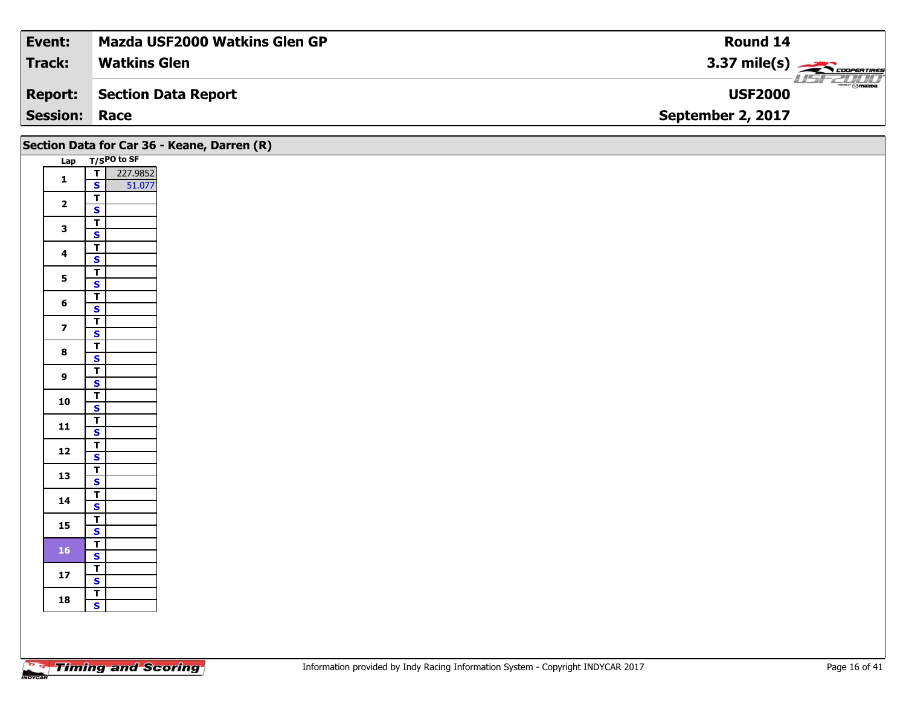| Event: | Mazda USF2000 Watkins Glen GP | Round 14 |
|---|---|---|
| Track: | Watkins Glen | 3.37 mile(s) |
| Report: | Section Data Report | USF2000 |
| Session: | Race | September 2, 2017 |

## Section Data for Car 36 - Keane, Darren (R)

| Lap | T/S | PO to SF |
|---|---|---|
| 1 | T | 227.9852 |
| | S | 51.077 |
| 2 | T | |
| | S | |
| 3 | T | |
| | S | |
| 4 | T | |
| | S | |
| 5 | T | |
| | S | |
| 6 | T | |
| | S | |
| 7 | T | |
| | S | |
| 8 | T | |
| | S | |
| 9 | T | |
| | S | |
| 10 | T | |
| | S | |
| 11 | T | |
| | S | |
| 12 | T | |
| | S | |
| 13 | T | |
| | S | |
| 14 | T | |
| | S | |
| 15 | T | |
| | S | |
| 16 | T | |
| | S | |
| 17 | T | |
| | S | |
| 18 | T | |
| | S | |

Information provided by Indy Racing Information System - Copyright INDYCAR 2017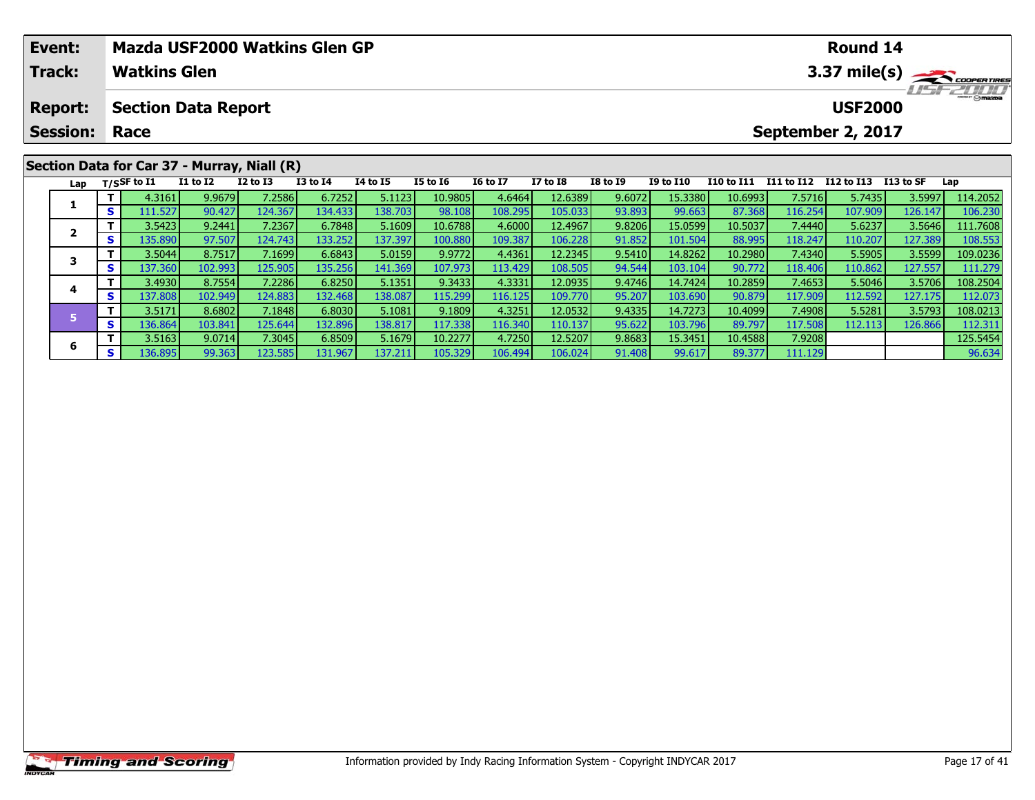| Event: | Mazda USF2000 Watkins Glen GP | Round 14 |
|---|---|---|
| Track: | Watkins Glen | 3.37 mile(s) |
| Report: | Section Data Report | USF2000 |
| Session: | Race | September 2, 2017 |

## Section Data for Car 37 - Murray, Niall (R)

| Lap | T/S | SF to I1 | I1 to I2 | I2 to I3 | I3 to I4 | I4 to I5 | I5 to I6 | I6 to I7 | I7 to I8 | I8 to I9 | I9 to I10 | I10 to I11 | I11 to I12 | I12 to I13 | I13 to SF | Lap |
|---|---|---|---|---|---|---|---|---|---|---|---|---|---|---|---|---|
| 1 | T | 4.3161 | 9.9679 | 7.2586 | 6.7252 | 5.1123 | 10.9805 | 4.6464 | 12.6389 | 9.6072 | 15.3380 | 10.6993 | 7.5716 | 5.7435 | 3.5997 | 114.2052 |
| | S | 111.527 | 90.427 | 124.367 | 134.433 | 138.703 | 98.108 | 108.295 | 105.033 | 93.893 | 99.663 | 87.368 | 116.254 | 107.909 | 126.147 | 106.230 |
| 2 | T | 3.5423 | 9.2441 | 7.2367 | 6.7848 | 5.1609 | 10.6788 | 4.6000 | 12.4967 | 9.8206 | 15.0599 | 10.5037 | 7.4440 | 5.6237 | 3.5646 | 111.7608 |
| | S | 135.890 | 97.507 | 124.743 | 133.252 | 137.397 | 100.880 | 109.387 | 106.228 | 91.852 | 101.504 | 88.995 | 118.247 | 110.207 | 127.389 | 108.553 |
| 3 | T | 3.5044 | 8.7517 | 7.1699 | 6.6843 | 5.0159 | 9.9772 | 4.4361 | 12.2345 | 9.5410 | 14.8262 | 10.2980 | 7.4340 | 5.5905 | 3.5599 | 109.0236 |
| | S | 137.360 | 102.993 | 125.905 | 135.256 | 141.369 | 107.973 | 113.429 | 108.505 | 94.544 | 103.104 | 90.772 | 118.406 | 110.862 | 127.557 | 111.279 |
| 4 | T | 3.4930 | 8.7554 | 7.2286 | 6.8250 | 5.1351 | 9.3433 | 4.3331 | 12.0935 | 9.4746 | 14.7424 | 10.2859 | 7.4653 | 5.5046 | 3.5706 | 108.2504 |
| | S | 137.808 | 102.949 | 124.883 | 132.468 | 138.087 | 115.299 | 116.125 | 109.770 | 95.207 | 103.690 | 90.879 | 117.909 | 112.592 | 127.175 | 112.073 |
| 5 | T | 3.5171 | 8.6802 | 7.1848 | 6.8030 | 5.1081 | 9.1809 | 4.3251 | 12.0532 | 9.4335 | 14.7273 | 10.4099 | 7.4908 | 5.5281 | 3.5793 | 108.0213 |
| | S | 136.864 | 103.841 | 125.644 | 132.896 | 138.817 | 117.338 | 116.340 | 110.137 | 95.622 | 103.796 | 89.797 | 117.508 | 112.113 | 126.866 | 112.311 |
| 6 | T | 3.5163 | 9.0714 | 7.3045 | 6.8509 | 5.1679 | 10.2277 | 4.7250 | 12.5207 | 9.8683 | 15.3451 | 10.4588 | 7.9208 | | | 125.5454 |
| | S | 136.895 | 99.363 | 123.585 | 131.967 | 137.211 | 105.329 | 106.494 | 106.024 | 91.408 | 99.617 | 89.377 | 111.129 | | | 96.634 |

Information provided by Indy Racing Information System - Copyright INDYCAR 2017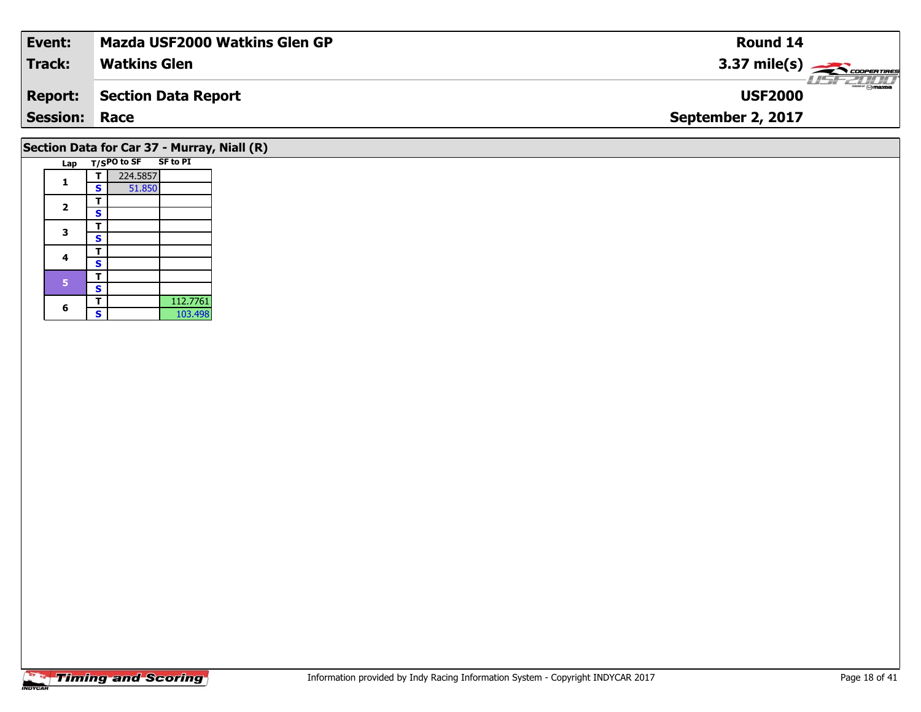| **Event:** | **Mazda USF2000 Watkins Glen GP** | **Round 14** |
|---|---|---|
| **Track:** | **Watkins Glen** | **3.37 mile(s)** |
| **Report:** | **Section Data Report** | **USF2000** |
| **Session:** | **Race** | **September 2, 2017** |

## Section Data for Car 37 - Murray, Niall (R)

| Lap | T/S | PO to SF | SF to PI |
|---|---|---|---|
| 1 | T | 224.5857 | |
| | S | 51.850 | |
| 2 | T | | |
| | S | | |
| 3 | T | | |
| | S | | |
| 4 | T | | |
| | S | | |
| 5 | T | | |
| | S | | |
| 6 | T | | 112.7761 |
| | S | | 103.498 |

Information provided by Indy Racing Information System - Copyright INDYCAR 2017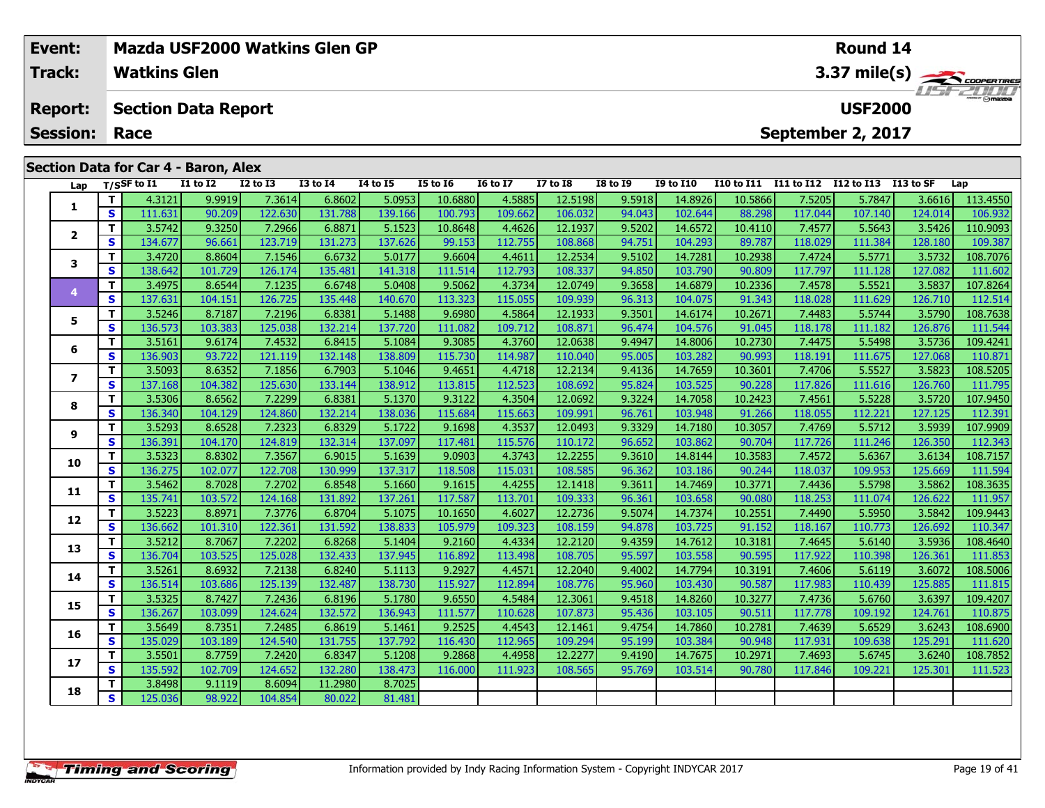| Event: | Mazda USF2000 Watkins Glen GP | Round 14 |
|---|---|---|
| Track: | Watkins Glen | 3.37 mile(s) |
| Report: | Section Data Report | USF2000 |
| Session: | Race | September 2, 2017 |

## Section Data for Car 4 - Baron, Alex

| Lap | T/S | SF to I1 | I1 to I2 | I2 to I3 | I3 to I4 | I4 to I5 | I5 to I6 | I6 to I7 | I7 to I8 | I8 to I9 | I9 to I10 | I10 to I11 | I11 to I12 | I12 to I13 | I13 to SF | Lap |
|---|---|---|---|---|---|---|---|---|---|---|---|---|---|---|---|---|
| 1 | T | 4.3121 | 9.9919 | 7.3614 | 6.8602 | 5.0953 | 10.6880 | 4.5885 | 12.5198 | 9.5918 | 14.8926 | 10.5866 | 7.5205 | 5.7847 | 3.6616 | 113.4550 |
| | S | 111.631 | 90.209 | 122.630 | 131.788 | 139.166 | 100.793 | 109.662 | 106.032 | 94.043 | 102.644 | 88.298 | 117.044 | 107.140 | 124.014 | 106.932 |
| 2 | T | 3.5742 | 9.3250 | 7.2966 | 6.8871 | 5.1523 | 10.8648 | 4.4626 | 12.1937 | 9.5202 | 14.6572 | 10.4110 | 7.4577 | 5.5643 | 3.5426 | 110.9093 |
| | S | 134.677 | 96.661 | 123.719 | 131.273 | 137.626 | 99.153 | 112.755 | 108.868 | 94.751 | 104.293 | 89.787 | 118.029 | 111.384 | 128.180 | 109.387 |
| 3 | T | 3.4720 | 8.8604 | 7.1546 | 6.6732 | 5.0177 | 9.6604 | 4.4611 | 12.2534 | 9.5102 | 14.7281 | 10.2938 | 7.4724 | 5.5771 | 3.5732 | 108.7076 |
| | S | 138.642 | 101.729 | 126.174 | 135.481 | 141.318 | 111.514 | 112.793 | 108.337 | 94.850 | 103.790 | 90.809 | 117.797 | 111.128 | 127.082 | 111.602 |
| 4 | T | 3.4975 | 8.6544 | 7.1235 | 6.6748 | 5.0408 | 9.5062 | 4.3734 | 12.0749 | 9.3658 | 14.6879 | 10.2336 | 7.4578 | 5.5521 | 3.5837 | 107.8264 |
| | S | 137.631 | 104.151 | 126.725 | 135.448 | 140.670 | 113.323 | 115.055 | 109.939 | 96.313 | 104.075 | 91.343 | 118.028 | 111.629 | 126.710 | 112.514 |
| 5 | T | 3.5246 | 8.7187 | 7.2196 | 6.8381 | 5.1488 | 9.6980 | 4.5864 | 12.1933 | 9.3501 | 14.6174 | 10.2671 | 7.4483 | 5.5744 | 3.5790 | 108.7638 |
| | S | 136.573 | 103.383 | 125.038 | 132.214 | 137.720 | 111.082 | 109.712 | 108.871 | 96.474 | 104.576 | 91.045 | 118.178 | 111.182 | 126.876 | 111.544 |
| 6 | T | 3.5161 | 9.6174 | 7.4532 | 6.8415 | 5.1084 | 9.3085 | 4.3760 | 12.0638 | 9.4947 | 14.8006 | 10.2730 | 7.4475 | 5.5498 | 3.5736 | 109.4241 |
| | S | 136.903 | 93.722 | 121.119 | 132.148 | 138.809 | 115.730 | 114.987 | 110.040 | 95.005 | 103.282 | 90.993 | 118.191 | 111.675 | 127.068 | 110.871 |
| 7 | T | 3.5093 | 8.6352 | 7.1856 | 6.7903 | 5.1046 | 9.4651 | 4.4718 | 12.2134 | 9.4136 | 14.7659 | 10.3601 | 7.4706 | 5.5527 | 3.5823 | 108.5205 |
| | S | 137.168 | 104.382 | 125.630 | 133.144 | 138.912 | 113.815 | 112.523 | 108.692 | 95.824 | 103.525 | 90.228 | 117.826 | 111.616 | 126.760 | 111.795 |
| 8 | T | 3.5306 | 8.6562 | 7.2299 | 6.8381 | 5.1370 | 9.3122 | 4.3504 | 12.0692 | 9.3224 | 14.7058 | 10.2423 | 7.4561 | 5.5228 | 3.5720 | 107.9450 |
| | S | 136.340 | 104.129 | 124.860 | 132.214 | 138.036 | 115.684 | 115.663 | 109.991 | 96.761 | 103.948 | 91.266 | 118.055 | 112.221 | 127.125 | 112.391 |
| 9 | T | 3.5293 | 8.6528 | 7.2323 | 6.8329 | 5.1722 | 9.1698 | 4.3537 | 12.0493 | 9.3329 | 14.7180 | 10.3057 | 7.4769 | 5.5712 | 3.5939 | 107.9909 |
| | S | 136.391 | 104.170 | 124.819 | 132.314 | 137.097 | 117.481 | 115.576 | 110.172 | 96.652 | 103.862 | 90.704 | 117.726 | 111.246 | 126.350 | 112.343 |
| 10 | T | 3.5323 | 8.8302 | 7.3567 | 6.9015 | 5.1639 | 9.0903 | 4.3743 | 12.2255 | 9.3610 | 14.8144 | 10.3583 | 7.4572 | 5.6367 | 3.6134 | 108.7157 |
| | S | 136.275 | 102.077 | 122.708 | 130.999 | 137.317 | 118.508 | 115.031 | 108.585 | 96.362 | 103.186 | 90.244 | 118.037 | 109.953 | 125.669 | 111.594 |
| 11 | T | 3.5462 | 8.7028 | 7.2702 | 6.8548 | 5.1660 | 9.1615 | 4.4255 | 12.1418 | 9.3611 | 14.7469 | 10.3771 | 7.4436 | 5.5798 | 3.5862 | 108.3635 |
| | S | 135.741 | 103.572 | 124.168 | 131.892 | 137.261 | 117.587 | 113.701 | 109.333 | 96.361 | 103.658 | 90.080 | 118.253 | 111.074 | 126.622 | 111.957 |
| 12 | T | 3.5223 | 8.8971 | 7.3776 | 6.8704 | 5.1075 | 10.1650 | 4.6027 | 12.2736 | 9.5074 | 14.7374 | 10.2551 | 7.4490 | 5.5950 | 3.5842 | 109.9443 |
| | S | 136.662 | 101.310 | 122.361 | 131.592 | 138.833 | 105.979 | 109.323 | 108.159 | 94.878 | 103.725 | 91.152 | 118.167 | 110.773 | 126.692 | 110.347 |
| 13 | T | 3.5212 | 8.7067 | 7.2202 | 6.8268 | 5.1404 | 9.2160 | 4.4334 | 12.2120 | 9.4359 | 14.7612 | 10.3181 | 7.4645 | 5.6140 | 3.5936 | 108.4640 |
| | S | 136.704 | 103.525 | 125.028 | 132.433 | 137.945 | 116.892 | 113.498 | 108.705 | 95.597 | 103.558 | 90.595 | 117.922 | 110.398 | 126.361 | 111.853 |
| 14 | T | 3.5261 | 8.6932 | 7.2138 | 6.8240 | 5.1113 | 9.2927 | 4.4571 | 12.2040 | 9.4002 | 14.7794 | 10.3191 | 7.4606 | 5.6119 | 3.6072 | 108.5006 |
| | S | 136.514 | 103.686 | 125.139 | 132.487 | 138.730 | 115.927 | 112.894 | 108.776 | 95.960 | 103.430 | 90.587 | 117.983 | 110.439 | 125.885 | 111.815 |
| 15 | T | 3.5325 | 8.7427 | 7.2436 | 6.8196 | 5.1780 | 9.6550 | 4.5484 | 12.3061 | 9.4518 | 14.8260 | 10.3277 | 7.4736 | 5.6760 | 3.6397 | 109.4207 |
| | S | 136.267 | 103.099 | 124.624 | 132.572 | 136.943 | 111.577 | 110.628 | 107.873 | 95.436 | 103.105 | 90.511 | 117.778 | 109.192 | 124.761 | 110.875 |
| 16 | T | 3.5649 | 8.7351 | 7.2485 | 6.8619 | 5.1461 | 9.2525 | 4.4543 | 12.1461 | 9.4754 | 14.7860 | 10.2781 | 7.4639 | 5.6529 | 3.6243 | 108.6900 |
| | S | 135.029 | 103.189 | 124.540 | 131.755 | 137.792 | 116.430 | 112.965 | 109.294 | 95.199 | 103.384 | 90.948 | 117.931 | 109.638 | 125.291 | 111.620 |
| 17 | T | 3.5501 | 8.7759 | 7.2420 | 6.8347 | 5.1208 | 9.2868 | 4.4958 | 12.2277 | 9.4190 | 14.7675 | 10.2971 | 7.4693 | 5.6745 | 3.6240 | 108.7852 |
| | S | 135.592 | 102.709 | 124.652 | 132.280 | 138.473 | 116.000 | 111.923 | 108.565 | 95.769 | 103.514 | 90.780 | 117.846 | 109.221 | 125.301 | 111.523 |
| 18 | T | 3.8498 | 9.1119 | 8.6094 | 11.2980 | 8.7025 | | | | | | | | | | |
| | S | 125.036 | 98.922 | 104.854 | 80.022 | 81.481 | | | | | | | | | | |

Information provided by Indy Racing Information System - Copyright INDYCAR 2017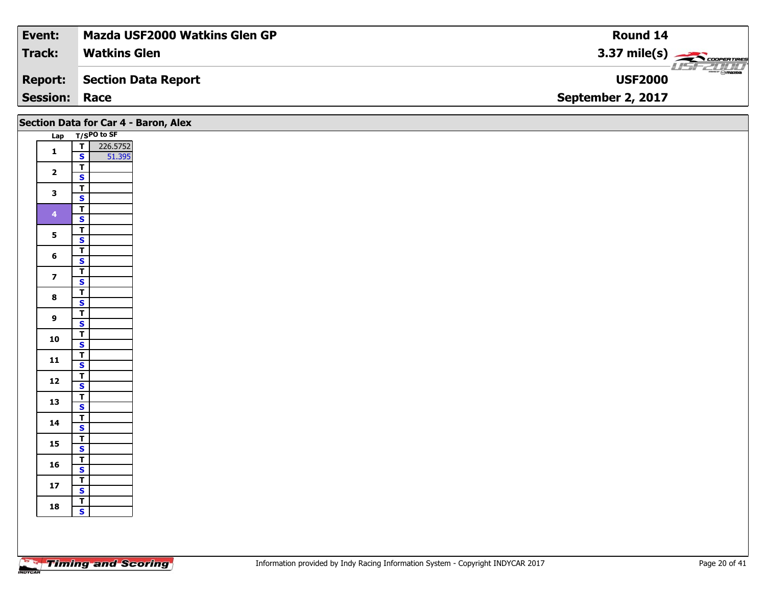| Event: | Mazda USF2000 Watkins Glen GP | Round 14 |
|---|---|---|
| Track: | Watkins Glen | 3.37 mile(s) |
| Report: | Section Data Report | USF2000 |
| Session: | Race | September 2, 2017 |

## Section Data for Car 4 - Baron, Alex

| Lap | T/S | PO to SF |
|---|---|---|
| 1 | T | 226.5752 |
| | S | 51.395 |
| 2 | T | |
| | S | |
| 3 | T | |
| | S | |
| 4 | T | |
| | S | |
| 5 | T | |
| | S | |
| 6 | T | |
| | S | |
| 7 | T | |
| | S | |
| 8 | T | |
| | S | |
| 9 | T | |
| | S | |
| 10 | T | |
| | S | |
| 11 | T | |
| | S | |
| 12 | T | |
| | S | |
| 13 | T | |
| | S | |
| 14 | T | |
| | S | |
| 15 | T | |
| | S | |
| 16 | T | |
| | S | |
| 17 | T | |
| | S | |
| 18 | T | |
| | S | |

Information provided by Indy Racing Information System - Copyright INDYCAR 2017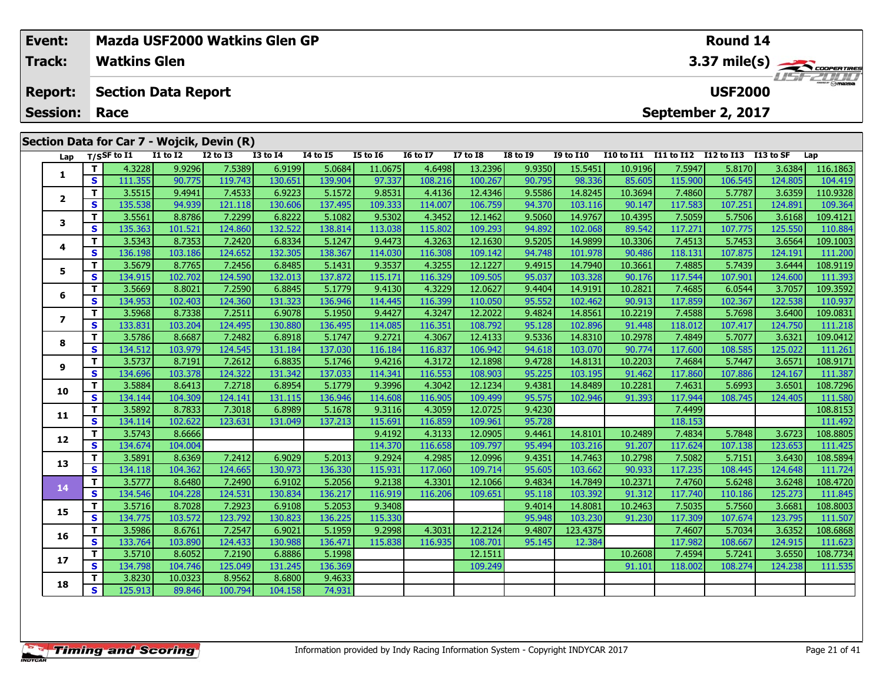| Event: | Mazda USF2000 Watkins Glen GP | Round 14 |
|---|---|---|
| Track: | Watkins Glen | 3.37 mile(s) |
| Report: | Section Data Report | USF2000 |
| Session: | Race | September 2, 2017 |

## Section Data for Car 7 - Wojcik, Devin (R)

| Lap | T/S | SF to I1 | I1 to I2 | I2 to I3 | I3 to I4 | I4 to I5 | I5 to I6 | I6 to I7 | I7 to I8 | I8 to I9 | I9 to I10 | I10 to I11 | I11 to I12 | I12 to I13 | I13 to SF | Lap |
|---|---|---|---|---|---|---|---|---|---|---|---|---|---|---|---|---|
| 1 | T | 4.3228 | 9.9296 | 7.5389 | 6.9199 | 5.0684 | 11.0675 | 4.6498 | 13.2396 | 9.9350 | 15.5451 | 10.9196 | 7.5947 | 5.8170 | 3.6384 | 116.1863 |
| | S | 111.355 | 90.775 | 119.743 | 130.651 | 139.904 | 97.337 | 108.216 | 100.267 | 90.795 | 98.336 | 85.605 | 115.900 | 106.545 | 124.805 | 104.419 |
| 2 | T | 3.5515 | 9.4941 | 7.4533 | 6.9223 | 5.1572 | 9.8531 | 4.4136 | 12.4346 | 9.5586 | 14.8245 | 10.3694 | 7.4860 | 5.7787 | 3.6359 | 110.9328 |
| | S | 135.538 | 94.939 | 121.118 | 130.606 | 137.495 | 109.333 | 114.007 | 106.759 | 94.370 | 103.116 | 90.147 | 117.583 | 107.251 | 124.891 | 109.364 |
| 3 | T | 3.5561 | 8.8786 | 7.2299 | 6.8222 | 5.1082 | 9.5302 | 4.3452 | 12.1462 | 9.5060 | 14.9767 | 10.4395 | 7.5059 | 5.7506 | 3.6168 | 109.4121 |
| | S | 135.363 | 101.521 | 124.860 | 132.522 | 138.814 | 113.038 | 115.802 | 109.293 | 94.892 | 102.068 | 89.542 | 117.271 | 107.775 | 125.550 | 110.884 |
| 4 | T | 3.5343 | 8.7353 | 7.2420 | 6.8334 | 5.1247 | 9.4473 | 4.3263 | 12.1630 | 9.5205 | 14.9899 | 10.3306 | 7.4513 | 5.7453 | 3.6564 | 109.1003 |
| | S | 136.198 | 103.186 | 124.652 | 132.305 | 138.367 | 114.030 | 116.308 | 109.142 | 94.748 | 101.978 | 90.486 | 118.131 | 107.875 | 124.191 | 111.200 |
| 5 | T | 3.5679 | 8.7765 | 7.2456 | 6.8485 | 5.1431 | 9.3537 | 4.3255 | 12.1227 | 9.4915 | 14.7940 | 10.3661 | 7.4885 | 5.7439 | 3.6444 | 108.9119 |
| | S | 134.915 | 102.702 | 124.590 | 132.013 | 137.872 | 115.171 | 116.329 | 109.505 | 95.037 | 103.328 | 90.176 | 117.544 | 107.901 | 124.600 | 111.393 |
| 6 | T | 3.5669 | 8.8021 | 7.2590 | 6.8845 | 5.1779 | 9.4130 | 4.3229 | 12.0627 | 9.4404 | 14.9191 | 10.2821 | 7.4685 | 6.0544 | 3.7057 | 109.3592 |
| | S | 134.953 | 102.403 | 124.360 | 131.323 | 136.946 | 114.445 | 116.399 | 110.050 | 95.552 | 102.462 | 90.913 | 117.859 | 102.367 | 122.538 | 110.937 |
| 7 | T | 3.5968 | 8.7338 | 7.2511 | 6.9078 | 5.1950 | 9.4427 | 4.3247 | 12.2022 | 9.4824 | 14.8561 | 10.2219 | 7.4588 | 5.7698 | 3.6400 | 109.0831 |
| | S | 133.831 | 103.204 | 124.495 | 130.880 | 136.495 | 114.085 | 116.351 | 108.792 | 95.128 | 102.896 | 91.448 | 118.012 | 107.417 | 124.750 | 111.218 |
| 8 | T | 3.5786 | 8.6687 | 7.2482 | 6.8918 | 5.1747 | 9.2721 | 4.3067 | 12.4133 | 9.5336 | 14.8310 | 10.2978 | 7.4849 | 5.7077 | 3.6321 | 109.0412 |
| | S | 134.512 | 103.979 | 124.545 | 131.184 | 137.030 | 116.184 | 116.837 | 106.942 | 94.618 | 103.070 | 90.774 | 117.600 | 108.585 | 125.022 | 111.261 |
| 9 | T | 3.5737 | 8.7191 | 7.2612 | 6.8835 | 5.1746 | 9.4216 | 4.3172 | 12.1898 | 9.4728 | 14.8131 | 10.2203 | 7.4684 | 5.7447 | 3.6571 | 108.9171 |
| | S | 134.696 | 103.378 | 124.322 | 131.342 | 137.033 | 114.341 | 116.553 | 108.903 | 95.225 | 103.195 | 91.462 | 117.860 | 107.886 | 124.167 | 111.387 |
| 10 | T | 3.5884 | 8.6413 | 7.2718 | 6.8954 | 5.1779 | 9.3996 | 4.3042 | 12.1234 | 9.4381 | 14.8489 | 10.2281 | 7.4631 | 5.6993 | 3.6501 | 108.7296 |
| | S | 134.144 | 104.309 | 124.141 | 131.115 | 136.946 | 114.608 | 116.905 | 109.499 | 95.575 | 102.946 | 91.393 | 117.944 | 108.745 | 124.405 | 111.580 |
| 11 | T | 3.5892 | 8.7833 | 7.3018 | 6.8989 | 5.1678 | 9.3116 | 4.3059 | 12.0725 | 9.4230 | | | 7.4499 | | | 108.8153 |
| | S | 134.114 | 102.622 | 123.631 | 131.049 | 137.213 | 115.691 | 116.859 | 109.961 | 95.728 | | | 118.153 | | | 111.492 |
| 12 | T | 3.5743 | 8.6666 | | | | 9.4192 | 4.3133 | 12.0905 | 9.4461 | 14.8101 | 10.2489 | 7.4834 | 5.7848 | 3.6723 | 108.8805 |
| | S | 134.674 | 104.004 | | | | 114.370 | 116.658 | 109.797 | 95.494 | 103.216 | 91.207 | 117.624 | 107.138 | 123.653 | 111.425 |
| 13 | T | 3.5891 | 8.6369 | 7.2412 | 6.9029 | 5.2013 | 9.2924 | 4.2985 | 12.0996 | 9.4351 | 14.7463 | 10.2798 | 7.5082 | 5.7151 | 3.6430 | 108.5894 |
| | S | 134.118 | 104.362 | 124.665 | 130.973 | 136.330 | 115.931 | 117.060 | 109.714 | 95.605 | 103.662 | 90.933 | 117.235 | 108.445 | 124.648 | 111.724 |
| 14 | T | 3.5777 | 8.6480 | 7.2490 | 6.9102 | 5.2056 | 9.2138 | 4.3301 | 12.1066 | 9.4834 | 14.7849 | 10.2371 | 7.4760 | 5.6248 | 3.6248 | 108.4720 |
| | S | 134.546 | 104.228 | 124.531 | 130.834 | 136.217 | 116.919 | 116.206 | 109.651 | 95.118 | 103.392 | 91.312 | 117.740 | 110.186 | 125.273 | 111.845 |
| 15 | T | 3.5716 | 8.7028 | 7.2923 | 6.9108 | 5.2053 | 9.3408 | | | 9.4014 | 14.8081 | 10.2463 | 7.5035 | 5.7560 | 3.6681 | 108.8003 |
| | S | 134.775 | 103.572 | 123.792 | 130.823 | 136.225 | 115.330 | | | 95.948 | 103.230 | 91.230 | 117.309 | 107.674 | 123.795 | 111.507 |
| 16 | T | 3.5986 | 8.6761 | 7.2547 | 6.9021 | 5.1959 | 9.2998 | 4.3031 | 12.2124 | 9.4807 | 123.4375 | | 7.4607 | 5.7034 | 3.6352 | 108.6868 |
| | S | 133.764 | 103.890 | 124.433 | 130.988 | 136.471 | 115.838 | 116.935 | 108.701 | 95.145 | 12.384 | | 117.982 | 108.667 | 124.915 | 111.623 |
| 17 | T | 3.5710 | 8.6052 | 7.2190 | 6.8886 | 5.1998 | | | 12.1511 | | | 10.2608 | 7.4594 | 5.7241 | 3.6550 | 108.7734 |
| | S | 134.798 | 104.746 | 125.049 | 131.245 | 136.369 | | | 109.249 | | | 91.101 | 118.002 | 108.274 | 124.238 | 111.535 |
| 18 | T | 3.8230 | 10.0323 | 8.9562 | 8.6800 | 9.4633 | | | | | | | | | | |
| | S | 125.913 | 89.846 | 100.794 | 104.158 | 74.931 | | | | | | | | | | |

Information provided by Indy Racing Information System - Copyright INDYCAR 2017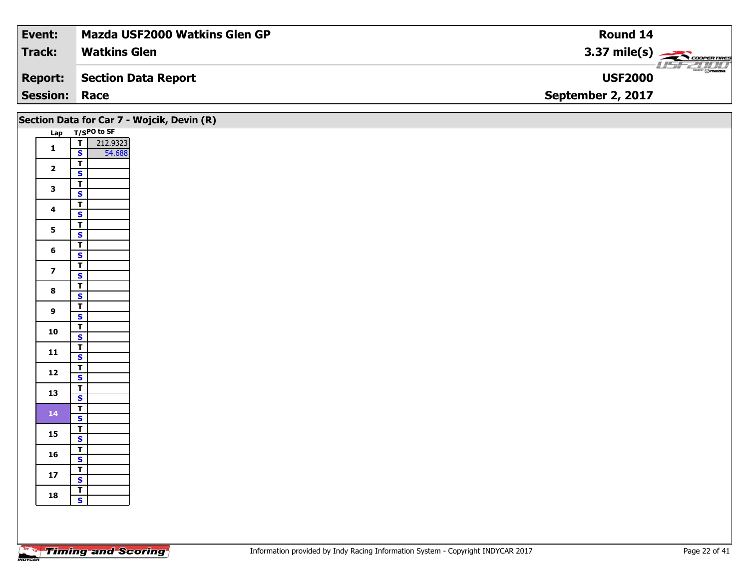| Event: | Mazda USF2000 Watkins Glen GP | Round 14 |
|---|---|---|
| Track: | Watkins Glen | 3.37 mile(s) |
| Report: | Section Data Report | USF2000 |
| Session: | Race | September 2, 2017 |

## Section Data for Car 7 - Wojcik, Devin (R)

| Lap | T/S | PO to SF |
|---|---|---|
| 1 | T | 212.9323 |
| | S | 54.688 |
| 2 | T | |
| | S | |
| 3 | T | |
| | S | |
| 4 | T | |
| | S | |
| 5 | T | |
| | S | |
| 6 | T | |
| | S | |
| 7 | T | |
| | S | |
| 8 | T | |
| | S | |
| 9 | T | |
| | S | |
| 10 | T | |
| | S | |
| 11 | T | |
| | S | |
| 12 | T | |
| | S | |
| 13 | T | |
| | S | |
| 14 | T | |
| | S | |
| 15 | T | |
| | S | |
| 16 | T | |
| | S | |
| 17 | T | |
| | S | |
| 18 | T | |
| | S | |

Information provided by Indy Racing Information System - Copyright INDYCAR 2017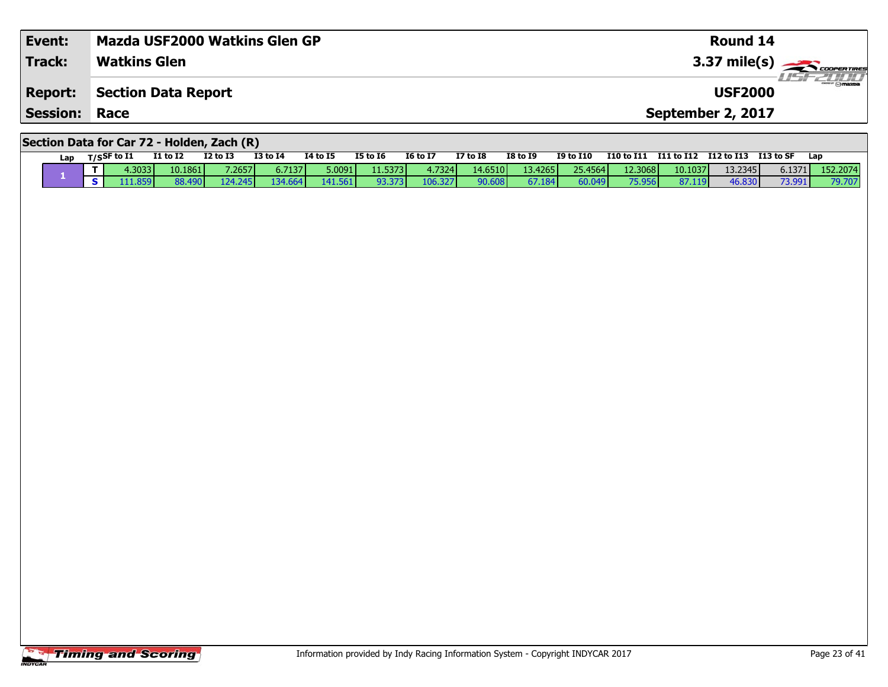| Event: | Mazda USF2000 Watkins Glen GP | Round 14 |
|---|---|---|
| Track: | Watkins Glen | 3.37 mile(s) |
| Report: | Section Data Report | USF2000 |
| Session: | Race | September 2, 2017 |

## Section Data for Car 72 - Holden, Zach (R)

| Lap | T/S | SF to I1 | I1 to I2 | I2 to I3 | I3 to I4 | I4 to I5 | I5 to I6 | I6 to I7 | I7 to I8 | I8 to I9 | I9 to I10 | I10 to I11 | I11 to I12 | I12 to I13 | I13 to SF | Lap |
|---|---|---|---|---|---|---|---|---|---|---|---|---|---|---|---|---|
| 1 | T | 4.3033 | 10.1861 | 7.2657 | 6.7137 | 5.0091 | 11.5373 | 4.7324 | 14.6510 | 13.4265 | 25.4564 | 12.3068 | 10.1037 | 13.2345 | 6.1371 | 152.2074 |
| | S | 111.859 | 88.490 | 124.245 | 134.664 | 141.561 | 93.373 | 106.327 | 90.608 | 67.184 | 60.049 | 75.956 | 87.119 | 46.830 | 73.991 | 79.707 |

Information provided by Indy Racing Information System - Copyright INDYCAR 2017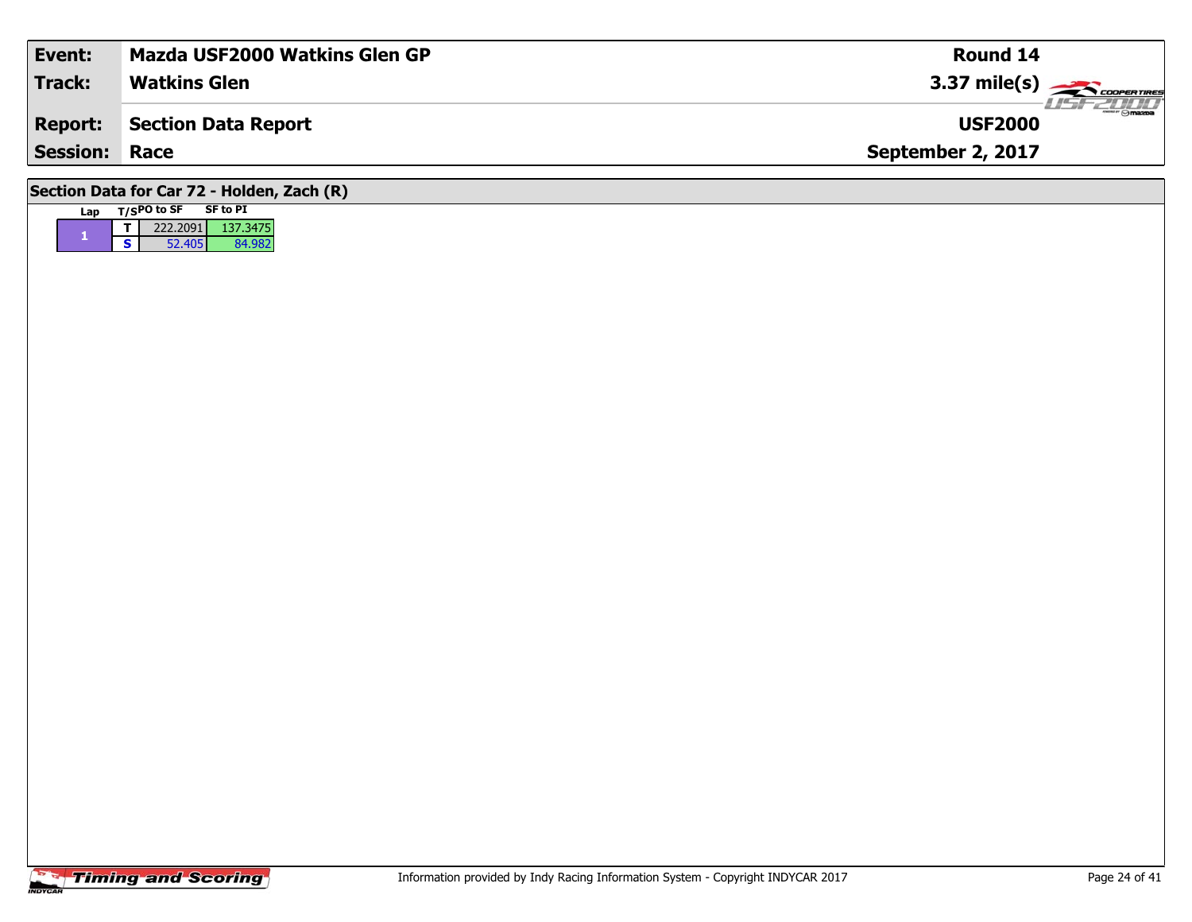| **Event:** | **Mazda USF2000 Watkins Glen GP** | **Round 14** |
|---|---|---|
| **Track:** | **Watkins Glen** | **3.37 mile(s)** |
| **Report:** | **Section Data Report** | **USF2000** |
| **Session:** | **Race** | **September 2, 2017** |

## Section Data for Car 72 - Holden, Zach (R)

| Lap | T/S | PO to SF | SF to PI |
|---|---|---|---|
| 1 | T | 222.2091 | 137.3475 |
| | S | 52.405 | 84.982 |

Information provided by Indy Racing Information System - Copyright INDYCAR 2017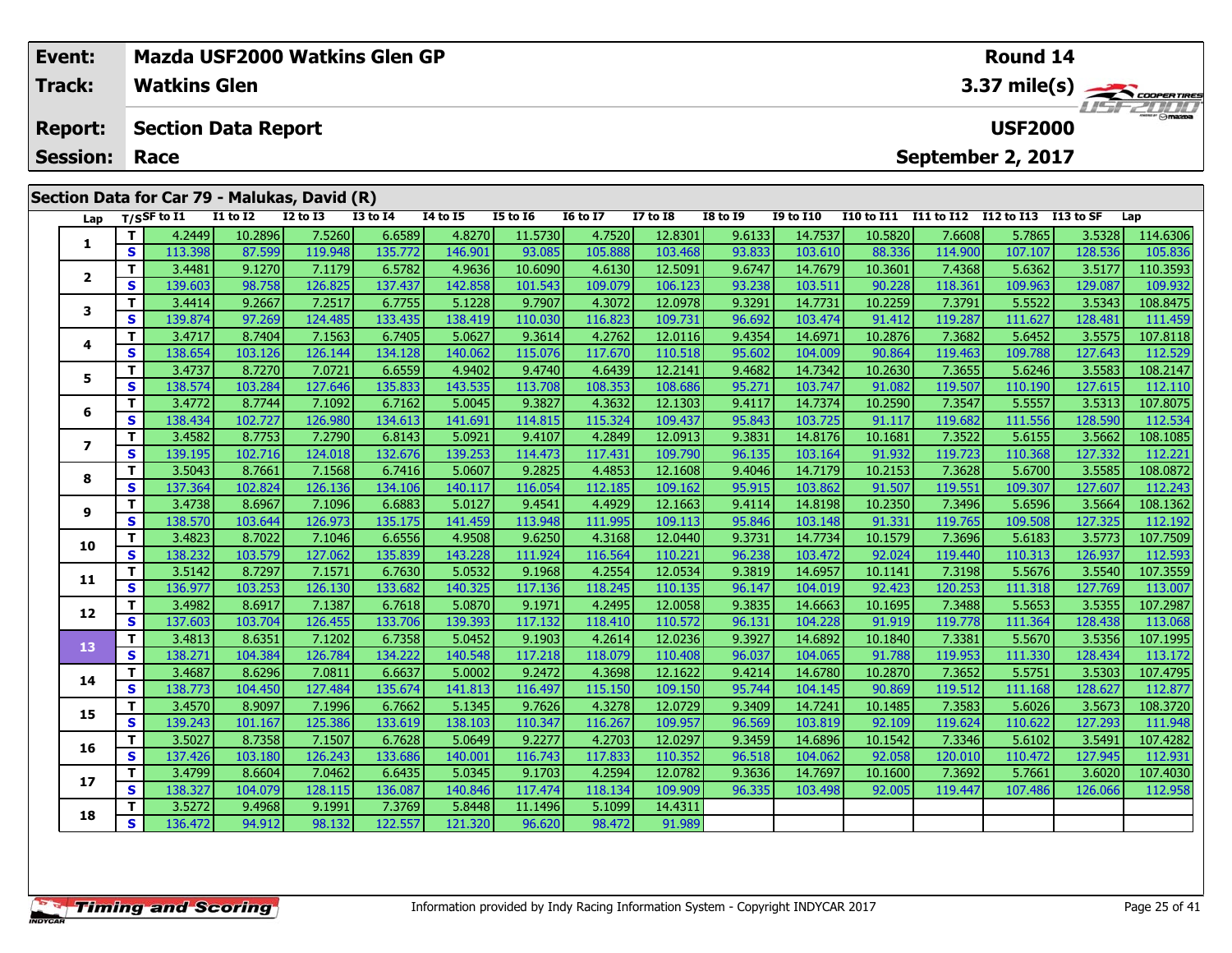| Event: | Mazda USF2000 Watkins Glen GP | Round 14 |
|---|---|---|
| Track: | Watkins Glen | 3.37 mile(s) |
| Report: | Section Data Report | USF2000 |
| Session: | Race | September 2, 2017 |

## Section Data for Car 79 - Malukas, David (R)

| Lap | T/S | SF to I1 | I1 to I2 | I2 to I3 | I3 to I4 | I4 to I5 | I5 to I6 | I6 to I7 | I7 to I8 | I8 to I9 | I9 to I10 | I10 to I11 | I11 to I12 | I12 to I13 | I13 to SF | Lap |
|---|---|---|---|---|---|---|---|---|---|---|---|---|---|---|---|---|
| 1 | T | 4.2449 | 10.2896 | 7.5260 | 6.6589 | 4.8270 | 11.5730 | 4.7520 | 12.8301 | 9.6133 | 14.7537 | 10.5820 | 7.6608 | 5.7865 | 3.5328 | 114.6306 |
| | S | 113.398 | 87.599 | 119.948 | 135.772 | 146.901 | 93.085 | 105.888 | 103.468 | 93.833 | 103.610 | 88.336 | 114.900 | 107.107 | 128.536 | 105.836 |
| 2 | T | 3.4481 | 9.1270 | 7.1179 | 6.5782 | 4.9636 | 10.6090 | 4.6130 | 12.5091 | 9.6747 | 14.7679 | 10.3601 | 7.4368 | 5.6362 | 3.5177 | 110.3593 |
| | S | 139.603 | 98.758 | 126.825 | 137.437 | 142.858 | 101.543 | 109.079 | 106.123 | 93.238 | 103.511 | 90.228 | 118.361 | 109.963 | 129.087 | 109.932 |
| 3 | T | 3.4414 | 9.2667 | 7.2517 | 6.7755 | 5.1228 | 9.7907 | 4.3072 | 12.0978 | 9.3291 | 14.7731 | 10.2259 | 7.3791 | 5.5522 | 3.5343 | 108.8475 |
| | S | 139.874 | 97.269 | 124.485 | 133.435 | 138.419 | 110.030 | 116.823 | 109.731 | 96.692 | 103.474 | 91.412 | 119.287 | 111.627 | 128.481 | 111.459 |
| 4 | T | 3.4717 | 8.7404 | 7.1563 | 6.7405 | 5.0627 | 9.3614 | 4.2762 | 12.0116 | 9.4354 | 14.6971 | 10.2876 | 7.3682 | 5.6452 | 3.5575 | 107.8118 |
| | S | 138.654 | 103.126 | 126.144 | 134.128 | 140.062 | 115.076 | 117.670 | 110.518 | 95.602 | 104.009 | 90.864 | 119.463 | 109.788 | 127.643 | 112.529 |
| 5 | T | 3.4737 | 8.7270 | 7.0721 | 6.6559 | 4.9402 | 9.4740 | 4.6439 | 12.2141 | 9.4682 | 14.7342 | 10.2630 | 7.3655 | 5.6246 | 3.5583 | 108.2147 |
| | S | 138.574 | 103.284 | 127.646 | 135.833 | 143.535 | 113.708 | 108.353 | 108.686 | 95.271 | 103.747 | 91.082 | 119.507 | 110.190 | 127.615 | 112.110 |
| 6 | T | 3.4772 | 8.7744 | 7.1092 | 6.7162 | 5.0045 | 9.3827 | 4.3632 | 12.1303 | 9.4117 | 14.7374 | 10.2590 | 7.3547 | 5.5557 | 3.5313 | 107.8075 |
| | S | 138.434 | 102.727 | 126.980 | 134.613 | 141.691 | 114.815 | 115.324 | 109.437 | 95.843 | 103.725 | 91.117 | 119.682 | 111.556 | 128.590 | 112.534 |
| 7 | T | 3.4582 | 8.7753 | 7.2790 | 6.8143 | 5.0921 | 9.4107 | 4.2849 | 12.0913 | 9.3831 | 14.8176 | 10.1681 | 7.3522 | 5.6155 | 3.5662 | 108.1085 |
| | S | 139.195 | 102.716 | 124.018 | 132.676 | 139.253 | 114.473 | 117.431 | 109.790 | 96.135 | 103.164 | 91.932 | 119.723 | 110.368 | 127.332 | 112.221 |
| 8 | T | 3.5043 | 8.7661 | 7.1568 | 6.7416 | 5.0607 | 9.2825 | 4.4853 | 12.1608 | 9.4046 | 14.7179 | 10.2153 | 7.3628 | 5.6700 | 3.5585 | 108.0872 |
| | S | 137.364 | 102.824 | 126.136 | 134.106 | 140.117 | 116.054 | 112.185 | 109.162 | 95.915 | 103.862 | 91.507 | 119.551 | 109.307 | 127.607 | 112.243 |
| 9 | T | 3.4738 | 8.6967 | 7.1096 | 6.6883 | 5.0127 | 9.4541 | 4.4929 | 12.1663 | 9.4114 | 14.8198 | 10.2350 | 7.3496 | 5.6596 | 3.5664 | 108.1362 |
| | S | 138.570 | 103.644 | 126.973 | 135.175 | 141.459 | 113.948 | 111.995 | 109.113 | 95.846 | 103.148 | 91.331 | 119.765 | 109.508 | 127.325 | 112.192 |
| 10 | T | 3.4823 | 8.7022 | 7.1046 | 6.6556 | 4.9508 | 9.6250 | 4.3168 | 12.0440 | 9.3731 | 14.7734 | 10.1579 | 7.3696 | 5.6183 | 3.5773 | 107.7509 |
| | S | 138.232 | 103.579 | 127.062 | 135.839 | 143.228 | 111.924 | 116.564 | 110.221 | 96.238 | 103.472 | 92.024 | 119.440 | 110.313 | 126.937 | 112.593 |
| 11 | T | 3.5142 | 8.7297 | 7.1571 | 6.7630 | 5.0532 | 9.1968 | 4.2554 | 12.0534 | 9.3819 | 14.6957 | 10.1141 | 7.3198 | 5.5676 | 3.5540 | 107.3559 |
| | S | 136.977 | 103.253 | 126.130 | 133.682 | 140.325 | 117.136 | 118.245 | 110.135 | 96.147 | 104.019 | 92.423 | 120.253 | 111.318 | 127.769 | 113.007 |
| 12 | T | 3.4982 | 8.6917 | 7.1387 | 6.7618 | 5.0870 | 9.1971 | 4.2495 | 12.0058 | 9.3835 | 14.6663 | 10.1695 | 7.3488 | 5.5653 | 3.5355 | 107.2987 |
| | S | 137.603 | 103.704 | 126.455 | 133.706 | 139.393 | 117.132 | 118.410 | 110.572 | 96.131 | 104.228 | 91.919 | 119.778 | 111.364 | 128.438 | 113.068 |
| 13 | T | 3.4813 | 8.6351 | 7.1202 | 6.7358 | 5.0452 | 9.1903 | 4.2614 | 12.0236 | 9.3927 | 14.6892 | 10.1840 | 7.3381 | 5.5670 | 3.5356 | 107.1995 |
| | S | 138.271 | 104.384 | 126.784 | 134.222 | 140.548 | 117.218 | 118.079 | 110.408 | 96.037 | 104.065 | 91.788 | 119.953 | 111.330 | 128.434 | 113.172 |
| 14 | T | 3.4687 | 8.6296 | 7.0811 | 6.6637 | 5.0002 | 9.2472 | 4.3698 | 12.1622 | 9.4214 | 14.6780 | 10.2870 | 7.3652 | 5.5751 | 3.5303 | 107.4795 |
| | S | 138.773 | 104.450 | 127.484 | 135.674 | 141.813 | 116.497 | 115.150 | 109.150 | 95.744 | 104.145 | 90.869 | 119.512 | 111.168 | 128.627 | 112.877 |
| 15 | T | 3.4570 | 8.9097 | 7.1996 | 6.7662 | 5.1345 | 9.7626 | 4.3278 | 12.0729 | 9.3409 | 14.7241 | 10.1485 | 7.3583 | 5.6026 | 3.5673 | 108.3720 |
| | S | 139.243 | 101.167 | 125.386 | 133.619 | 138.103 | 110.347 | 116.267 | 109.957 | 96.569 | 103.819 | 92.109 | 119.624 | 110.622 | 127.293 | 111.948 |
| 16 | T | 3.5027 | 8.7358 | 7.1507 | 6.7628 | 5.0649 | 9.2277 | 4.2703 | 12.0297 | 9.3459 | 14.6896 | 10.1542 | 7.3346 | 5.6102 | 3.5491 | 107.4282 |
| | S | 137.426 | 103.180 | 126.243 | 133.686 | 140.001 | 116.743 | 117.833 | 110.352 | 96.518 | 104.062 | 92.058 | 120.010 | 110.472 | 127.945 | 112.931 |
| 17 | T | 3.4799 | 8.6604 | 7.0462 | 6.6435 | 5.0345 | 9.1703 | 4.2594 | 12.0782 | 9.3636 | 14.7697 | 10.1600 | 7.3692 | 5.7661 | 3.6020 | 107.4030 |
| | S | 138.327 | 104.079 | 128.115 | 136.087 | 140.846 | 117.474 | 118.134 | 109.909 | 96.335 | 103.498 | 92.005 | 119.447 | 107.486 | 126.066 | 112.958 |
| 18 | T | 3.5272 | 9.4968 | 9.1991 | 7.3769 | 5.8448 | 11.1496 | 5.1099 | 14.4311 | | | | | | | |
| | S | 136.472 | 94.912 | 98.132 | 122.557 | 121.320 | 96.620 | 98.472 | 91.989 | | | | | | | |

Information provided by Indy Racing Information System - Copyright INDYCAR 2017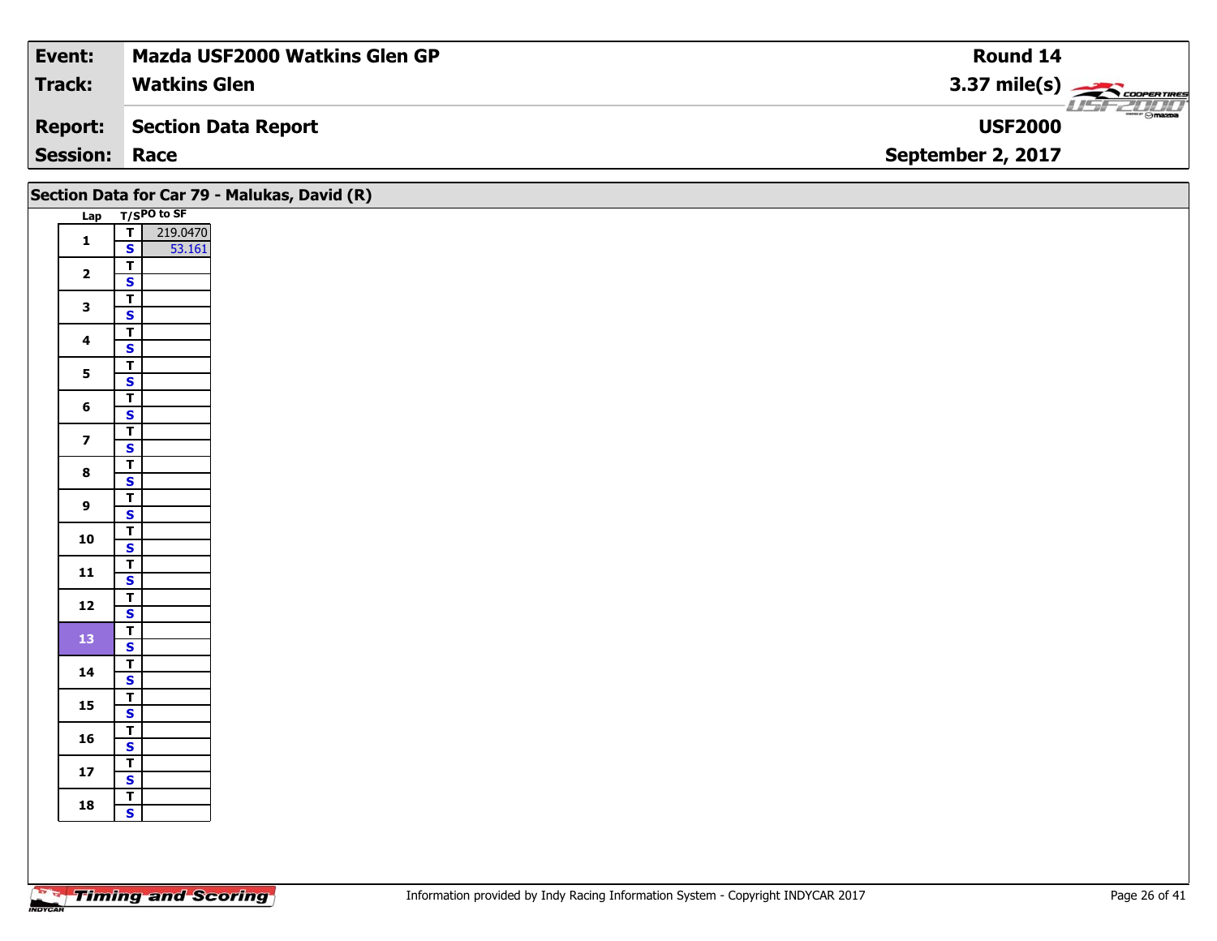| Event: | Mazda USF2000 Watkins Glen GP | Round 14 |
|---|---|---|
| Track: | Watkins Glen | 3.37 mile(s) |
| Report: | Section Data Report | USF2000 |
| Session: | Race | September 2, 2017 |

## Section Data for Car 79 - Malukas, David (R)

| Lap | T/S | PO to SF |
|---|---|---|
| 1 | T | 219.0470 |
| | S | 53.161 |
| 2 | T | |
| | S | |
| 3 | T | |
| | S | |
| 4 | T | |
| | S | |
| 5 | T | |
| | S | |
| 6 | T | |
| | S | |
| 7 | T | |
| | S | |
| 8 | T | |
| | S | |
| 9 | T | |
| | S | |
| 10 | T | |
| | S | |
| 11 | T | |
| | S | |
| 12 | T | |
| | S | |
| 13 | T | |
| | S | |
| 14 | T | |
| | S | |
| 15 | T | |
| | S | |
| 16 | T | |
| | S | |
| 17 | T | |
| | S | |
| 18 | T | |
| | S | |

Information provided by Indy Racing Information System - Copyright INDYCAR 2017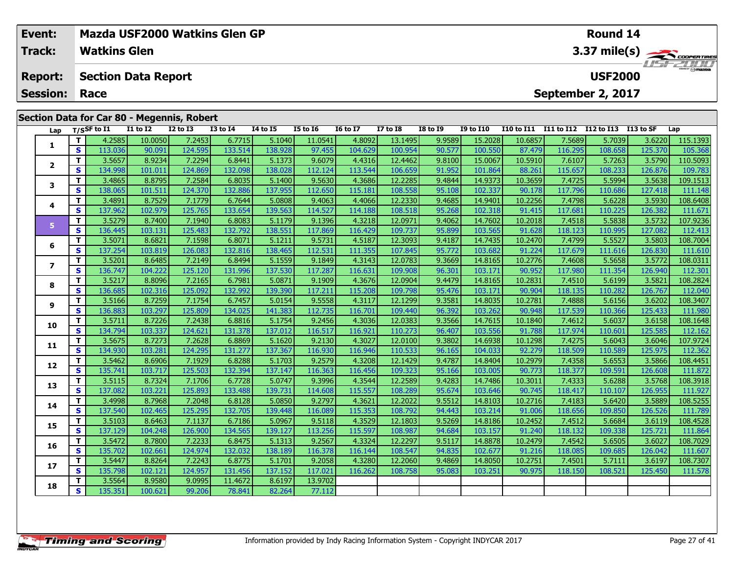| Event: | Mazda USF2000 Watkins Glen GP | Round 14 |
|---|---|---|
| Track: | Watkins Glen | 3.37 mile(s) |
| Report: | Section Data Report | USF2000 |
| Session: | Race | September 2, 2017 |

## Section Data for Car 80 - Megennis, Robert

| Lap | T/S | SF to I1 | I1 to I2 | I2 to I3 | I3 to I4 | I4 to I5 | I5 to I6 | I6 to I7 | I7 to I8 | I8 to I9 | I9 to I10 | I10 to I11 | I11 to I12 | I12 to I13 | I13 to SF | Lap |
|---|---|---|---|---|---|---|---|---|---|---|---|---|---|---|---|---|
| 1 | T | 4.2585 | 10.0050 | 7.2453 | 6.7715 | 5.1040 | 11.0541 | 4.8092 | 13.1495 | 9.9589 | 15.2028 | 10.6857 | 7.5689 | 5.7039 | 3.6220 | 115.1393 |
| | S | 113.036 | 90.091 | 124.595 | 133.514 | 138.928 | 97.455 | 104.629 | 100.954 | 90.577 | 100.550 | 87.479 | 116.295 | 108.658 | 125.370 | 105.368 |
| 2 | T | 3.5657 | 8.9234 | 7.2294 | 6.8441 | 5.1373 | 9.6079 | 4.4316 | 12.4462 | 9.8100 | 15.0067 | 10.5910 | 7.6107 | 5.7263 | 3.5790 | 110.5093 |
| | S | 134.998 | 101.011 | 124.869 | 132.098 | 138.028 | 112.124 | 113.544 | 106.659 | 91.952 | 101.864 | 88.261 | 115.657 | 108.233 | 126.876 | 109.783 |
| 3 | T | 3.4865 | 8.8795 | 7.2584 | 6.8035 | 5.1400 | 9.5630 | 4.3686 | 12.2285 | 9.4844 | 14.9373 | 10.3659 | 7.4725 | 5.5994 | 3.5638 | 109.1513 |
| | S | 138.065 | 101.511 | 124.370 | 132.886 | 137.955 | 112.650 | 115.181 | 108.558 | 95.108 | 102.337 | 90.178 | 117.796 | 110.686 | 127.418 | 111.148 |
| 4 | T | 3.4891 | 8.7529 | 7.1779 | 6.7644 | 5.0808 | 9.4063 | 4.4066 | 12.2330 | 9.4685 | 14.9401 | 10.2256 | 7.4798 | 5.6228 | 3.5930 | 108.6408 |
| | S | 137.962 | 102.979 | 125.765 | 133.654 | 139.563 | 114.527 | 114.188 | 108.518 | 95.268 | 102.318 | 91.415 | 117.681 | 110.225 | 126.382 | 111.671 |
| 5 | T | 3.5279 | 8.7400 | 7.1940 | 6.8083 | 5.1179 | 9.1396 | 4.3218 | 12.0971 | 9.4062 | 14.7602 | 10.2018 | 7.4518 | 5.5838 | 3.5732 | 107.9236 |
| | S | 136.445 | 103.131 | 125.483 | 132.792 | 138.551 | 117.869 | 116.429 | 109.737 | 95.899 | 103.565 | 91.628 | 118.123 | 110.995 | 127.082 | 112.413 |
| 6 | T | 3.5071 | 8.6821 | 7.1598 | 6.8071 | 5.1211 | 9.5731 | 4.5187 | 12.3093 | 9.4187 | 14.7435 | 10.2470 | 7.4799 | 5.5527 | 3.5803 | 108.7004 |
| | S | 137.254 | 103.819 | 126.083 | 132.816 | 138.465 | 112.531 | 111.355 | 107.845 | 95.772 | 103.682 | 91.224 | 117.679 | 111.616 | 126.830 | 111.610 |
| 7 | T | 3.5201 | 8.6485 | 7.2149 | 6.8494 | 5.1559 | 9.1849 | 4.3143 | 12.0783 | 9.3669 | 14.8165 | 10.2776 | 7.4608 | 5.5658 | 3.5772 | 108.0311 |
| | S | 136.747 | 104.222 | 125.120 | 131.996 | 137.530 | 117.287 | 116.631 | 109.908 | 96.301 | 103.171 | 90.952 | 117.980 | 111.354 | 126.940 | 112.301 |
| 8 | T | 3.5217 | 8.8096 | 7.2165 | 6.7981 | 5.0871 | 9.1909 | 4.3676 | 12.0904 | 9.4479 | 14.8165 | 10.2831 | 7.4510 | 5.6199 | 3.5821 | 108.2824 |
| | S | 136.685 | 102.316 | 125.092 | 132.992 | 139.390 | 117.211 | 115.208 | 109.798 | 95.476 | 103.171 | 90.904 | 118.135 | 110.282 | 126.767 | 112.040 |
| 9 | T | 3.5166 | 8.7259 | 7.1754 | 6.7457 | 5.0154 | 9.5558 | 4.3117 | 12.1299 | 9.3581 | 14.8035 | 10.2781 | 7.4888 | 5.6156 | 3.6202 | 108.3407 |
| | S | 136.883 | 103.297 | 125.809 | 134.025 | 141.383 | 112.735 | 116.701 | 109.440 | 96.392 | 103.262 | 90.948 | 117.539 | 110.366 | 125.433 | 111.980 |
| 10 | T | 3.5711 | 8.7226 | 7.2438 | 6.8816 | 5.1754 | 9.2456 | 4.3036 | 12.0383 | 9.3566 | 14.7615 | 10.1840 | 7.4612 | 5.6037 | 3.6158 | 108.1648 |
| | S | 134.794 | 103.337 | 124.621 | 131.378 | 137.012 | 116.517 | 116.921 | 110.273 | 96.407 | 103.556 | 91.788 | 117.974 | 110.601 | 125.585 | 112.162 |
| 11 | T | 3.5675 | 8.7273 | 7.2628 | 6.8869 | 5.1620 | 9.2130 | 4.3027 | 12.0100 | 9.3802 | 14.6938 | 10.1298 | 7.4275 | 5.6043 | 3.6046 | 107.9724 |
| | S | 134.930 | 103.281 | 124.295 | 131.277 | 137.367 | 116.930 | 116.946 | 110.533 | 96.165 | 104.033 | 92.279 | 118.509 | 110.589 | 125.975 | 112.362 |
| 12 | T | 3.5462 | 8.6906 | 7.1929 | 6.8288 | 5.1703 | 9.2579 | 4.3208 | 12.1429 | 9.4787 | 14.8404 | 10.2979 | 7.4358 | 5.6553 | 3.5866 | 108.4451 |
| | S | 135.741 | 103.717 | 125.503 | 132.394 | 137.147 | 116.363 | 116.456 | 109.323 | 95.166 | 103.005 | 90.773 | 118.377 | 109.591 | 126.608 | 111.872 |
| 13 | T | 3.5115 | 8.7324 | 7.1706 | 6.7728 | 5.0747 | 9.3996 | 4.3544 | 12.2589 | 9.4283 | 14.7486 | 10.3011 | 7.4333 | 5.6288 | 3.5768 | 108.3918 |
| | S | 137.082 | 103.221 | 125.893 | 133.488 | 139.731 | 114.608 | 115.557 | 108.289 | 95.674 | 103.646 | 90.745 | 118.417 | 110.107 | 126.955 | 111.927 |
| 14 | T | 3.4998 | 8.7968 | 7.2048 | 6.8128 | 5.0850 | 9.2797 | 4.3621 | 12.2022 | 9.5512 | 14.8103 | 10.2716 | 7.4183 | 5.6420 | 3.5889 | 108.5255 |
| | S | 137.540 | 102.465 | 125.295 | 132.705 | 139.448 | 116.089 | 115.353 | 108.792 | 94.443 | 103.214 | 91.006 | 118.656 | 109.850 | 126.526 | 111.789 |
| 15 | T | 3.5103 | 8.6463 | 7.1137 | 6.7186 | 5.0967 | 9.5118 | 4.3529 | 12.1803 | 9.5269 | 14.8186 | 10.2452 | 7.4512 | 5.6684 | 3.6119 | 108.4528 |
| | S | 137.129 | 104.248 | 126.900 | 134.565 | 139.127 | 113.256 | 115.597 | 108.987 | 94.684 | 103.157 | 91.240 | 118.132 | 109.338 | 125.721 | 111.864 |
| 16 | T | 3.5472 | 8.7800 | 7.2233 | 6.8475 | 5.1313 | 9.2567 | 4.3324 | 12.2297 | 9.5117 | 14.8878 | 10.2479 | 7.4542 | 5.6505 | 3.6027 | 108.7029 |
| | S | 135.702 | 102.661 | 124.974 | 132.032 | 138.189 | 116.378 | 116.144 | 108.547 | 94.835 | 102.677 | 91.216 | 118.085 | 109.685 | 126.042 | 111.607 |
| 17 | T | 3.5447 | 8.8264 | 7.2243 | 6.8775 | 5.1701 | 9.2058 | 4.3280 | 12.2060 | 9.4869 | 14.8050 | 10.2751 | 7.4501 | 5.7111 | 3.6197 | 108.7307 |
| | S | 135.798 | 102.121 | 124.957 | 131.456 | 137.152 | 117.021 | 116.262 | 108.758 | 95.083 | 103.251 | 90.975 | 118.150 | 108.521 | 125.450 | 111.578 |
| 18 | T | 3.5564 | 8.9580 | 9.0995 | 11.4672 | 8.6197 | 13.9702 | | | | | | | | | |
| | S | 135.351 | 100.621 | 99.206 | 78.841 | 82.264 | 77.112 | | | | | | | | | |

Information provided by Indy Racing Information System - Copyright INDYCAR 2017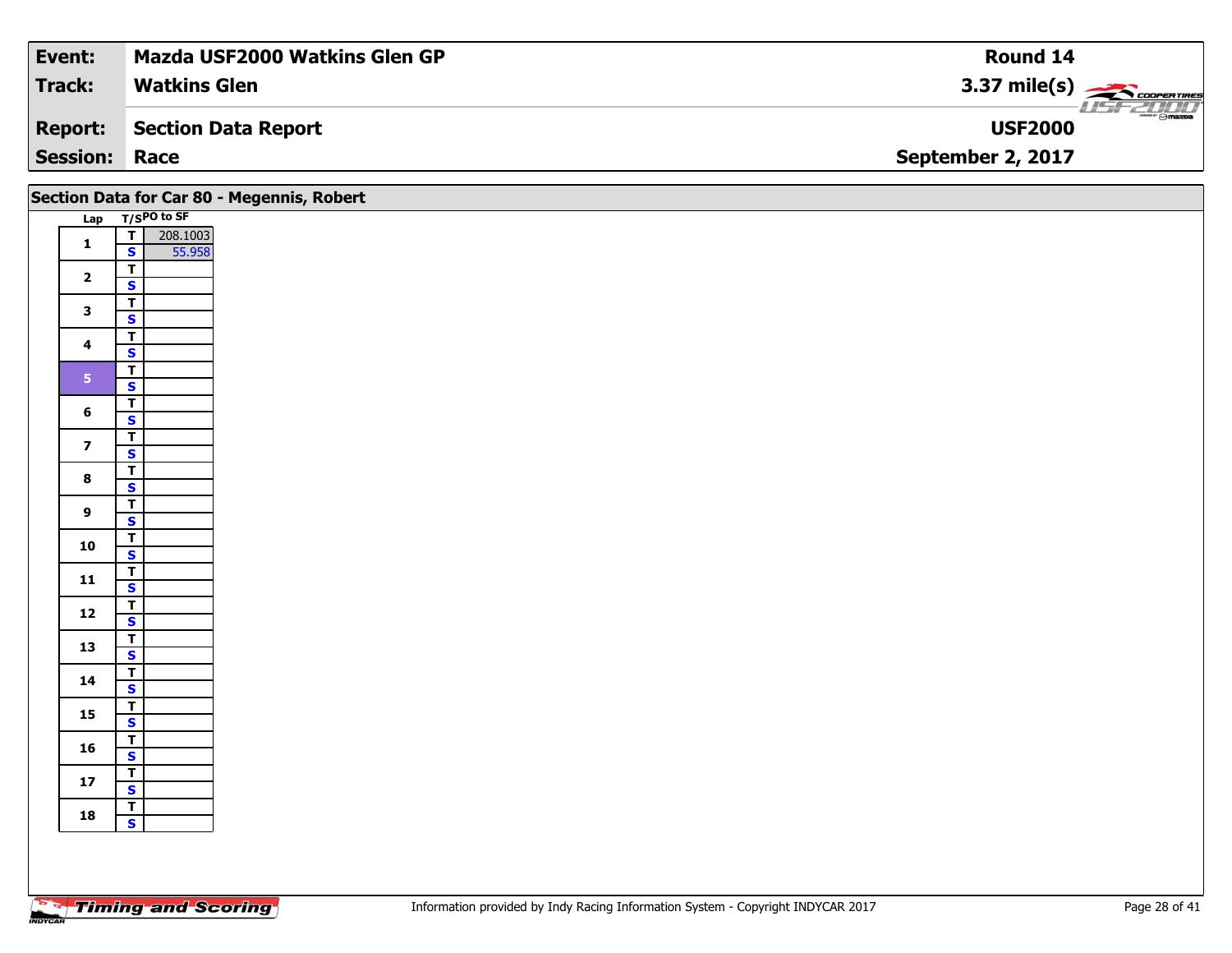| | | |
|---|---|---|
| **Event:** | **Mazda USF2000 Watkins Glen GP** | **Round 14** |
| **Track:** | **Watkins Glen** | **3.37 mile(s)** |
| **Report:** | **Section Data Report** | **USF2000** |
| **Session:** | **Race** | **September 2, 2017** |

## Section Data for Car 80 - Megennis, Robert

| Lap | T/S | PO to SF |
|---|---|---|
| 1 | T | 208.1003 |
| | S | 55.958 |
| 2 | T | |
| | S | |
| 3 | T | |
| | S | |
| 4 | T | |
| | S | |
| 5 | T | |
| | S | |
| 6 | T | |
| | S | |
| 7 | T | |
| | S | |
| 8 | T | |
| | S | |
| 9 | T | |
| | S | |
| 10 | T | |
| | S | |
| 11 | T | |
| | S | |
| 12 | T | |
| | S | |
| 13 | T | |
| | S | |
| 14 | T | |
| | S | |
| 15 | T | |
| | S | |
| 16 | T | |
| | S | |
| 17 | T | |
| | S | |
| 18 | T | |
| | S | |

Information provided by Indy Racing Information System - Copyright INDYCAR 2017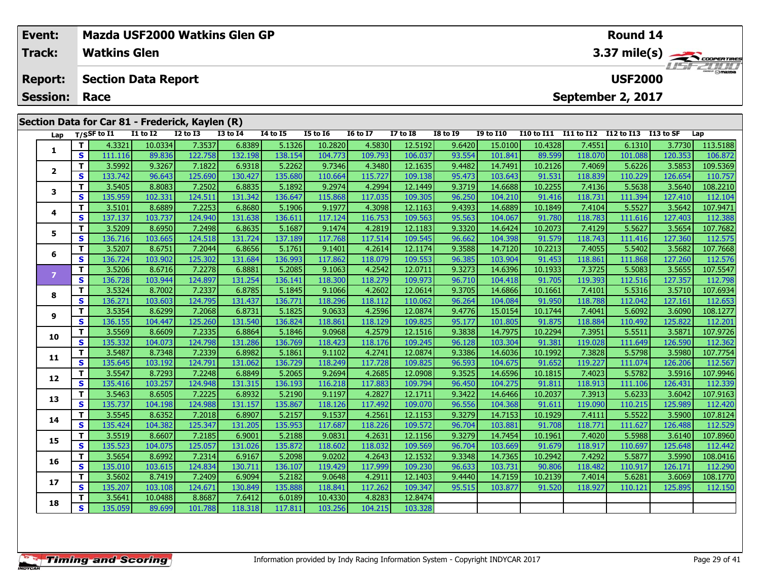| Event: | Mazda USF2000 Watkins Glen GP | Round 14 |
|---|---|---|
| Track: | Watkins Glen | 3.37 mile(s) |
| Report: | Section Data Report | USF2000 |
| Session: | Race | September 2, 2017 |

## Section Data for Car 81 - Frederick, Kaylen (R)

| Lap | T/S | SF to I1 | I1 to I2 | I2 to I3 | I3 to I4 | I4 to I5 | I5 to I6 | I6 to I7 | I7 to I8 | I8 to I9 | I9 to I10 | I10 to I11 | I11 to I12 | I12 to I13 | I13 to SF | Lap |
|---|---|---|---|---|---|---|---|---|---|---|---|---|---|---|---|---|
| 1 | T | 4.3321 | 10.0334 | 7.3537 | 6.8389 | 5.1326 | 10.2820 | 4.5830 | 12.5192 | 9.6420 | 15.0100 | 10.4328 | 7.4551 | 6.1310 | 3.7730 | 113.5188 |
| | S | 111.116 | 89.836 | 122.758 | 132.198 | 138.154 | 104.773 | 109.793 | 106.037 | 93.554 | 101.841 | 89.599 | 118.070 | 101.088 | 120.353 | 106.872 |
| 2 | T | 3.5992 | 9.3267 | 7.1822 | 6.9318 | 5.2262 | 9.7346 | 4.3480 | 12.1635 | 9.4482 | 14.7491 | 10.2126 | 7.4069 | 5.6226 | 3.5853 | 109.5369 |
| | S | 133.742 | 96.643 | 125.690 | 130.427 | 135.680 | 110.664 | 115.727 | 109.138 | 95.473 | 103.643 | 91.531 | 118.839 | 110.229 | 126.654 | 110.757 |
| 3 | T | 3.5405 | 8.8083 | 7.2502 | 6.8835 | 5.1892 | 9.2974 | 4.2994 | 12.1449 | 9.3719 | 14.6688 | 10.2255 | 7.4136 | 5.5638 | 3.5640 | 108.2210 |
| | S | 135.959 | 102.331 | 124.511 | 131.342 | 136.647 | 115.868 | 117.035 | 109.305 | 96.250 | 104.210 | 91.416 | 118.731 | 111.394 | 127.410 | 112.104 |
| 4 | T | 3.5101 | 8.6889 | 7.2253 | 6.8680 | 5.1906 | 9.1977 | 4.3098 | 12.1163 | 9.4393 | 14.6889 | 10.1849 | 7.4104 | 5.5527 | 3.5642 | 107.9471 |
| | S | 137.137 | 103.737 | 124.940 | 131.638 | 136.611 | 117.124 | 116.753 | 109.563 | 95.563 | 104.067 | 91.780 | 118.783 | 111.616 | 127.403 | 112.388 |
| 5 | T | 3.5209 | 8.6950 | 7.2498 | 6.8635 | 5.1687 | 9.1474 | 4.2819 | 12.1183 | 9.3320 | 14.6424 | 10.2073 | 7.4129 | 5.5627 | 3.5654 | 107.7682 |
| | S | 136.716 | 103.665 | 124.518 | 131.724 | 137.189 | 117.768 | 117.514 | 109.545 | 96.662 | 104.398 | 91.579 | 118.743 | 111.416 | 127.360 | 112.575 |
| 6 | T | 3.5207 | 8.6751 | 7.2044 | 6.8656 | 5.1761 | 9.1401 | 4.2614 | 12.1174 | 9.3588 | 14.7120 | 10.2213 | 7.4055 | 5.5402 | 3.5682 | 107.7668 |
| | S | 136.724 | 103.902 | 125.302 | 131.684 | 136.993 | 117.862 | 118.079 | 109.553 | 96.385 | 103.904 | 91.453 | 118.861 | 111.868 | 127.260 | 112.576 |
| 7 | T | 3.5206 | 8.6716 | 7.2278 | 6.8881 | 5.2085 | 9.1063 | 4.2542 | 12.0711 | 9.3273 | 14.6396 | 10.1933 | 7.3725 | 5.5083 | 3.5655 | 107.5547 |
| | S | 136.728 | 103.944 | 124.897 | 131.254 | 136.141 | 118.300 | 118.279 | 109.973 | 96.710 | 104.418 | 91.705 | 119.393 | 112.516 | 127.357 | 112.798 |
| 8 | T | 3.5324 | 8.7002 | 7.2337 | 6.8785 | 5.1845 | 9.1066 | 4.2602 | 12.0614 | 9.3705 | 14.6866 | 10.1661 | 7.4101 | 5.5316 | 3.5710 | 107.6934 |
| | S | 136.271 | 103.603 | 124.795 | 131.437 | 136.771 | 118.296 | 118.112 | 110.062 | 96.264 | 104.084 | 91.950 | 118.788 | 112.042 | 127.161 | 112.653 |
| 9 | T | 3.5354 | 8.6299 | 7.2068 | 6.8731 | 5.1825 | 9.0633 | 4.2596 | 12.0874 | 9.4776 | 15.0154 | 10.1744 | 7.4041 | 5.6092 | 3.6090 | 108.1277 |
| | S | 136.155 | 104.447 | 125.260 | 131.540 | 136.824 | 118.861 | 118.129 | 109.825 | 95.177 | 101.805 | 91.875 | 118.884 | 110.492 | 125.822 | 112.201 |
| 10 | T | 3.5569 | 8.6609 | 7.2335 | 6.8864 | 5.1846 | 9.0968 | 4.2579 | 12.1516 | 9.3838 | 14.7975 | 10.2294 | 7.3951 | 5.5511 | 3.5871 | 107.9726 |
| | S | 135.332 | 104.073 | 124.798 | 131.286 | 136.769 | 118.423 | 118.176 | 109.245 | 96.128 | 103.304 | 91.381 | 119.028 | 111.649 | 126.590 | 112.362 |
| 11 | T | 3.5487 | 8.7348 | 7.2339 | 6.8982 | 5.1861 | 9.1102 | 4.2741 | 12.0874 | 9.3386 | 14.6036 | 10.1992 | 7.3828 | 5.5798 | 3.5980 | 107.7754 |
| | S | 135.645 | 103.192 | 124.791 | 131.062 | 136.729 | 118.249 | 117.728 | 109.825 | 96.593 | 104.675 | 91.652 | 119.227 | 111.074 | 126.206 | 112.567 |
| 12 | T | 3.5547 | 8.7293 | 7.2248 | 6.8849 | 5.2065 | 9.2694 | 4.2685 | 12.0908 | 9.3525 | 14.6596 | 10.1815 | 7.4023 | 5.5782 | 3.5916 | 107.9946 |
| | S | 135.416 | 103.257 | 124.948 | 131.315 | 136.193 | 116.218 | 117.883 | 109.794 | 96.450 | 104.275 | 91.811 | 118.913 | 111.106 | 126.431 | 112.339 |
| 13 | T | 3.5463 | 8.6505 | 7.2225 | 6.8932 | 5.2190 | 9.1197 | 4.2827 | 12.1711 | 9.3422 | 14.6466 | 10.2037 | 7.3913 | 5.6233 | 3.6042 | 107.9163 |
| | S | 135.737 | 104.198 | 124.988 | 131.157 | 135.867 | 118.126 | 117.492 | 109.070 | 96.556 | 104.368 | 91.611 | 119.090 | 110.215 | 125.989 | 112.420 |
| 14 | T | 3.5545 | 8.6352 | 7.2018 | 6.8907 | 5.2157 | 9.1537 | 4.2561 | 12.1153 | 9.3279 | 14.7153 | 10.1929 | 7.4111 | 5.5522 | 3.5900 | 107.8124 |
| | S | 135.424 | 104.382 | 125.347 | 131.205 | 135.953 | 117.687 | 118.226 | 109.572 | 96.704 | 103.881 | 91.708 | 118.771 | 111.627 | 126.488 | 112.529 |
| 15 | T | 3.5519 | 8.6607 | 7.2185 | 6.9001 | 5.2188 | 9.0831 | 4.2631 | 12.1156 | 9.3279 | 14.7454 | 10.1961 | 7.4020 | 5.5988 | 3.6140 | 107.8960 |
| | S | 135.523 | 104.075 | 125.057 | 131.026 | 135.872 | 118.602 | 118.032 | 109.569 | 96.704 | 103.669 | 91.679 | 118.917 | 110.697 | 125.648 | 112.442 |
| 16 | T | 3.5654 | 8.6992 | 7.2314 | 6.9167 | 5.2098 | 9.0202 | 4.2643 | 12.1532 | 9.3348 | 14.7365 | 10.2942 | 7.4292 | 5.5877 | 3.5990 | 108.0416 |
| | S | 135.010 | 103.615 | 124.834 | 130.711 | 136.107 | 119.429 | 117.999 | 109.230 | 96.633 | 103.731 | 90.806 | 118.482 | 110.917 | 126.171 | 112.290 |
| 17 | T | 3.5602 | 8.7419 | 7.2409 | 6.9094 | 5.2182 | 9.0648 | 4.2911 | 12.1403 | 9.4440 | 14.7159 | 10.2139 | 7.4014 | 5.6281 | 3.6069 | 108.1770 |
| | S | 135.207 | 103.108 | 124.671 | 130.849 | 135.888 | 118.841 | 117.262 | 109.347 | 95.515 | 103.877 | 91.520 | 118.927 | 110.121 | 125.895 | 112.150 |
| 18 | T | 3.5641 | 10.0488 | 8.8687 | 7.6412 | 6.0189 | 10.4330 | 4.8283 | 12.8474 | | | | | | | |
| | S | 135.059 | 89.699 | 101.788 | 118.318 | 117.811 | 103.256 | 104.215 | 103.328 | | | | | | | |

Information provided by Indy Racing Information System - Copyright INDYCAR 2017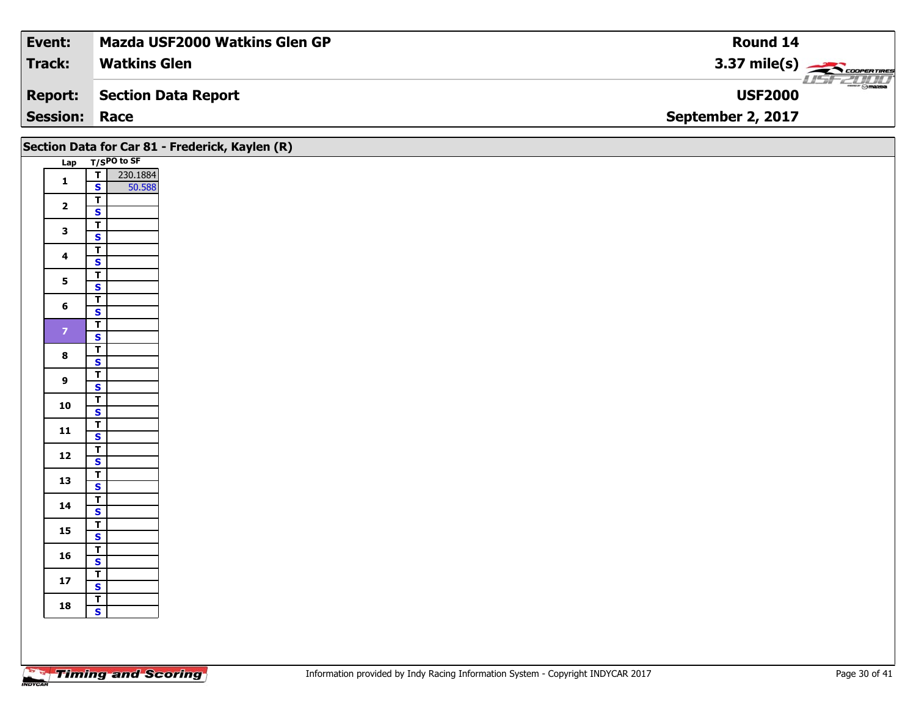| Event: | Mazda USF2000 Watkins Glen GP | Round 14 |
|---|---|---|
| Track: | Watkins Glen | 3.37 mile(s) |
| Report: | Section Data Report | USF2000 |
| Session: | Race | September 2, 2017 |

## Section Data for Car 81 - Frederick, Kaylen (R)

| Lap | T/S | PO to SF |
|---|---|---|
| 1 | T | 230.1884 |
| | S | 50.588 |
| 2 | T | |
| | S | |
| 3 | T | |
| | S | |
| 4 | T | |
| | S | |
| 5 | T | |
| | S | |
| 6 | T | |
| | S | |
| 7 | T | |
| | S | |
| 8 | T | |
| | S | |
| 9 | T | |
| | S | |
| 10 | T | |
| | S | |
| 11 | T | |
| | S | |
| 12 | T | |
| | S | |
| 13 | T | |
| | S | |
| 14 | T | |
| | S | |
| 15 | T | |
| | S | |
| 16 | T | |
| | S | |
| 17 | T | |
| | S | |
| 18 | T | |
| | S | |

Information provided by Indy Racing Information System - Copyright INDYCAR 2017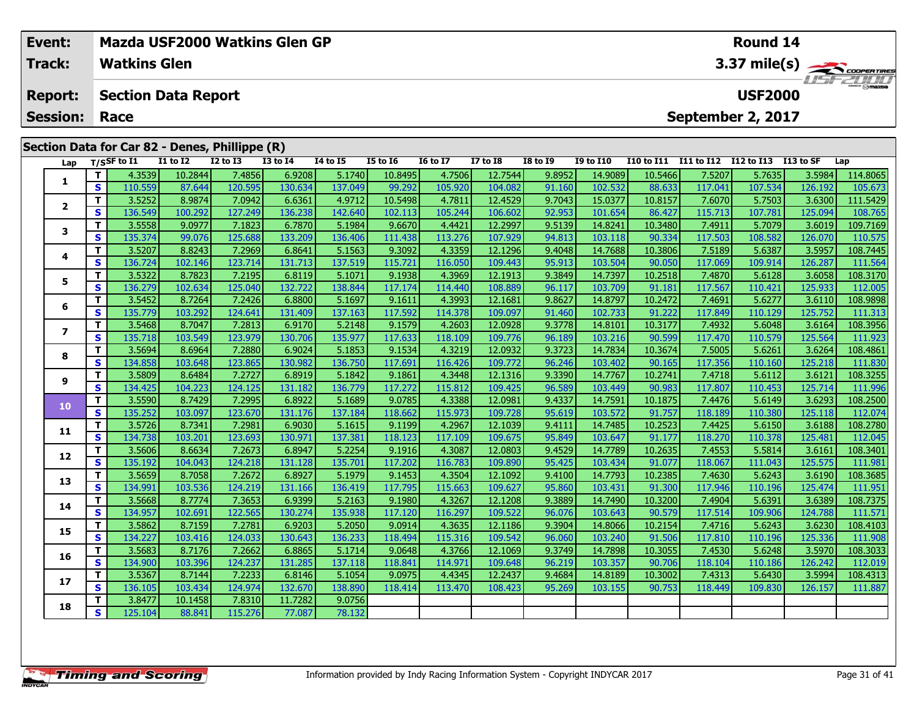| Event: | Mazda USF2000 Watkins Glen GP | Round 14 |
|---|---|---|
| Track: | Watkins Glen | 3.37 mile(s) |
| Report: | Section Data Report | USF2000 |
| Session: | Race | September 2, 2017 |

## Section Data for Car 82 - Denes, Phillippe (R)

| Lap | T/S | SF to I1 | I1 to I2 | I2 to I3 | I3 to I4 | I4 to I5 | I5 to I6 | I6 to I7 | I7 to I8 | I8 to I9 | I9 to I10 | I10 to I11 | I11 to I12 | I12 to I13 | I13 to SF | Lap |
|---|---|---|---|---|---|---|---|---|---|---|---|---|---|---|---|---|
| 1 | T | 4.3539 | 10.2844 | 7.4856 | 6.9208 | 5.1740 | 10.8495 | 4.7506 | 12.7544 | 9.8952 | 14.9089 | 10.5466 | 7.5207 | 5.7635 | 3.5984 | 114.8065 |
| | S | 110.559 | 87.644 | 120.595 | 130.634 | 137.049 | 99.292 | 105.920 | 104.082 | 91.160 | 102.532 | 88.633 | 117.041 | 107.534 | 126.192 | 105.673 |
| 2 | T | 3.5252 | 8.9874 | 7.0942 | 6.6361 | 4.9712 | 10.5498 | 4.7811 | 12.4529 | 9.7043 | 15.0377 | 10.8157 | 7.6070 | 5.7503 | 3.6300 | 111.5429 |
| | S | 136.549 | 100.292 | 127.249 | 136.238 | 142.640 | 102.113 | 105.244 | 106.602 | 92.953 | 101.654 | 86.427 | 115.713 | 107.781 | 125.094 | 108.765 |
| 3 | T | 3.5558 | 9.0977 | 7.1823 | 6.7870 | 5.1984 | 9.6670 | 4.4421 | 12.2997 | 9.5139 | 14.8241 | 10.3480 | 7.4911 | 5.7079 | 3.6019 | 109.7169 |
| | S | 135.374 | 99.076 | 125.688 | 133.209 | 136.406 | 111.438 | 113.276 | 107.929 | 94.813 | 103.118 | 90.334 | 117.503 | 108.582 | 126.070 | 110.575 |
| 4 | T | 3.5207 | 8.8243 | 7.2969 | 6.8641 | 5.1563 | 9.3092 | 4.3359 | 12.1296 | 9.4048 | 14.7688 | 10.3806 | 7.5189 | 5.6387 | 3.5957 | 108.7445 |
| | S | 136.724 | 102.146 | 123.714 | 131.713 | 137.519 | 115.721 | 116.050 | 109.443 | 95.913 | 103.504 | 90.050 | 117.069 | 109.914 | 126.287 | 111.564 |
| 5 | T | 3.5322 | 8.7823 | 7.2195 | 6.8119 | 5.1071 | 9.1938 | 4.3969 | 12.1913 | 9.3849 | 14.7397 | 10.2518 | 7.4870 | 5.6128 | 3.6058 | 108.3170 |
| | S | 136.279 | 102.634 | 125.040 | 132.722 | 138.844 | 117.174 | 114.440 | 108.889 | 96.117 | 103.709 | 91.181 | 117.567 | 110.421 | 125.933 | 112.005 |
| 6 | T | 3.5452 | 8.7264 | 7.2426 | 6.8800 | 5.1697 | 9.1611 | 4.3993 | 12.1681 | 9.8627 | 14.8797 | 10.2472 | 7.4691 | 5.6277 | 3.6110 | 108.9898 |
| | S | 135.779 | 103.292 | 124.641 | 131.409 | 137.163 | 117.592 | 114.378 | 109.097 | 91.460 | 102.733 | 91.222 | 117.849 | 110.129 | 125.752 | 111.313 |
| 7 | T | 3.5468 | 8.7047 | 7.2813 | 6.9170 | 5.2148 | 9.1579 | 4.2603 | 12.0928 | 9.3778 | 14.8101 | 10.3177 | 7.4932 | 5.6048 | 3.6164 | 108.3956 |
| | S | 135.718 | 103.549 | 123.979 | 130.706 | 135.977 | 117.633 | 118.109 | 109.776 | 96.189 | 103.216 | 90.599 | 117.470 | 110.579 | 125.564 | 111.923 |
| 8 | T | 3.5694 | 8.6964 | 7.2880 | 6.9024 | 5.1853 | 9.1534 | 4.3219 | 12.0932 | 9.3723 | 14.7834 | 10.3674 | 7.5005 | 5.6261 | 3.6264 | 108.4861 |
| | S | 134.858 | 103.648 | 123.865 | 130.982 | 136.750 | 117.691 | 116.426 | 109.772 | 96.246 | 103.402 | 90.165 | 117.356 | 110.160 | 125.218 | 111.830 |
| 9 | T | 3.5809 | 8.6484 | 7.2727 | 6.8919 | 5.1842 | 9.1861 | 4.3448 | 12.1316 | 9.3390 | 14.7767 | 10.2741 | 7.4718 | 5.6112 | 3.6121 | 108.3255 |
| | S | 134.425 | 104.223 | 124.125 | 131.182 | 136.779 | 117.272 | 115.812 | 109.425 | 96.589 | 103.449 | 90.983 | 117.807 | 110.453 | 125.714 | 111.996 |
| 10 | T | 3.5590 | 8.7429 | 7.2995 | 6.8922 | 5.1689 | 9.0785 | 4.3388 | 12.0981 | 9.4337 | 14.7591 | 10.1875 | 7.4476 | 5.6149 | 3.6293 | 108.2500 |
| | S | 135.252 | 103.097 | 123.670 | 131.176 | 137.184 | 118.662 | 115.973 | 109.728 | 95.619 | 103.572 | 91.757 | 118.189 | 110.380 | 125.118 | 112.074 |
| 11 | T | 3.5726 | 8.7341 | 7.2981 | 6.9030 | 5.1615 | 9.1199 | 4.2967 | 12.1039 | 9.4111 | 14.7485 | 10.2523 | 7.4425 | 5.6150 | 3.6188 | 108.2780 |
| | S | 134.738 | 103.201 | 123.693 | 130.971 | 137.381 | 118.123 | 117.109 | 109.675 | 95.849 | 103.647 | 91.177 | 118.270 | 110.378 | 125.481 | 112.045 |
| 12 | T | 3.5606 | 8.6634 | 7.2673 | 6.8947 | 5.2254 | 9.1916 | 4.3087 | 12.0803 | 9.4529 | 14.7789 | 10.2635 | 7.4553 | 5.5814 | 3.6161 | 108.3401 |
| | S | 135.192 | 104.043 | 124.218 | 131.128 | 135.701 | 117.202 | 116.783 | 109.890 | 95.425 | 103.434 | 91.077 | 118.067 | 111.043 | 125.575 | 111.981 |
| 13 | T | 3.5659 | 8.7058 | 7.2672 | 6.8927 | 5.1979 | 9.1453 | 4.3504 | 12.1092 | 9.4100 | 14.7793 | 10.2385 | 7.4630 | 5.6243 | 3.6190 | 108.3685 |
| | S | 134.991 | 103.536 | 124.219 | 131.166 | 136.419 | 117.795 | 115.663 | 109.627 | 95.860 | 103.431 | 91.300 | 117.946 | 110.196 | 125.474 | 111.951 |
| 14 | T | 3.5668 | 8.7774 | 7.3653 | 6.9399 | 5.2163 | 9.1980 | 4.3267 | 12.1208 | 9.3889 | 14.7490 | 10.3200 | 7.4904 | 5.6391 | 3.6389 | 108.7375 |
| | S | 134.957 | 102.691 | 122.565 | 130.274 | 135.938 | 117.120 | 116.297 | 109.522 | 96.076 | 103.643 | 90.579 | 117.514 | 109.906 | 124.788 | 111.571 |
| 15 | T | 3.5862 | 8.7159 | 7.2781 | 6.9203 | 5.2050 | 9.0914 | 4.3635 | 12.1186 | 9.3904 | 14.8066 | 10.2154 | 7.4716 | 5.6243 | 3.6230 | 108.4103 |
| | S | 134.227 | 103.416 | 124.033 | 130.643 | 136.233 | 118.494 | 115.316 | 109.542 | 96.060 | 103.240 | 91.506 | 117.810 | 110.196 | 125.336 | 111.908 |
| 16 | T | 3.5683 | 8.7176 | 7.2662 | 6.8865 | 5.1714 | 9.0648 | 4.3766 | 12.1069 | 9.3749 | 14.7898 | 10.3055 | 7.4530 | 5.6248 | 3.5970 | 108.3033 |
| | S | 134.900 | 103.396 | 124.237 | 131.285 | 137.118 | 118.841 | 114.971 | 109.648 | 96.219 | 103.357 | 90.706 | 118.104 | 110.186 | 126.242 | 112.019 |
| 17 | T | 3.5367 | 8.7144 | 7.2233 | 6.8146 | 5.1054 | 9.0975 | 4.4345 | 12.2437 | 9.4684 | 14.8189 | 10.3002 | 7.4313 | 5.6430 | 3.5994 | 108.4313 |
| | S | 136.105 | 103.434 | 124.974 | 132.670 | 138.890 | 118.414 | 113.470 | 108.423 | 95.269 | 103.155 | 90.753 | 118.449 | 109.830 | 126.157 | 111.887 |
| 18 | T | 3.8477 | 10.1458 | 7.8310 | 11.7282 | 9.0756 | | | | | | | | | | |
| | S | 125.104 | 88.841 | 115.276 | 77.087 | 78.132 | | | | | | | | | | |

Information provided by Indy Racing Information System - Copyright INDYCAR 2017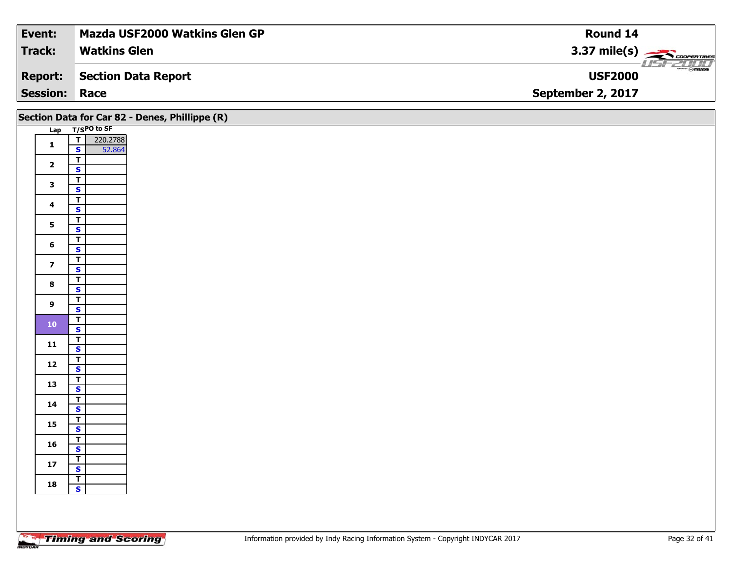| Event: | Mazda USF2000 Watkins Glen GP | Round 14 |
|---|---|---|
| Track: | Watkins Glen | 3.37 mile(s) |
| Report: | Section Data Report | USF2000 |
| Session: | Race | September 2, 2017 |

## Section Data for Car 82 - Denes, Phillippe (R)

| Lap | T/S | PO to SF |
|---|---|---|
| 1 | T | 220.2788 |
| | S | 52.864 |
| 2 | T | |
| | S | |
| 3 | T | |
| | S | |
| 4 | T | |
| | S | |
| 5 | T | |
| | S | |
| 6 | T | |
| | S | |
| 7 | T | |
| | S | |
| 8 | T | |
| | S | |
| 9 | T | |
| | S | |
| 10 | T | |
| | S | |
| 11 | T | |
| | S | |
| 12 | T | |
| | S | |
| 13 | T | |
| | S | |
| 14 | T | |
| | S | |
| 15 | T | |
| | S | |
| 16 | T | |
| | S | |
| 17 | T | |
| | S | |
| 18 | T | |
| | S | |

Information provided by Indy Racing Information System - Copyright INDYCAR 2017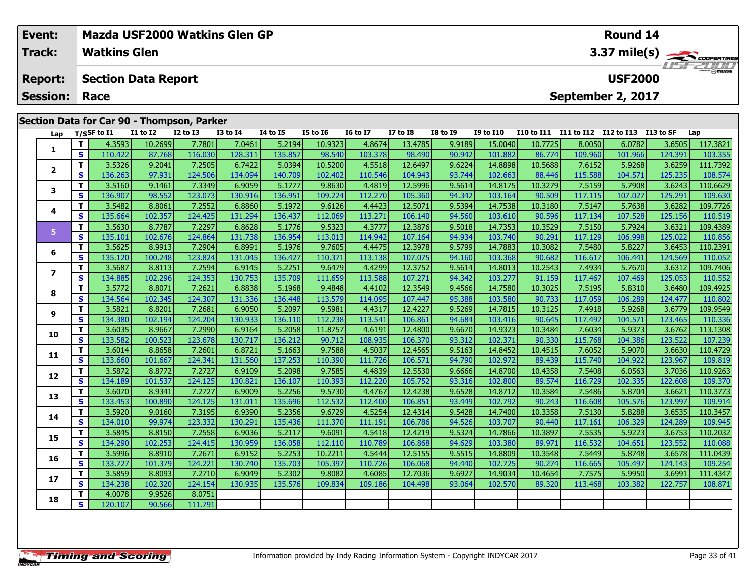| Event: | Mazda USF2000 Watkins Glen GP | Round 14 |
|---|---|---|
| Track: | Watkins Glen | 3.37 mile(s) |
| Report: | Section Data Report | USF2000 |
| Session: | Race | September 2, 2017 |

## Section Data for Car 90 - Thompson, Parker

| Lap | T/S | SF to I1 | I1 to I2 | I2 to I3 | I3 to I4 | I4 to I5 | I5 to I6 | I6 to I7 | I7 to I8 | I8 to I9 | I9 to I10 | I10 to I11 | I11 to I12 | I12 to I13 | I13 to SF | Lap |
|---|---|---|---|---|---|---|---|---|---|---|---|---|---|---|---|---|
| 1 | T | 4.3593 | 10.2699 | 7.7801 | 7.0461 | 5.2194 | 10.9323 | 4.8674 | 13.4785 | 9.9189 | 15.0040 | 10.7725 | 8.0050 | 6.0782 | 3.6505 | 117.3821 |
| | S | 110.422 | 87.768 | 116.030 | 128.311 | 135.857 | 98.540 | 103.378 | 98.490 | 90.942 | 101.882 | 86.774 | 109.960 | 101.966 | 124.391 | 103.355 |
| 2 | T | 3.5326 | 9.2041 | 7.2505 | 6.7422 | 5.0394 | 10.5200 | 4.5518 | 12.6497 | 9.6224 | 14.8898 | 10.5688 | 7.6152 | 5.9268 | 3.6259 | 111.7392 |
| | S | 136.263 | 97.931 | 124.506 | 134.094 | 140.709 | 102.402 | 110.546 | 104.943 | 93.744 | 102.663 | 88.446 | 115.588 | 104.571 | 125.235 | 108.574 |
| 3 | T | 3.5160 | 9.1461 | 7.3349 | 6.9059 | 5.1777 | 9.8630 | 4.4819 | 12.5996 | 9.5614 | 14.8175 | 10.3279 | 7.5159 | 5.7908 | 3.6243 | 110.6629 |
| | S | 136.907 | 98.552 | 123.073 | 130.916 | 136.951 | 109.224 | 112.270 | 105.360 | 94.342 | 103.164 | 90.509 | 117.115 | 107.027 | 125.291 | 109.630 |
| 4 | T | 3.5482 | 8.8061 | 7.2552 | 6.8860 | 5.1972 | 9.6126 | 4.4423 | 12.5071 | 9.5394 | 14.7538 | 10.3180 | 7.5147 | 5.7638 | 3.6282 | 109.7726 |
| | S | 135.664 | 102.357 | 124.425 | 131.294 | 136.437 | 112.069 | 113.271 | 106.140 | 94.560 | 103.610 | 90.596 | 117.134 | 107.528 | 125.156 | 110.519 |
| 5 | T | 3.5630 | 8.7787 | 7.2297 | 6.8628 | 5.1776 | 9.5323 | 4.3777 | 12.3876 | 9.5018 | 14.7353 | 10.3529 | 7.5150 | 5.7924 | 3.6321 | 109.4389 |
| | S | 135.101 | 102.676 | 124.864 | 131.738 | 136.954 | 113.013 | 114.942 | 107.164 | 94.934 | 103.740 | 90.291 | 117.129 | 106.998 | 125.022 | 110.856 |
| 6 | T | 3.5625 | 8.9913 | 7.2904 | 6.8991 | 5.1976 | 9.7605 | 4.4475 | 12.3978 | 9.5799 | 14.7883 | 10.3082 | 7.5480 | 5.8227 | 3.6453 | 110.2391 |
| | S | 135.120 | 100.248 | 123.824 | 131.045 | 136.427 | 110.371 | 113.138 | 107.075 | 94.160 | 103.368 | 90.682 | 116.617 | 106.441 | 124.569 | 110.052 |
| 7 | T | 3.5687 | 8.8113 | 7.2594 | 6.9145 | 5.2251 | 9.6479 | 4.4299 | 12.3752 | 9.5614 | 14.8013 | 10.2543 | 7.4934 | 5.7670 | 3.6312 | 109.7406 |
| | S | 134.885 | 102.296 | 124.353 | 130.753 | 135.709 | 111.659 | 113.588 | 107.271 | 94.342 | 103.277 | 91.159 | 117.467 | 107.469 | 125.053 | 110.552 |
| 8 | T | 3.5772 | 8.8071 | 7.2621 | 6.8838 | 5.1968 | 9.4848 | 4.4102 | 12.3549 | 9.4566 | 14.7580 | 10.3025 | 7.5195 | 5.8310 | 3.6480 | 109.4925 |
| | S | 134.564 | 102.345 | 124.307 | 131.336 | 136.448 | 113.579 | 114.095 | 107.447 | 95.388 | 103.580 | 90.733 | 117.059 | 106.289 | 124.477 | 110.802 |
| 9 | T | 3.5821 | 8.8201 | 7.2681 | 6.9050 | 5.2097 | 9.5981 | 4.4317 | 12.4227 | 9.5269 | 14.7815 | 10.3125 | 7.4918 | 5.9268 | 3.6779 | 109.9549 |
| | S | 134.380 | 102.194 | 124.204 | 130.933 | 136.110 | 112.238 | 113.541 | 106.861 | 94.684 | 103.416 | 90.645 | 117.492 | 104.571 | 123.465 | 110.336 |
| 10 | T | 3.6035 | 8.9667 | 7.2990 | 6.9164 | 5.2058 | 11.8757 | 4.6191 | 12.4800 | 9.6670 | 14.9323 | 10.3484 | 7.6034 | 5.9373 | 3.6762 | 113.1308 |
| | S | 133.582 | 100.523 | 123.678 | 130.717 | 136.212 | 90.712 | 108.935 | 106.370 | 93.312 | 102.371 | 90.330 | 115.768 | 104.386 | 123.522 | 107.239 |
| 11 | T | 3.6014 | 8.8658 | 7.2601 | 6.8721 | 5.1663 | 9.7588 | 4.5037 | 12.4565 | 9.5163 | 14.8452 | 10.4515 | 7.6052 | 5.9070 | 3.6630 | 110.4729 |
| | S | 133.660 | 101.667 | 124.341 | 131.560 | 137.253 | 110.390 | 111.726 | 106.571 | 94.790 | 102.972 | 89.439 | 115.740 | 104.922 | 123.967 | 109.819 |
| 12 | T | 3.5872 | 8.8772 | 7.2727 | 6.9109 | 5.2098 | 9.7585 | 4.4839 | 12.5530 | 9.6666 | 14.8700 | 10.4358 | 7.5408 | 6.0563 | 3.7036 | 110.9263 |
| | S | 134.189 | 101.537 | 124.125 | 130.821 | 136.107 | 110.393 | 112.220 | 105.752 | 93.316 | 102.800 | 89.574 | 116.729 | 102.335 | 122.608 | 109.370 |
| 13 | T | 3.6070 | 8.9341 | 7.2727 | 6.9009 | 5.2256 | 9.5730 | 4.4767 | 12.4238 | 9.6528 | 14.8712 | 10.3584 | 7.5486 | 5.8704 | 3.6621 | 110.3773 |
| | S | 133.453 | 100.890 | 124.125 | 131.011 | 135.696 | 112.532 | 112.400 | 106.851 | 93.449 | 102.792 | 90.243 | 116.608 | 105.576 | 123.997 | 109.914 |
| 14 | T | 3.5920 | 9.0160 | 7.3195 | 6.9390 | 5.2356 | 9.6729 | 4.5254 | 12.4314 | 9.5428 | 14.7400 | 10.3358 | 7.5130 | 5.8288 | 3.6535 | 110.3457 |
| | S | 134.010 | 99.974 | 123.332 | 130.291 | 135.436 | 111.370 | 111.191 | 106.786 | 94.526 | 103.707 | 90.440 | 117.161 | 106.329 | 124.289 | 109.945 |
| 15 | T | 3.5845 | 8.8150 | 7.2558 | 6.9036 | 5.2117 | 9.6091 | 4.5418 | 12.4219 | 9.5324 | 14.7866 | 10.3897 | 7.5535 | 5.9223 | 3.6753 | 110.2032 |
| | S | 134.290 | 102.253 | 124.415 | 130.959 | 136.058 | 112.110 | 110.789 | 106.868 | 94.629 | 103.380 | 89.971 | 116.532 | 104.651 | 123.552 | 110.088 |
| 16 | T | 3.5996 | 8.8910 | 7.2671 | 6.9152 | 5.2253 | 10.2211 | 4.5444 | 12.5155 | 9.5515 | 14.8809 | 10.3548 | 7.5449 | 5.8748 | 3.6578 | 111.0439 |
| | S | 133.727 | 101.379 | 124.221 | 130.740 | 135.703 | 105.397 | 110.726 | 106.068 | 94.440 | 102.725 | 90.274 | 116.665 | 105.497 | 124.143 | 109.254 |
| 17 | T | 3.5859 | 8.8093 | 7.2710 | 6.9049 | 5.2302 | 9.8082 | 4.6085 | 12.7036 | 9.6927 | 14.9034 | 10.4654 | 7.7575 | 5.9950 | 3.6991 | 111.4347 |
| | S | 134.238 | 102.320 | 124.154 | 130.935 | 135.576 | 109.834 | 109.186 | 104.498 | 93.064 | 102.570 | 89.320 | 113.468 | 103.382 | 122.757 | 108.871 |
| 18 | T | 4.0078 | 9.9526 | 8.0751 | | | | | | | | | | | | |
| | S | 120.107 | 90.566 | 111.791 | | | | | | | | | | | | |

Information provided by Indy Racing Information System - Copyright INDYCAR 2017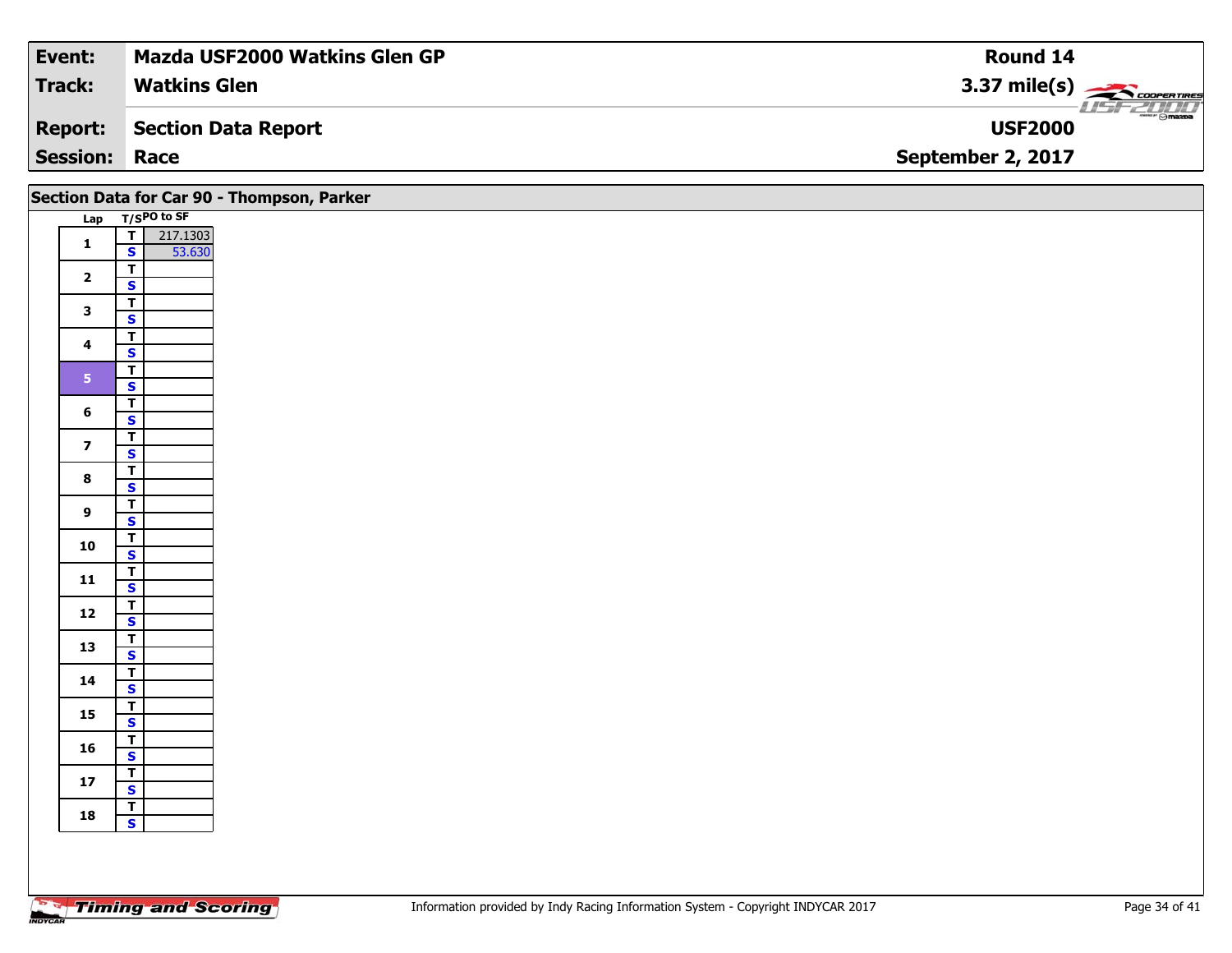| Event: | Mazda USF2000 Watkins Glen GP | Round 14 |
|---|---|---|
| Track: | Watkins Glen | 3.37 mile(s) |
| Report: | Section Data Report | USF2000 |
| Session: | Race | September 2, 2017 |

## Section Data for Car 90 - Thompson, Parker

| Lap | T/S | PO to SF |
|---|---|---|
| 1 | T | 217.1303 |
| | S | 53.630 |
| 2 | T | |
| | S | |
| 3 | T | |
| | S | |
| 4 | T | |
| | S | |
| 5 | T | |
| | S | |
| 6 | T | |
| | S | |
| 7 | T | |
| | S | |
| 8 | T | |
| | S | |
| 9 | T | |
| | S | |
| 10 | T | |
| | S | |
| 11 | T | |
| | S | |
| 12 | T | |
| | S | |
| 13 | T | |
| | S | |
| 14 | T | |
| | S | |
| 15 | T | |
| | S | |
| 16 | T | |
| | S | |
| 17 | T | |
| | S | |
| 18 | T | |
| | S | |

Information provided by Indy Racing Information System - Copyright INDYCAR 2017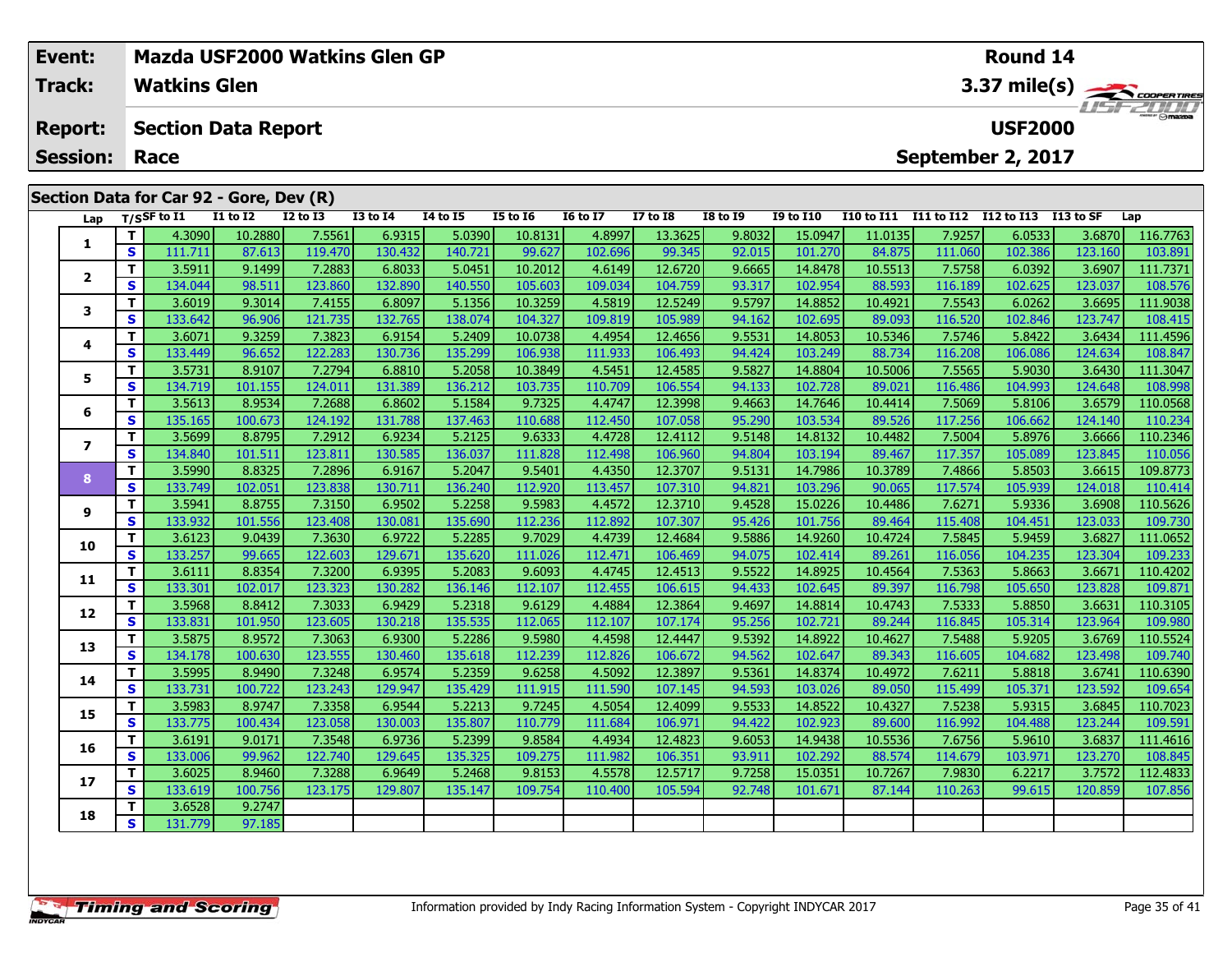| Event: | Mazda USF2000 Watkins Glen GP | Round 14 |
|---|---|---|
| Track: | Watkins Glen | 3.37 mile(s) |
| Report: | Section Data Report | USF2000 |
| Session: | Race | September 2, 2017 |

## Section Data for Car 92 - Gore, Dev (R)

| Lap | T/S | SF to I1 | I1 to I2 | I2 to I3 | I3 to I4 | I4 to I5 | I5 to I6 | I6 to I7 | I7 to I8 | I8 to I9 | I9 to I10 | I10 to I11 | I11 to I12 | I12 to I13 | I13 to SF | Lap |
|---|---|---|---|---|---|---|---|---|---|---|---|---|---|---|---|---|
| 1 | T | 4.3090 | 10.2880 | 7.5561 | 6.9315 | 5.0390 | 10.8131 | 4.8997 | 13.3625 | 9.8032 | 15.0947 | 11.0135 | 7.9257 | 6.0533 | 3.6870 | 116.7763 |
| | S | 111.711 | 87.613 | 119.470 | 130.432 | 140.721 | 99.627 | 102.696 | 99.345 | 92.015 | 101.270 | 84.875 | 111.060 | 102.386 | 123.160 | 103.891 |
| 2 | T | 3.5911 | 9.1499 | 7.2883 | 6.8033 | 5.0451 | 10.2012 | 4.6149 | 12.6720 | 9.6665 | 14.8478 | 10.5513 | 7.5758 | 6.0392 | 3.6907 | 111.7371 |
| | S | 134.044 | 98.511 | 123.860 | 132.890 | 140.550 | 105.603 | 109.034 | 104.759 | 93.317 | 102.954 | 88.593 | 116.189 | 102.625 | 123.037 | 108.576 |
| 3 | T | 3.6019 | 9.3014 | 7.4155 | 6.8097 | 5.1356 | 10.3259 | 4.5819 | 12.5249 | 9.5797 | 14.8852 | 10.4921 | 7.5543 | 6.0262 | 3.6695 | 111.9038 |
| | S | 133.642 | 96.906 | 121.735 | 132.765 | 138.074 | 104.327 | 109.819 | 105.989 | 94.162 | 102.695 | 89.093 | 116.520 | 102.846 | 123.747 | 108.415 |
| 4 | T | 3.6071 | 9.3259 | 7.3823 | 6.9154 | 5.2409 | 10.0738 | 4.4954 | 12.4656 | 9.5531 | 14.8053 | 10.5346 | 7.5746 | 5.8422 | 3.6434 | 111.4596 |
| | S | 133.449 | 96.652 | 122.283 | 130.736 | 135.299 | 106.938 | 111.933 | 106.493 | 94.424 | 103.249 | 88.734 | 116.208 | 106.086 | 124.634 | 108.847 |
| 5 | T | 3.5731 | 8.9107 | 7.2794 | 6.8810 | 5.2058 | 10.3849 | 4.5451 | 12.4585 | 9.5827 | 14.8804 | 10.5006 | 7.5565 | 5.9030 | 3.6430 | 111.3047 |
| | S | 134.719 | 101.155 | 124.011 | 131.389 | 136.212 | 103.735 | 110.709 | 106.554 | 94.133 | 102.728 | 89.021 | 116.486 | 104.993 | 124.648 | 108.998 |
| 6 | T | 3.5613 | 8.9534 | 7.2688 | 6.8602 | 5.1584 | 9.7325 | 4.4747 | 12.3998 | 9.4663 | 14.7646 | 10.4414 | 7.5069 | 5.8106 | 3.6579 | 110.0568 |
| | S | 135.165 | 100.673 | 124.192 | 131.788 | 137.463 | 110.688 | 112.450 | 107.058 | 95.290 | 103.534 | 89.526 | 117.256 | 106.662 | 124.140 | 110.234 |
| 7 | T | 3.5699 | 8.8795 | 7.2912 | 6.9234 | 5.2125 | 9.6333 | 4.4728 | 12.4112 | 9.5148 | 14.8132 | 10.4482 | 7.5004 | 5.8976 | 3.6666 | 110.2346 |
| | S | 134.840 | 101.511 | 123.811 | 130.585 | 136.037 | 111.828 | 112.498 | 106.960 | 94.804 | 103.194 | 89.467 | 117.357 | 105.089 | 123.845 | 110.056 |
| 8 | T | 3.5990 | 8.8325 | 7.2896 | 6.9167 | 5.2047 | 9.5401 | 4.4350 | 12.3707 | 9.5131 | 14.7986 | 10.3789 | 7.4866 | 5.8503 | 3.6615 | 109.8773 |
| | S | 133.749 | 102.051 | 123.838 | 130.711 | 136.240 | 112.920 | 113.457 | 107.310 | 94.821 | 103.296 | 90.065 | 117.574 | 105.939 | 124.018 | 110.414 |
| 9 | T | 3.5941 | 8.8755 | 7.3150 | 6.9502 | 5.2258 | 9.5983 | 4.4572 | 12.3710 | 9.4528 | 15.0226 | 10.4486 | 7.6271 | 5.9336 | 3.6908 | 110.5626 |
| | S | 133.932 | 101.556 | 123.408 | 130.081 | 135.690 | 112.236 | 112.892 | 107.307 | 95.426 | 101.756 | 89.464 | 115.408 | 104.451 | 123.033 | 109.730 |
| 10 | T | 3.6123 | 9.0439 | 7.3630 | 6.9722 | 5.2285 | 9.7029 | 4.4739 | 12.4684 | 9.5886 | 14.9260 | 10.4724 | 7.5845 | 5.9459 | 3.6827 | 111.0652 |
| | S | 133.257 | 99.665 | 122.603 | 129.671 | 135.620 | 111.026 | 112.471 | 106.469 | 94.075 | 102.414 | 89.261 | 116.056 | 104.235 | 123.304 | 109.233 |
| 11 | T | 3.6111 | 8.8354 | 7.3200 | 6.9395 | 5.2083 | 9.6093 | 4.4745 | 12.4513 | 9.5522 | 14.8925 | 10.4564 | 7.5363 | 5.8663 | 3.6671 | 110.4202 |
| | S | 133.301 | 102.017 | 123.323 | 130.282 | 136.146 | 112.107 | 112.455 | 106.615 | 94.433 | 102.645 | 89.397 | 116.798 | 105.650 | 123.828 | 109.871 |
| 12 | T | 3.5968 | 8.8412 | 7.3033 | 6.9429 | 5.2318 | 9.6129 | 4.4884 | 12.3864 | 9.4697 | 14.8814 | 10.4743 | 7.5333 | 5.8850 | 3.6631 | 110.3105 |
| | S | 133.831 | 101.950 | 123.605 | 130.218 | 135.535 | 112.065 | 112.107 | 107.174 | 95.256 | 102.721 | 89.244 | 116.845 | 105.314 | 123.964 | 109.980 |
| 13 | T | 3.5875 | 8.9572 | 7.3063 | 6.9300 | 5.2286 | 9.5980 | 4.4598 | 12.4447 | 9.5392 | 14.8922 | 10.4627 | 7.5488 | 5.9205 | 3.6769 | 110.5524 |
| | S | 134.178 | 100.630 | 123.555 | 130.460 | 135.618 | 112.239 | 112.826 | 106.672 | 94.562 | 102.647 | 89.343 | 116.605 | 104.682 | 123.498 | 109.740 |
| 14 | T | 3.5995 | 8.9490 | 7.3248 | 6.9574 | 5.2359 | 9.6258 | 4.5092 | 12.3897 | 9.5361 | 14.8374 | 10.4972 | 7.6211 | 5.8818 | 3.6741 | 110.6390 |
| | S | 133.731 | 100.722 | 123.243 | 129.947 | 135.429 | 111.915 | 111.590 | 107.145 | 94.593 | 103.026 | 89.050 | 115.499 | 105.371 | 123.592 | 109.654 |
| 15 | T | 3.5983 | 8.9747 | 7.3358 | 6.9544 | 5.2213 | 9.7245 | 4.5054 | 12.4099 | 9.5533 | 14.8522 | 10.4327 | 7.5238 | 5.9315 | 3.6845 | 110.7023 |
| | S | 133.775 | 100.434 | 123.058 | 130.003 | 135.807 | 110.779 | 111.684 | 106.971 | 94.422 | 102.923 | 89.600 | 116.992 | 104.488 | 123.244 | 109.591 |
| 16 | T | 3.6191 | 9.0171 | 7.3548 | 6.9736 | 5.2399 | 9.8584 | 4.4934 | 12.4823 | 9.6053 | 14.9438 | 10.5536 | 7.6756 | 5.9610 | 3.6837 | 111.4616 |
| | S | 133.006 | 99.962 | 122.740 | 129.645 | 135.325 | 109.275 | 111.982 | 106.351 | 93.911 | 102.292 | 88.574 | 114.679 | 103.971 | 123.270 | 108.845 |
| 17 | T | 3.6025 | 8.9460 | 7.3288 | 6.9649 | 5.2468 | 9.8153 | 4.5578 | 12.5717 | 9.7258 | 15.0351 | 10.7267 | 7.9830 | 6.2217 | 3.7572 | 112.4833 |
| | S | 133.619 | 100.756 | 123.175 | 129.807 | 135.147 | 109.754 | 110.400 | 105.594 | 92.748 | 101.671 | 87.144 | 110.263 | 99.615 | 120.859 | 107.856 |
| 18 | T | 3.6528 | 9.2747 | | | | | | | | | | | | | |
| | S | 131.779 | 97.185 | | | | | | | | | | | | | |

Information provided by Indy Racing Information System - Copyright INDYCAR 2017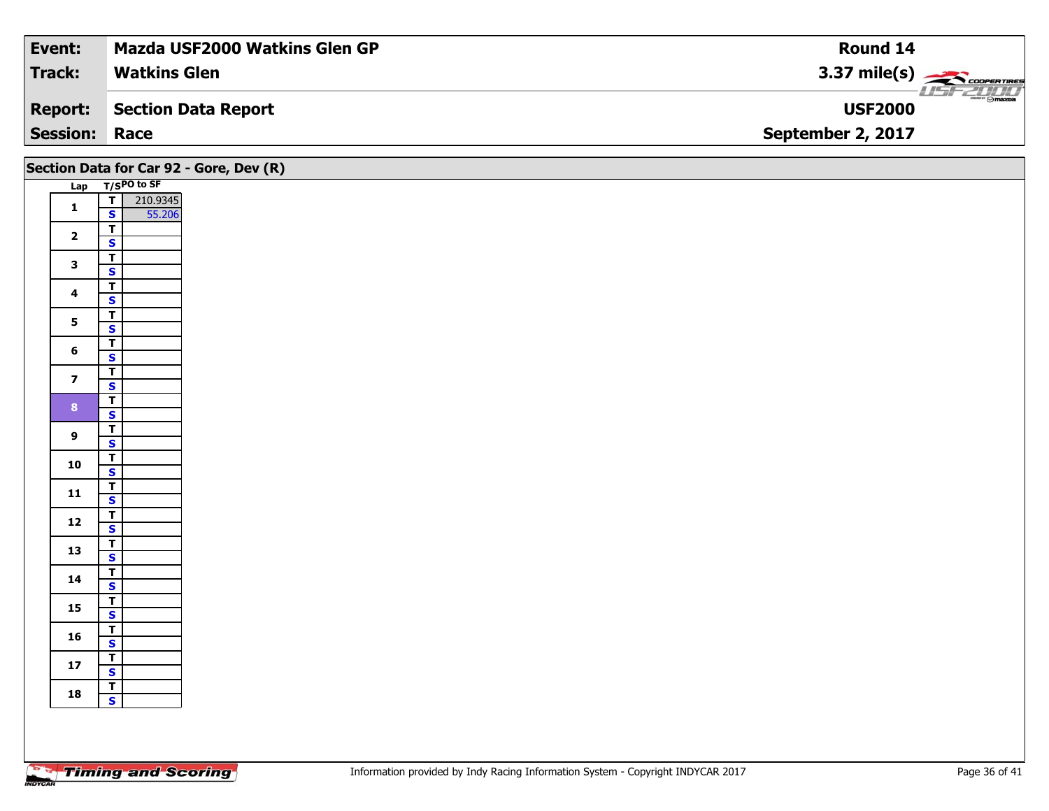| Event: | Mazda USF2000 Watkins Glen GP | Round 14 |
|---|---|---|
| Track: | Watkins Glen | 3.37 mile(s) |
| Report: | Section Data Report | USF2000 |
| Session: | Race | September 2, 2017 |

## Section Data for Car 92 - Gore, Dev (R)

| Lap | T/S | PO to SF |
|---|---|---|
| 1 | T | 210.9345 |
| | S | 55.206 |
| 2 | T | |
| | S | |
| 3 | T | |
| | S | |
| 4 | T | |
| | S | |
| 5 | T | |
| | S | |
| 6 | T | |
| | S | |
| 7 | T | |
| | S | |
| 8 | T | |
| | S | |
| 9 | T | |
| | S | |
| 10 | T | |
| | S | |
| 11 | T | |
| | S | |
| 12 | T | |
| | S | |
| 13 | T | |
| | S | |
| 14 | T | |
| | S | |
| 15 | T | |
| | S | |
| 16 | T | |
| | S | |
| 17 | T | |
| | S | |
| 18 | T | |
| | S | |

Information provided by Indy Racing Information System - Copyright INDYCAR 2017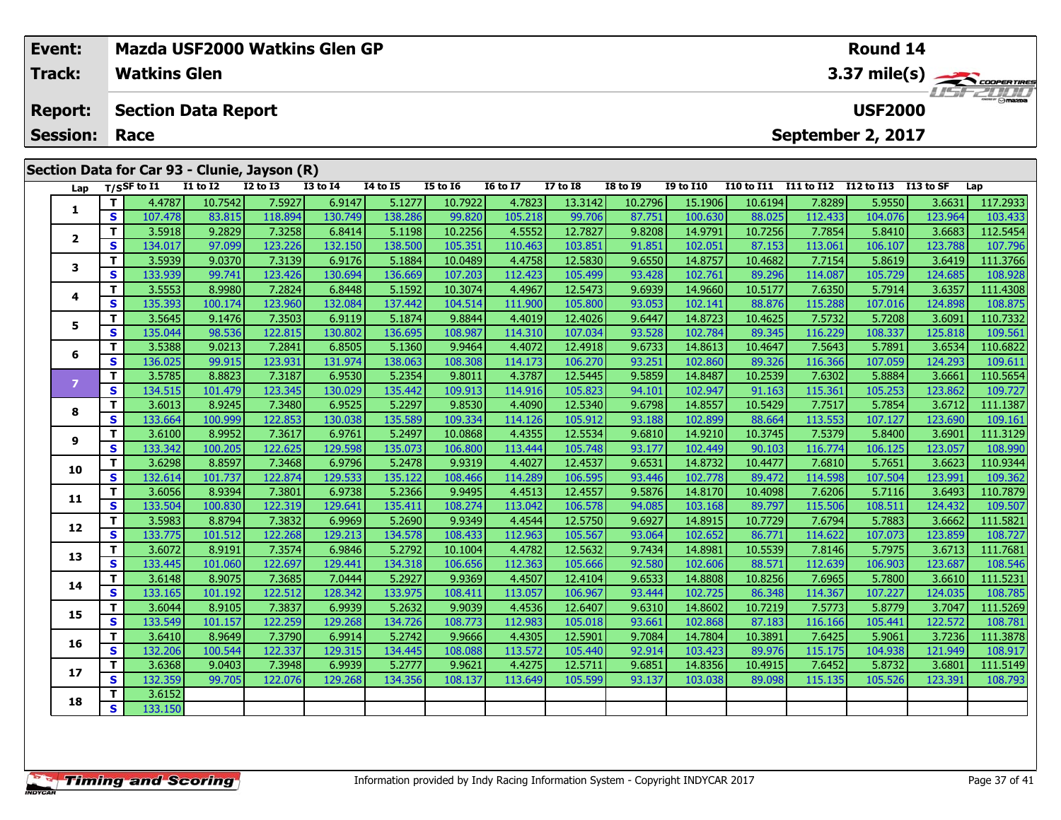| Event: | Mazda USF2000 Watkins Glen GP | Round 14 |
|---|---|---|
| Track: | Watkins Glen | 3.37 mile(s) |
| Report: | Section Data Report | USF2000 |
| Session: | Race | September 2, 2017 |

## Section Data for Car 93 - Clunie, Jayson (R)

| Lap | T/S | SF to I1 | I1 to I2 | I2 to I3 | I3 to I4 | I4 to I5 | I5 to I6 | I6 to I7 | I7 to I8 | I8 to I9 | I9 to I10 | I10 to I11 | I11 to I12 | I12 to I13 | I13 to SF | Lap |
|---|---|---|---|---|---|---|---|---|---|---|---|---|---|---|---|---|
| 1 | T | 4.4787 | 10.7542 | 7.5927 | 6.9147 | 5.1277 | 10.7922 | 4.7823 | 13.3142 | 10.2796 | 15.1906 | 10.6194 | 7.8289 | 5.9550 | 3.6631 | 117.2933 |
| | S | 107.478 | 83.815 | 118.894 | 130.749 | 138.286 | 99.820 | 105.218 | 99.706 | 87.751 | 100.630 | 88.025 | 112.433 | 104.076 | 123.964 | 103.433 |
| 2 | T | 3.5918 | 9.2829 | 7.3258 | 6.8414 | 5.1198 | 10.2256 | 4.5552 | 12.7827 | 9.8208 | 14.9791 | 10.7256 | 7.7854 | 5.8410 | 3.6683 | 112.5454 |
| | S | 134.017 | 97.099 | 123.226 | 132.150 | 138.500 | 105.351 | 110.463 | 103.851 | 91.851 | 102.051 | 87.153 | 113.061 | 106.107 | 123.788 | 107.796 |
| 3 | T | 3.5939 | 9.0370 | 7.3139 | 6.9176 | 5.1884 | 10.0489 | 4.4758 | 12.5830 | 9.6550 | 14.8757 | 10.4682 | 7.7154 | 5.8619 | 3.6419 | 111.3766 |
| | S | 133.939 | 99.741 | 123.426 | 130.694 | 136.669 | 107.203 | 112.423 | 105.499 | 93.428 | 102.761 | 89.296 | 114.087 | 105.729 | 124.685 | 108.928 |
| 4 | T | 3.5553 | 8.9980 | 7.2824 | 6.8448 | 5.1592 | 10.3074 | 4.4967 | 12.5473 | 9.6939 | 14.9660 | 10.5177 | 7.6350 | 5.7914 | 3.6357 | 111.4308 |
| | S | 135.393 | 100.174 | 123.960 | 132.084 | 137.442 | 104.514 | 111.900 | 105.800 | 93.053 | 102.141 | 88.876 | 115.288 | 107.016 | 124.898 | 108.875 |
| 5 | T | 3.5645 | 9.1476 | 7.3503 | 6.9119 | 5.1874 | 9.8844 | 4.4019 | 12.4026 | 9.6447 | 14.8723 | 10.4625 | 7.5732 | 5.7208 | 3.6091 | 110.7332 |
| | S | 135.044 | 98.536 | 122.815 | 130.802 | 136.695 | 108.987 | 114.310 | 107.034 | 93.528 | 102.784 | 89.345 | 116.229 | 108.337 | 125.818 | 109.561 |
| 6 | T | 3.5388 | 9.0213 | 7.2841 | 6.8505 | 5.1360 | 9.9464 | 4.4072 | 12.4918 | 9.6733 | 14.8613 | 10.4647 | 7.5643 | 5.7891 | 3.6534 | 110.6822 |
| | S | 136.025 | 99.915 | 123.931 | 131.974 | 138.063 | 108.308 | 114.173 | 106.270 | 93.251 | 102.860 | 89.326 | 116.366 | 107.059 | 124.293 | 109.611 |
| 7 | T | 3.5785 | 8.8823 | 7.3187 | 6.9530 | 5.2354 | 9.8011 | 4.3787 | 12.5445 | 9.5859 | 14.8487 | 10.2539 | 7.6302 | 5.8884 | 3.6661 | 110.5654 |
| | S | 134.515 | 101.479 | 123.345 | 130.029 | 135.442 | 109.913 | 114.916 | 105.823 | 94.101 | 102.947 | 91.163 | 115.361 | 105.253 | 123.862 | 109.727 |
| 8 | T | 3.6013 | 8.9245 | 7.3480 | 6.9525 | 5.2297 | 9.8530 | 4.4090 | 12.5340 | 9.6798 | 14.8557 | 10.5429 | 7.7517 | 5.7854 | 3.6712 | 111.1387 |
| | S | 133.664 | 100.999 | 122.853 | 130.038 | 135.589 | 109.334 | 114.126 | 105.912 | 93.188 | 102.899 | 88.664 | 113.553 | 107.127 | 123.690 | 109.161 |
| 9 | T | 3.6100 | 8.9952 | 7.3617 | 6.9761 | 5.2497 | 10.0868 | 4.4355 | 12.5534 | 9.6810 | 14.9210 | 10.3745 | 7.5379 | 5.8400 | 3.6901 | 111.3129 |
| | S | 133.342 | 100.205 | 122.625 | 129.598 | 135.073 | 106.800 | 113.444 | 105.748 | 93.177 | 102.449 | 90.103 | 116.774 | 106.125 | 123.057 | 108.990 |
| 10 | T | 3.6298 | 8.8597 | 7.3468 | 6.9796 | 5.2478 | 9.9319 | 4.4027 | 12.4537 | 9.6531 | 14.8732 | 10.4477 | 7.6810 | 5.7651 | 3.6623 | 110.9344 |
| | S | 132.614 | 101.737 | 122.874 | 129.533 | 135.122 | 108.466 | 114.289 | 106.595 | 93.446 | 102.778 | 89.472 | 114.598 | 107.504 | 123.991 | 109.362 |
| 11 | T | 3.6056 | 8.9394 | 7.3801 | 6.9738 | 5.2366 | 9.9495 | 4.4513 | 12.4557 | 9.5876 | 14.8170 | 10.4098 | 7.6206 | 5.7116 | 3.6493 | 110.7879 |
| | S | 133.504 | 100.830 | 122.319 | 129.641 | 135.411 | 108.274 | 113.042 | 106.578 | 94.085 | 103.168 | 89.797 | 115.506 | 108.511 | 124.432 | 109.507 |
| 12 | T | 3.5983 | 8.8794 | 7.3832 | 6.9969 | 5.2690 | 9.9349 | 4.4544 | 12.5750 | 9.6927 | 14.8915 | 10.7729 | 7.6794 | 5.7883 | 3.6662 | 111.5821 |
| | S | 133.775 | 101.512 | 122.268 | 129.213 | 134.578 | 108.433 | 112.963 | 105.567 | 93.064 | 102.652 | 86.771 | 114.622 | 107.073 | 123.859 | 108.727 |
| 13 | T | 3.6072 | 8.9191 | 7.3574 | 6.9846 | 5.2792 | 10.1004 | 4.4782 | 12.5632 | 9.7434 | 14.8981 | 10.5539 | 7.8146 | 5.7975 | 3.6713 | 111.7681 |
| | S | 133.445 | 101.060 | 122.697 | 129.441 | 134.318 | 106.656 | 112.363 | 105.666 | 92.580 | 102.606 | 88.571 | 112.639 | 106.903 | 123.687 | 108.546 |
| 14 | T | 3.6148 | 8.9075 | 7.3685 | 7.0444 | 5.2927 | 9.9369 | 4.4507 | 12.4104 | 9.6533 | 14.8808 | 10.8256 | 7.6965 | 5.7800 | 3.6610 | 111.5231 |
| | S | 133.165 | 101.192 | 122.512 | 128.342 | 133.975 | 108.411 | 113.057 | 106.967 | 93.444 | 102.725 | 86.348 | 114.367 | 107.227 | 124.035 | 108.785 |
| 15 | T | 3.6044 | 8.9105 | 7.3837 | 6.9939 | 5.2632 | 9.9039 | 4.4536 | 12.6407 | 9.6310 | 14.8602 | 10.7219 | 7.5773 | 5.8779 | 3.7047 | 111.5269 |
| | S | 133.549 | 101.157 | 122.259 | 129.268 | 134.726 | 108.773 | 112.983 | 105.018 | 93.661 | 102.868 | 87.183 | 116.166 | 105.441 | 122.572 | 108.781 |
| 16 | T | 3.6410 | 8.9649 | 7.3790 | 6.9914 | 5.2742 | 9.9666 | 4.4305 | 12.5901 | 9.7084 | 14.7804 | 10.3891 | 7.6425 | 5.9061 | 3.7236 | 111.3878 |
| | S | 132.206 | 100.544 | 122.337 | 129.315 | 134.445 | 108.088 | 113.572 | 105.440 | 92.914 | 103.423 | 89.976 | 115.175 | 104.938 | 121.949 | 108.917 |
| 17 | T | 3.6368 | 9.0403 | 7.3948 | 6.9939 | 5.2777 | 9.9621 | 4.4275 | 12.5711 | 9.6851 | 14.8356 | 10.4915 | 7.6452 | 5.8732 | 3.6801 | 111.5149 |
| | S | 132.359 | 99.705 | 122.076 | 129.268 | 134.356 | 108.137 | 113.649 | 105.599 | 93.137 | 103.038 | 89.098 | 115.135 | 105.526 | 123.391 | 108.793 |
| 18 | T | 3.6152 | | | | | | | | | | | | | | |
| | S | 133.150 | | | | | | | | | | | | | | |

Information provided by Indy Racing Information System - Copyright INDYCAR 2017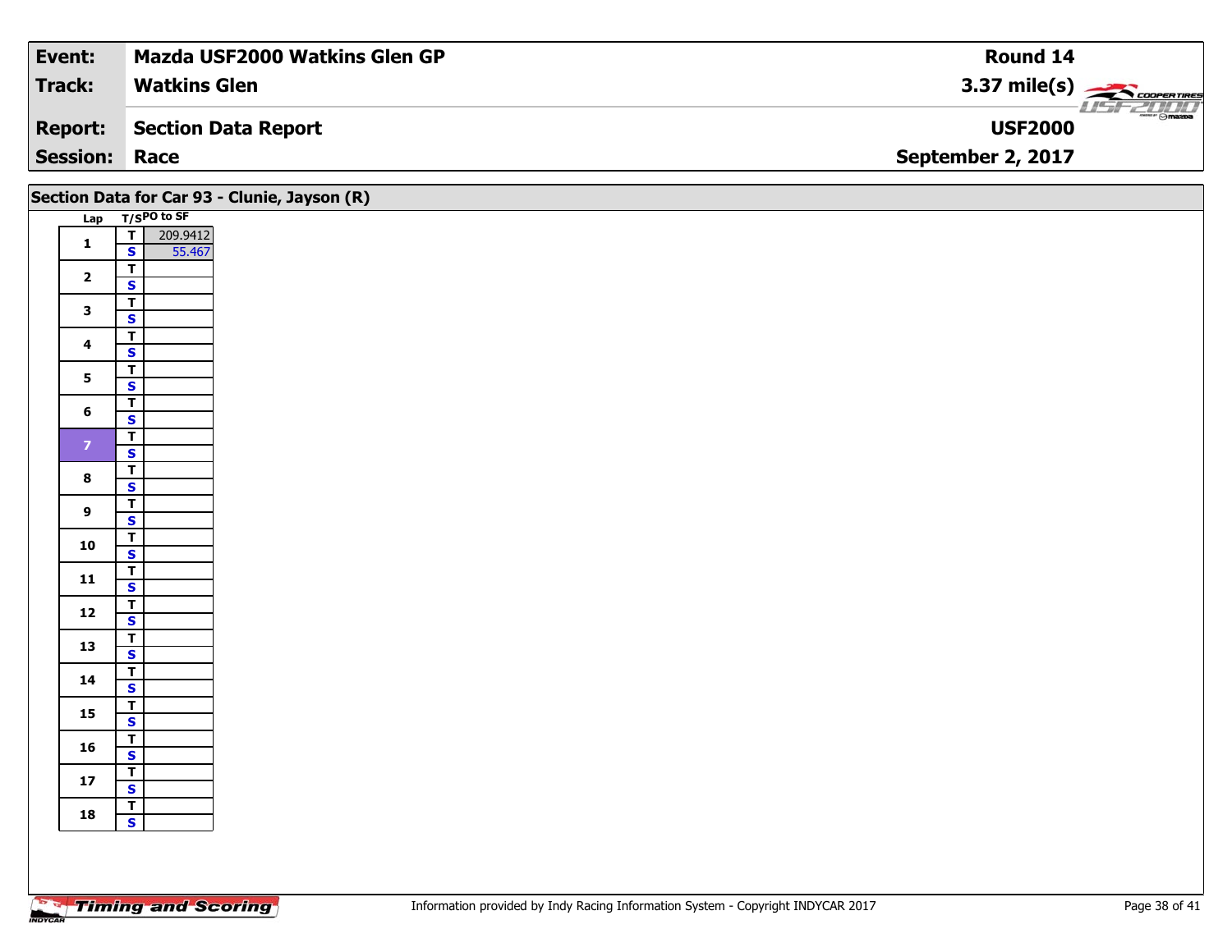| Event: | Mazda USF2000 Watkins Glen GP | Round 14 |
|---|---|---|
| Track: | Watkins Glen | 3.37 mile(s) |
| Report: | Section Data Report | USF2000 |
| Session: | Race | September 2, 2017 |

## Section Data for Car 93 - Clunie, Jayson (R)

| Lap | T/S | PO to SF |
|---|---|---|
| 1 | T | 209.9412 |
| | S | 55.467 |
| 2 | T | |
| | S | |
| 3 | T | |
| | S | |
| 4 | T | |
| | S | |
| 5 | T | |
| | S | |
| 6 | T | |
| | S | |
| 7 | T | |
| | S | |
| 8 | T | |
| | S | |
| 9 | T | |
| | S | |
| 10 | T | |
| | S | |
| 11 | T | |
| | S | |
| 12 | T | |
| | S | |
| 13 | T | |
| | S | |
| 14 | T | |
| | S | |
| 15 | T | |
| | S | |
| 16 | T | |
| | S | |
| 17 | T | |
| | S | |
| 18 | T | |
| | S | |

Information provided by Indy Racing Information System - Copyright INDYCAR 2017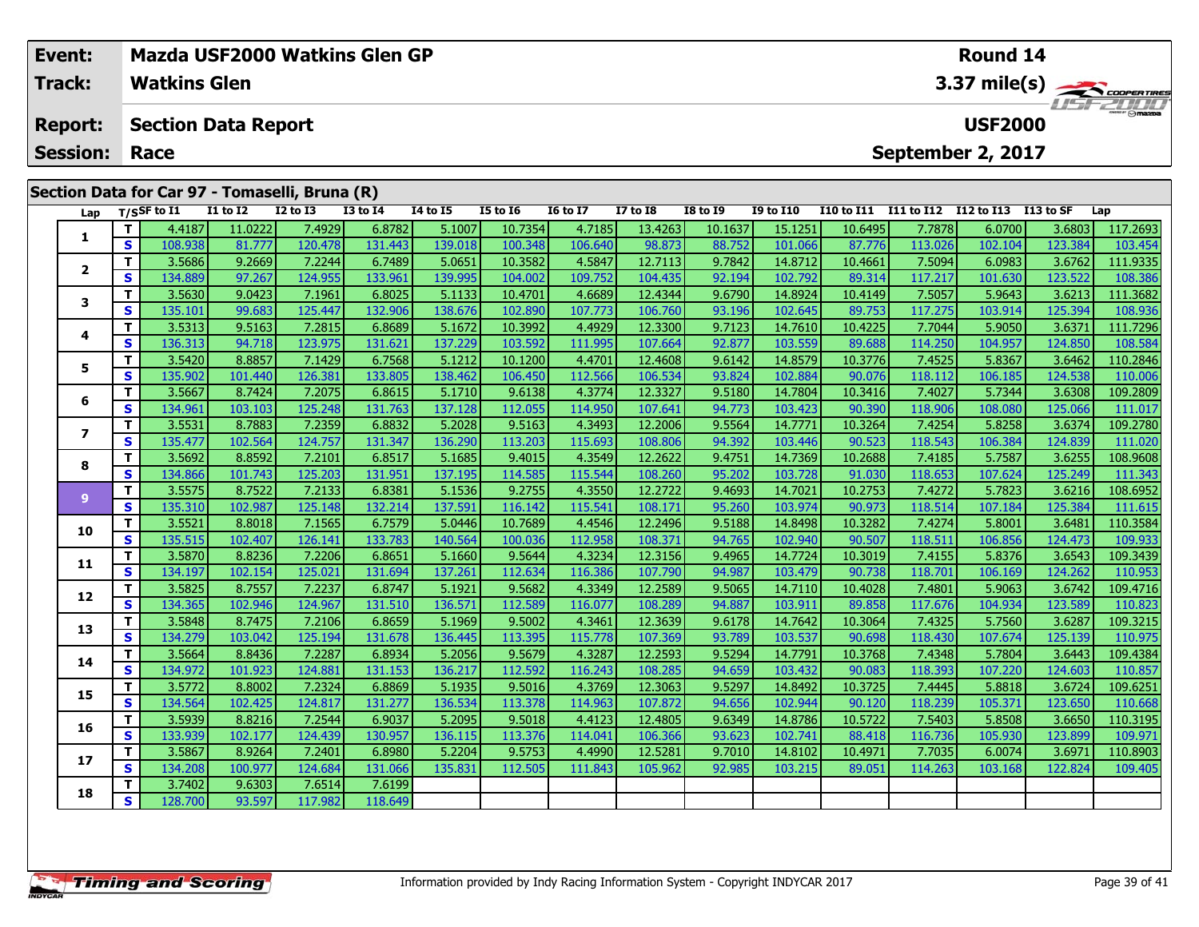| Event: | Mazda USF2000 Watkins Glen GP | Round 14 |
|---|---|---|
| Track: | Watkins Glen | 3.37 mile(s) |
| Report: | Section Data Report | USF2000 |
| Session: | Race | September 2, 2017 |

## Section Data for Car 97 - Tomaselli, Bruna (R)

| Lap | T/S | SF to I1 | I1 to I2 | I2 to I3 | I3 to I4 | I4 to I5 | I5 to I6 | I6 to I7 | I7 to I8 | I8 to I9 | I9 to I10 | I10 to I11 | I11 to I12 | I12 to I13 | I13 to SF | Lap |
|---|---|---|---|---|---|---|---|---|---|---|---|---|---|---|---|---|
| 1 | T | 4.4187 | 11.0222 | 7.4929 | 6.8782 | 5.1007 | 10.7354 | 4.7185 | 13.4263 | 10.1637 | 15.1251 | 10.6495 | 7.7878 | 6.0700 | 3.6803 | 117.2693 |
| | S | 108.938 | 81.777 | 120.478 | 131.443 | 139.018 | 100.348 | 106.640 | 98.873 | 88.752 | 101.066 | 87.776 | 113.026 | 102.104 | 123.384 | 103.454 |
| 2 | T | 3.5686 | 9.2669 | 7.2244 | 6.7489 | 5.0651 | 10.3582 | 4.5847 | 12.7113 | 9.7842 | 14.8712 | 10.4661 | 7.5094 | 6.0983 | 3.6762 | 111.9335 |
| | S | 134.889 | 97.267 | 124.955 | 133.961 | 139.995 | 104.002 | 109.752 | 104.435 | 92.194 | 102.792 | 89.314 | 117.217 | 101.630 | 123.522 | 108.386 |
| 3 | T | 3.5630 | 9.0423 | 7.1961 | 6.8025 | 5.1133 | 10.4701 | 4.6689 | 12.4344 | 9.6790 | 14.8924 | 10.4149 | 7.5057 | 5.9643 | 3.6213 | 111.3682 |
| | S | 135.101 | 99.683 | 125.447 | 132.906 | 138.676 | 102.890 | 107.773 | 106.760 | 93.196 | 102.645 | 89.753 | 117.275 | 103.914 | 125.394 | 108.936 |
| 4 | T | 3.5313 | 9.5163 | 7.2815 | 6.8689 | 5.1672 | 10.3992 | 4.4929 | 12.3300 | 9.7123 | 14.7610 | 10.4225 | 7.7044 | 5.9050 | 3.6371 | 111.7296 |
| | S | 136.313 | 94.718 | 123.975 | 131.621 | 137.229 | 103.592 | 111.995 | 107.664 | 92.877 | 103.559 | 89.688 | 114.250 | 104.957 | 124.850 | 108.584 |
| 5 | T | 3.5420 | 8.8857 | 7.1429 | 6.7568 | 5.1212 | 10.1200 | 4.4701 | 12.4608 | 9.6142 | 14.8579 | 10.3776 | 7.4525 | 5.8367 | 3.6462 | 110.2846 |
| | S | 135.902 | 101.440 | 126.381 | 133.805 | 138.462 | 106.450 | 112.566 | 106.534 | 93.824 | 102.884 | 90.076 | 118.112 | 106.185 | 124.538 | 110.006 |
| 6 | T | 3.5667 | 8.7424 | 7.2075 | 6.8615 | 5.1710 | 9.6138 | 4.3774 | 12.3327 | 9.5180 | 14.7804 | 10.3416 | 7.4027 | 5.7344 | 3.6308 | 109.2809 |
| | S | 134.961 | 103.103 | 125.248 | 131.763 | 137.128 | 112.055 | 114.950 | 107.641 | 94.773 | 103.423 | 90.390 | 118.906 | 108.080 | 125.066 | 111.017 |
| 7 | T | 3.5531 | 8.7883 | 7.2359 | 6.8832 | 5.2028 | 9.5163 | 4.3493 | 12.2006 | 9.5564 | 14.7771 | 10.3264 | 7.4254 | 5.8258 | 3.6374 | 109.2780 |
| | S | 135.477 | 102.564 | 124.757 | 131.347 | 136.290 | 113.203 | 115.693 | 108.806 | 94.392 | 103.446 | 90.523 | 118.543 | 106.384 | 124.839 | 111.020 |
| 8 | T | 3.5692 | 8.8592 | 7.2101 | 6.8517 | 5.1685 | 9.4015 | 4.3549 | 12.2622 | 9.4751 | 14.7369 | 10.2688 | 7.4185 | 5.7587 | 3.6255 | 108.9608 |
| | S | 134.866 | 101.743 | 125.203 | 131.951 | 137.195 | 114.585 | 115.544 | 108.260 | 95.202 | 103.728 | 91.030 | 118.653 | 107.624 | 125.249 | 111.343 |
| 9 | T | 3.5575 | 8.7522 | 7.2133 | 6.8381 | 5.1536 | 9.2755 | 4.3550 | 12.2722 | 9.4693 | 14.7021 | 10.2753 | 7.4272 | 5.7823 | 3.6216 | 108.6952 |
| | S | 135.310 | 102.987 | 125.148 | 132.214 | 137.591 | 116.142 | 115.541 | 108.171 | 95.260 | 103.974 | 90.973 | 118.514 | 107.184 | 125.384 | 111.615 |
| 10 | T | 3.5521 | 8.8018 | 7.1565 | 6.7579 | 5.0446 | 10.7689 | 4.4546 | 12.2496 | 9.5188 | 14.8498 | 10.3282 | 7.4274 | 5.8001 | 3.6481 | 110.3584 |
| | S | 135.515 | 102.407 | 126.141 | 133.783 | 140.564 | 100.036 | 112.958 | 108.371 | 94.765 | 102.940 | 90.507 | 118.511 | 106.856 | 124.473 | 109.933 |
| 11 | T | 3.5870 | 8.8236 | 7.2206 | 6.8651 | 5.1660 | 9.5644 | 4.3234 | 12.3156 | 9.4965 | 14.7724 | 10.3019 | 7.4155 | 5.8376 | 3.6543 | 109.3439 |
| | S | 134.197 | 102.154 | 125.021 | 131.694 | 137.261 | 112.634 | 116.386 | 107.790 | 94.987 | 103.479 | 90.738 | 118.701 | 106.169 | 124.262 | 110.953 |
| 12 | T | 3.5825 | 8.7557 | 7.2237 | 6.8747 | 5.1921 | 9.5682 | 4.3349 | 12.2589 | 9.5065 | 14.7110 | 10.4028 | 7.4801 | 5.9063 | 3.6742 | 109.4716 |
| | S | 134.365 | 102.946 | 124.967 | 131.510 | 136.571 | 112.589 | 116.077 | 108.289 | 94.887 | 103.911 | 89.858 | 117.676 | 104.934 | 123.589 | 110.823 |
| 13 | T | 3.5848 | 8.7475 | 7.2106 | 6.8659 | 5.1969 | 9.5002 | 4.3461 | 12.3639 | 9.6178 | 14.7642 | 10.3064 | 7.4325 | 5.7560 | 3.6287 | 109.3215 |
| | S | 134.279 | 103.042 | 125.194 | 131.678 | 136.445 | 113.395 | 115.778 | 107.369 | 93.789 | 103.537 | 90.698 | 118.430 | 107.674 | 125.139 | 110.975 |
| 14 | T | 3.5664 | 8.8436 | 7.2287 | 6.8934 | 5.2056 | 9.5679 | 4.3287 | 12.2593 | 9.5294 | 14.7791 | 10.3768 | 7.4348 | 5.7804 | 3.6443 | 109.4384 |
| | S | 134.972 | 101.923 | 124.881 | 131.153 | 136.217 | 112.592 | 116.243 | 108.285 | 94.659 | 103.432 | 90.083 | 118.393 | 107.220 | 124.603 | 110.857 |
| 15 | T | 3.5772 | 8.8002 | 7.2324 | 6.8869 | 5.1935 | 9.5016 | 4.3769 | 12.3063 | 9.5297 | 14.8492 | 10.3725 | 7.4445 | 5.8818 | 3.6724 | 109.6251 |
| | S | 134.564 | 102.425 | 124.817 | 131.277 | 136.534 | 113.378 | 114.963 | 107.872 | 94.656 | 102.944 | 90.120 | 118.239 | 105.371 | 123.650 | 110.668 |
| 16 | T | 3.5939 | 8.8216 | 7.2544 | 6.9037 | 5.2095 | 9.5018 | 4.4123 | 12.4805 | 9.6349 | 14.8786 | 10.5722 | 7.5403 | 5.8508 | 3.6650 | 110.3195 |
| | S | 133.939 | 102.177 | 124.439 | 130.957 | 136.115 | 113.376 | 114.041 | 106.366 | 93.623 | 102.741 | 88.418 | 116.736 | 105.930 | 123.899 | 109.971 |
| 17 | T | 3.5867 | 8.9264 | 7.2401 | 6.8980 | 5.2204 | 9.5753 | 4.4990 | 12.5281 | 9.7010 | 14.8102 | 10.4971 | 7.7035 | 6.0074 | 3.6971 | 110.8903 |
| | S | 134.208 | 100.977 | 124.684 | 131.066 | 135.831 | 112.505 | 111.843 | 105.962 | 92.985 | 103.215 | 89.051 | 114.263 | 103.168 | 122.824 | 109.405 |
| 18 | T | 3.7402 | 9.6303 | 7.6514 | 7.6199 | | | | | | | | | | | |
| | S | 128.700 | 93.597 | 117.982 | 118.649 | | | | | | | | | | | |

Information provided by Indy Racing Information System - Copyright INDYCAR 2017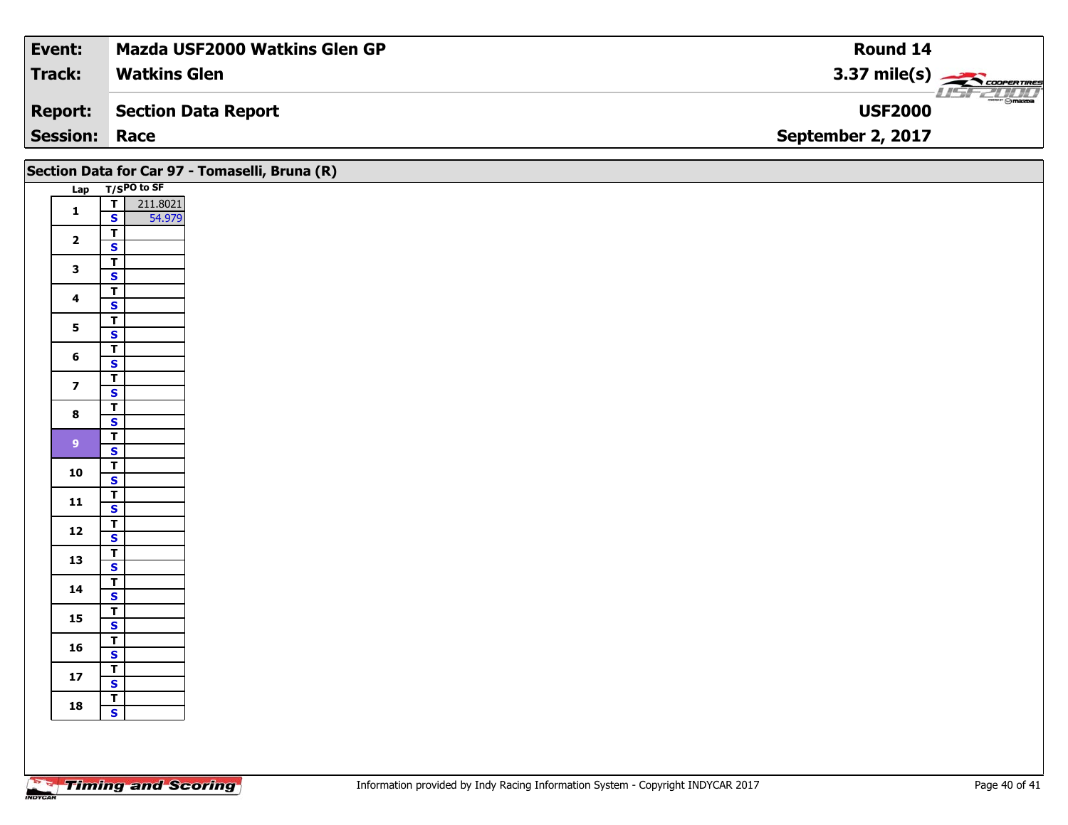| Event: | Mazda USF2000 Watkins Glen GP | Round 14 |
|---|---|---|
| Track: | Watkins Glen | 3.37 mile(s) |
| Report: | Section Data Report | USF2000 |
| Session: | Race | September 2, 2017 |

## Section Data for Car 97 - Tomaselli, Bruna (R)

| Lap | T/S | PO to SF |
|---|---|---|
| 1 | T | 211.8021 |
| | S | 54.979 |
| 2 | T | |
| | S | |
| 3 | T | |
| | S | |
| 4 | T | |
| | S | |
| 5 | T | |
| | S | |
| 6 | T | |
| | S | |
| 7 | T | |
| | S | |
| 8 | T | |
| | S | |
| 9 | T | |
| | S | |
| 10 | T | |
| | S | |
| 11 | T | |
| | S | |
| 12 | T | |
| | S | |
| 13 | T | |
| | S | |
| 14 | T | |
| | S | |
| 15 | T | |
| | S | |
| 16 | T | |
| | S | |
| 17 | T | |
| | S | |
| 18 | T | |
| | S | |

Information provided by Indy Racing Information System - Copyright INDYCAR 2017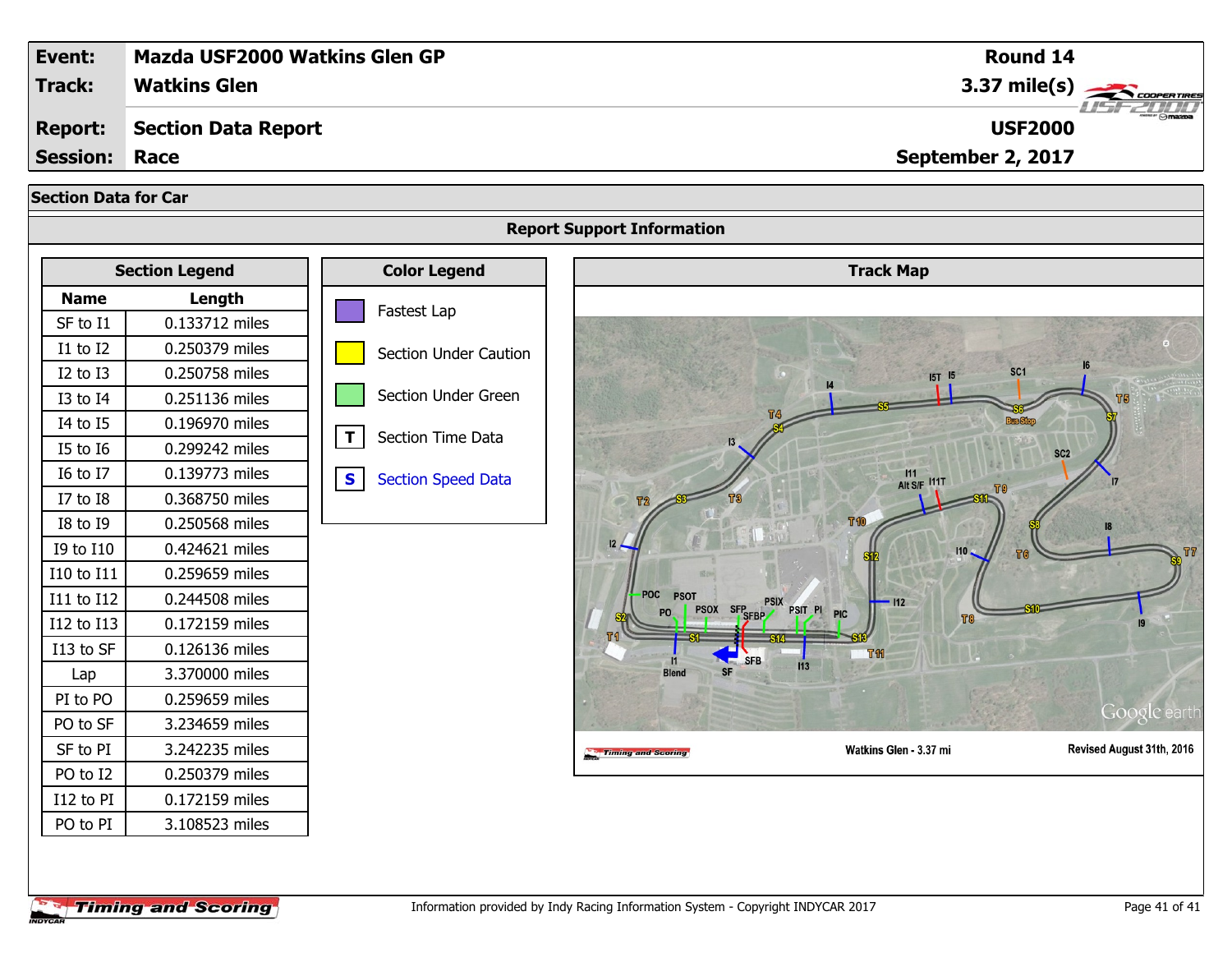| | | | |
|---|---|---|---|
| **Event:** | **Mazda USF2000 Watkins Glen GP** | **Round 14** | |
| **Track:** | **Watkins Glen** | **3.37 mile(s)** | |
| **Report:** | **Section Data Report** | **USF2000** | |
| **Session:** | **Race** | **September 2, 2017** | |

## Section Data for Car

### Report Support Information

**Section Legend**

| Name | Length |
|---|---|
| SF to I1 | 0.133712 miles |
| I1 to I2 | 0.250379 miles |
| I2 to I3 | 0.250758 miles |
| I3 to I4 | 0.251136 miles |
| I4 to I5 | 0.196970 miles |
| I5 to I6 | 0.299242 miles |
| I6 to I7 | 0.139773 miles |
| I7 to I8 | 0.368750 miles |
| I8 to I9 | 0.250568 miles |
| I9 to I10 | 0.424621 miles |
| I10 to I11 | 0.259659 miles |
| I11 to I12 | 0.244508 miles |
| I12 to I13 | 0.172159 miles |
| I13 to SF | 0.126136 miles |
| Lap | 3.370000 miles |
| PI to PO | 0.259659 miles |
| PO to SF | 3.234659 miles |
| SF to PI | 3.242235 miles |
| PO to I2 | 0.250379 miles |
| I12 to PI | 0.172159 miles |
| PO to PI | 3.108523 miles |

**Color Legend**

- Fastest Lap
- Section Under Caution
- Section Under Green
- T — Section Time Data
- S — Section Speed Data

**Track Map**

I6, I5T, I5, SC1, I4, T5, T4, S5, S6, Bus Stop, S4, S7, I3, SC2, I11, Alt S/F, I11T, T9, I7, T2, S3, T3, S11, T10, S8, I8, I2, I10, T6, T7, S12, S9, POC, PSOT, PSIX, I12, S10, PO, PSOX, SFP, SFBP, PSIT, PI, PIC, T8, I9, S2, T1, S1, S14, S13, T11, SFB, I1, Blend, SF, I13

Watkins Glen - 3.37 mi

Revised August 31th, 2016

Information provided by Indy Racing Information System - Copyright INDYCAR 2017